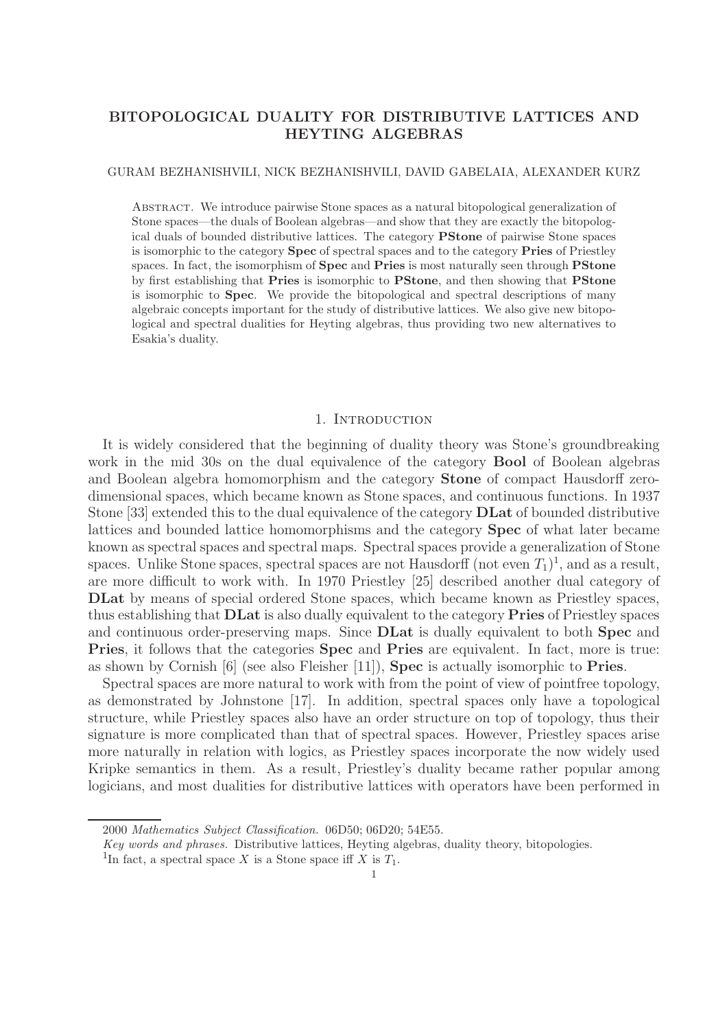# BITOPOLOGICAL DUALITY FOR DISTRIBUTIVE LATTICES AND HEYTING ALGEBRAS

GURAM BEZHANISHVILI, NICK BEZHANISHVILI, DAVID GABELAIA, ALEXANDER KURZ

Abstract. We introduce pairwise Stone spaces as a natural bitopological generalization of Stone spaces—the duals of Boolean algebras—and show that they are exactly the bitopological duals of bounded distributive lattices. The category **PStone** of pairwise Stone spaces is isomorphic to the category **Spec** of spectral spaces and to the category **Pries** of Priestley spaces. In fact, the isomorphism of **Spec** and **Pries** is most naturally seen through **PStone** by first establishing that **Pries** is isomorphic to **PStone**, and then showing that **PStone** is isomorphic to **Spec**. We provide the bitopological and spectral descriptions of many algebraic concepts important for the study of distributive lattices. We also give new bitopological and spectral dualities for Heyting algebras, thus providing two new alternatives to Esakia's duality.

## 1. Introduction

It is widely considered that the beginning of duality theory was Stone's groundbreaking work in the mid 30s on the dual equivalence of the category **Bool** of Boolean algebras and Boolean algebra homomorphism and the category **Stone** of compact Hausdorff zero-dimensional spaces, which became known as Stone spaces, and continuous functions. In 1937 Stone [33] extended this to the dual equivalence of the category **DLat** of bounded distributive lattices and bounded lattice homomorphisms and the category **Spec** of what later became known as spectral spaces and spectral maps. Spectral spaces provide a generalization of Stone spaces. Unlike Stone spaces, spectral spaces are not Hausdorff (not even $T_1$)[1], and as a result, are more difficult to work with. In 1970 Priestley [25] described another dual category of **DLat** by means of special ordered Stone spaces, which became known as Priestley spaces, thus establishing that **DLat** is also dually equivalent to the category **Pries** of Priestley spaces and continuous order-preserving maps. Since **DLat** is dually equivalent to both **Spec** and **Pries**, it follows that the categories **Spec** and **Pries** are equivalent. In fact, more is true: as shown by Cornish [6] (see also Fleisher [11]), **Spec** is actually isomorphic to **Pries**.

Spectral spaces are more natural to work with from the point of view of pointfree topology, as demonstrated by Johnstone [17]. In addition, spectral spaces only have a topological structure, while Priestley spaces also have an order structure on top of topology, thus their signature is more complicated than that of spectral spaces. However, Priestley spaces arise more naturally in relation with logics, as Priestley spaces incorporate the now widely used Kripke semantics in them. As a result, Priestley's duality became rather popular among logicians, and most dualities for distributive lattices with operators have been performed in

---

2000 *Mathematics Subject Classification.* 06D50; 06D20; 54E55.

*Key words and phrases.* Distributive lattices, Heyting algebras, duality theory, bitopologies.

[1] In fact, a spectral space $X$ is a Stone space iff $X$ is $T_1$.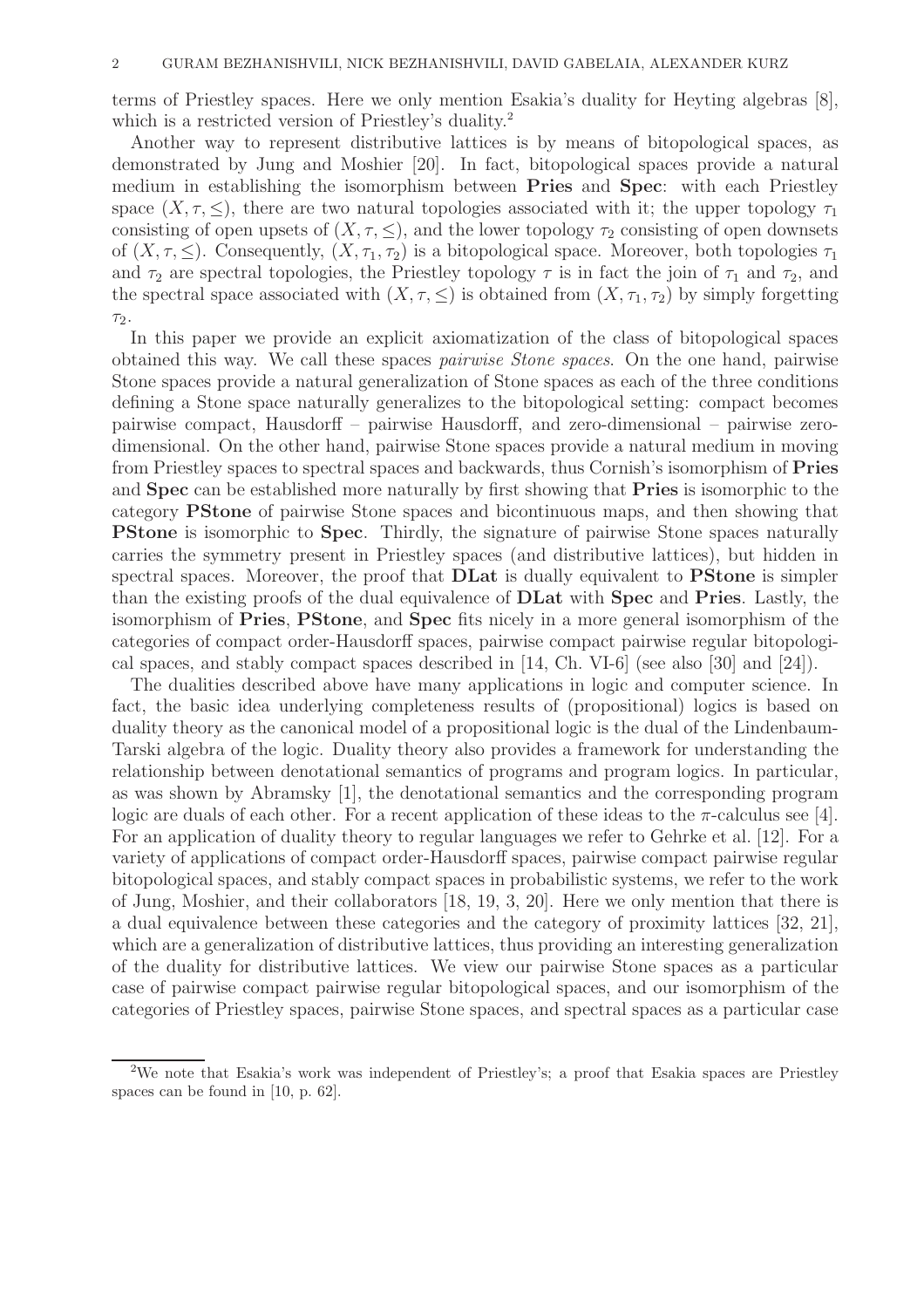terms of Priestley spaces. Here we only mention Esakia's duality for Heyting algebras [8], which is a restricted version of Priestley's duality.[2]

Another way to represent distributive lattices is by means of bitopological spaces, as demonstrated by Jung and Moshier [20]. In fact, bitopological spaces provide a natural medium in establishing the isomorphism between **Pries** and **Spec**: with each Priestley space $(X, \tau, \leq)$, there are two natural topologies associated with it; the upper topology $\tau_1$ consisting of open upsets of $(X, \tau, \leq)$, and the lower topology $\tau_2$ consisting of open downsets of $(X, \tau, \leq)$. Consequently, $(X, \tau_1, \tau_2)$ is a bitopological space. Moreover, both topologies $\tau_1$ and $\tau_2$ are spectral topologies, the Priestley topology $\tau$ is in fact the join of $\tau_1$ and $\tau_2$, and the spectral space associated with $(X, \tau, \leq)$ is obtained from $(X, \tau_1, \tau_2)$ by simply forgetting $\tau_2$.

In this paper we provide an explicit axiomatization of the class of bitopological spaces obtained this way. We call these spaces *pairwise Stone spaces*. On the one hand, pairwise Stone spaces provide a natural generalization of Stone spaces as each of the three conditions defining a Stone space naturally generalizes to the bitopological setting: compact becomes pairwise compact, Hausdorff – pairwise Hausdorff, and zero-dimensional – pairwise zero-dimensional. On the other hand, pairwise Stone spaces provide a natural medium in moving from Priestley spaces to spectral spaces and backwards, thus Cornish's isomorphism of **Pries** and **Spec** can be established more naturally by first showing that **Pries** is isomorphic to the category **PStone** of pairwise Stone spaces and bicontinuous maps, and then showing that **PStone** is isomorphic to **Spec**. Thirdly, the signature of pairwise Stone spaces naturally carries the symmetry present in Priestley spaces (and distributive lattices), but hidden in spectral spaces. Moreover, the proof that **DLat** is dually equivalent to **PStone** is simpler than the existing proofs of the dual equivalence of **DLat** with **Spec** and **Pries**. Lastly, the isomorphism of **Pries**, **PStone**, and **Spec** fits nicely in a more general isomorphism of the categories of compact order-Hausdorff spaces, pairwise compact pairwise regular bitopological spaces, and stably compact spaces described in [14, Ch. VI-6] (see also [30] and [24]).

The dualities described above have many applications in logic and computer science. In fact, the basic idea underlying completeness results of (propositional) logics is based on duality theory as the canonical model of a propositional logic is the dual of the Lindenbaum-Tarski algebra of the logic. Duality theory also provides a framework for understanding the relationship between denotational semantics of programs and program logics. In particular, as was shown by Abramsky [1], the denotational semantics and the corresponding program logic are duals of each other. For a recent application of these ideas to the $\pi$-calculus see [4]. For an application of duality theory to regular languages we refer to Gehrke et al. [12]. For a variety of applications of compact order-Hausdorff spaces, pairwise compact pairwise regular bitopological spaces, and stably compact spaces in probabilistic systems, we refer to the work of Jung, Moshier, and their collaborators [18, 19, 3, 20]. Here we only mention that there is a dual equivalence between these categories and the category of proximity lattices [32, 21], which are a generalization of distributive lattices, thus providing an interesting generalization of the duality for distributive lattices. We view our pairwise Stone spaces as a particular case of pairwise compact pairwise regular bitopological spaces, and our isomorphism of the categories of Priestley spaces, pairwise Stone spaces, and spectral spaces as a particular case

[2] We note that Esakia's work was independent of Priestley's; a proof that Esakia spaces are Priestley spaces can be found in [10, p. 62].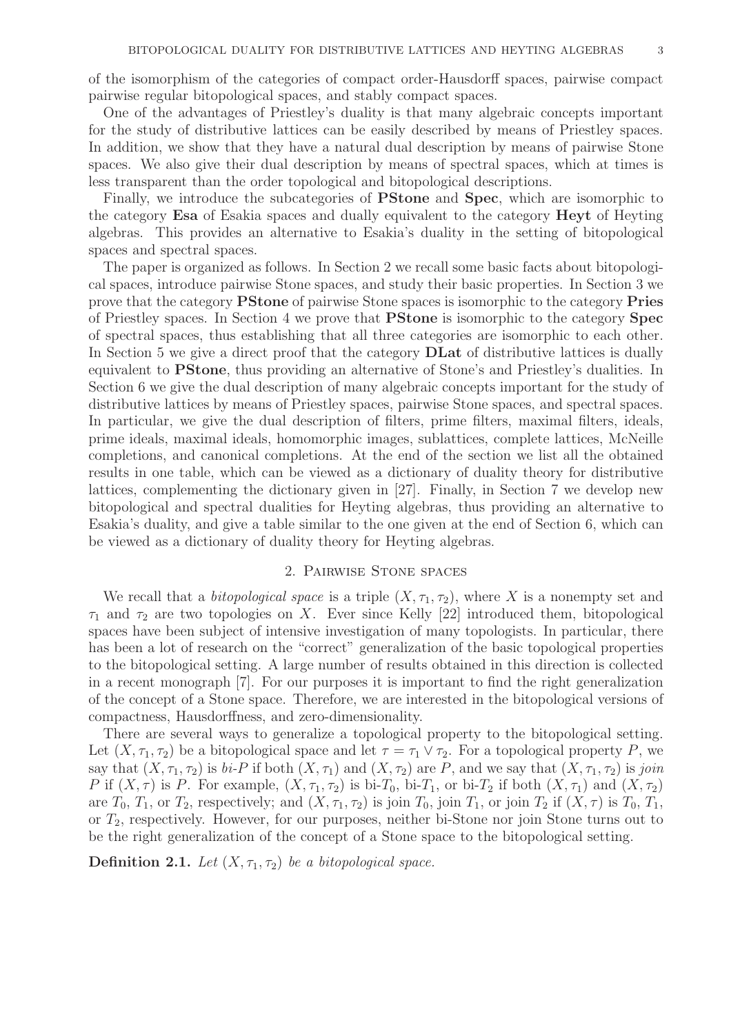of the isomorphism of the categories of compact order-Hausdorff spaces, pairwise compact pairwise regular bitopological spaces, and stably compact spaces.

One of the advantages of Priestley's duality is that many algebraic concepts important for the study of distributive lattices can be easily described by means of Priestley spaces. In addition, we show that they have a natural dual description by means of pairwise Stone spaces. We also give their dual description by means of spectral spaces, which at times is less transparent than the order topological and bitopological descriptions.

Finally, we introduce the subcategories of **PStone** and **Spec**, which are isomorphic to the category **Esa** of Esakia spaces and dually equivalent to the category **Heyt** of Heyting algebras. This provides an alternative to Esakia's duality in the setting of bitopological spaces and spectral spaces.

The paper is organized as follows. In Section 2 we recall some basic facts about bitopological spaces, introduce pairwise Stone spaces, and study their basic properties. In Section 3 we prove that the category **PStone** of pairwise Stone spaces is isomorphic to the category **Pries** of Priestley spaces. In Section 4 we prove that **PStone** is isomorphic to the category **Spec** of spectral spaces, thus establishing that all three categories are isomorphic to each other. In Section 5 we give a direct proof that the category **DLat** of distributive lattices is dually equivalent to **PStone**, thus providing an alternative of Stone's and Priestley's dualities. In Section 6 we give the dual description of many algebraic concepts important for the study of distributive lattices by means of Priestley spaces, pairwise Stone spaces, and spectral spaces. In particular, we give the dual description of filters, prime filters, maximal filters, ideals, prime ideals, maximal ideals, homomorphic images, sublattices, complete lattices, McNeille completions, and canonical completions. At the end of the section we list all the obtained results in one table, which can be viewed as a dictionary of duality theory for distributive lattices, complementing the dictionary given in [27]. Finally, in Section 7 we develop new bitopological and spectral dualities for Heyting algebras, thus providing an alternative to Esakia's duality, and give a table similar to the one given at the end of Section 6, which can be viewed as a dictionary of duality theory for Heyting algebras.

## 2. Pairwise Stone spaces

We recall that a *bitopological space* is a triple $(X, \tau_1, \tau_2)$, where $X$ is a nonempty set and $\tau_1$ and $\tau_2$ are two topologies on $X$. Ever since Kelly [22] introduced them, bitopological spaces have been subject of intensive investigation of many topologists. In particular, there has been a lot of research on the "correct" generalization of the basic topological properties to the bitopological setting. A large number of results obtained in this direction is collected in a recent monograph [7]. For our purposes it is important to find the right generalization of the concept of a Stone space. Therefore, we are interested in the bitopological versions of compactness, Hausdorffness, and zero-dimensionality.

There are several ways to generalize a topological property to the bitopological setting. Let $(X, \tau_1, \tau_2)$ be a bitopological space and let $\tau = \tau_1 \vee \tau_2$. For a topological property $P$, we say that $(X, \tau_1, \tau_2)$ is *bi-P* if both $(X, \tau_1)$ and $(X, \tau_2)$ are $P$, and we say that $(X, \tau_1, \tau_2)$ is *join P* if $(X, \tau)$ is $P$. For example, $(X, \tau_1, \tau_2)$ is bi-$T_0$, bi-$T_1$, or bi-$T_2$ if both $(X, \tau_1)$ and $(X, \tau_2)$ are $T_0$, $T_1$, or $T_2$, respectively; and $(X, \tau_1, \tau_2)$ is join $T_0$, join $T_1$, or join $T_2$ if $(X, \tau)$ is $T_0$, $T_1$, or $T_2$, respectively. However, for our purposes, neither bi-Stone nor join Stone turns out to be the right generalization of the concept of a Stone space to the bitopological setting.

**Definition 2.1.** *Let $(X, \tau_1, \tau_2)$ be a bitopological space.*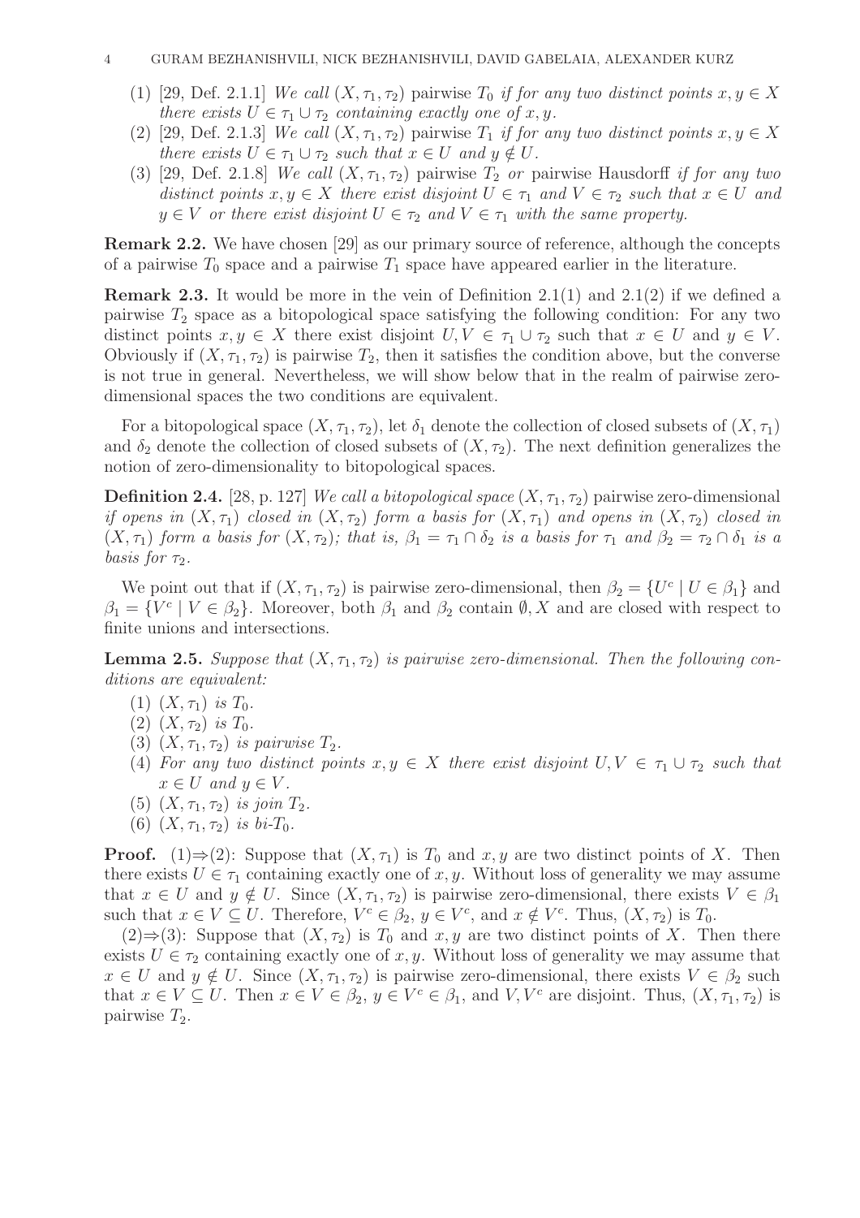(1) [29, Def. 2.1.1] *We call* $(X, \tau_1, \tau_2)$ pairwise $T_0$ *if for any two distinct points* $x, y \in X$ *there exists* $U \in \tau_1 \cup \tau_2$ *containing exactly one of* $x, y$.

(2) [29, Def. 2.1.3] *We call* $(X, \tau_1, \tau_2)$ pairwise $T_1$ *if for any two distinct points* $x, y \in X$ *there exists* $U \in \tau_1 \cup \tau_2$ *such that* $x \in U$ *and* $y \notin U$.

(3) [29, Def. 2.1.8] *We call* $(X, \tau_1, \tau_2)$ pairwise $T_2$ *or* pairwise Hausdorff *if for any two distinct points* $x, y \in X$ *there exist disjoint* $U \in \tau_1$ *and* $V \in \tau_2$ *such that* $x \in U$ *and* $y \in V$ *or there exist disjoint* $U \in \tau_2$ *and* $V \in \tau_1$ *with the same property.*

**Remark 2.2.** We have chosen [29] as our primary source of reference, although the concepts of a pairwise $T_0$ space and a pairwise $T_1$ space have appeared earlier in the literature.

**Remark 2.3.** It would be more in the vein of Definition 2.1(1) and 2.1(2) if we defined a pairwise $T_2$ space as a bitopological space satisfying the following condition: For any two distinct points $x, y \in X$ there exist disjoint $U, V \in \tau_1 \cup \tau_2$ such that $x \in U$ and $y \in V$. Obviously if $(X, \tau_1, \tau_2)$ is pairwise $T_2$, then it satisfies the condition above, but the converse is not true in general. Nevertheless, we will show below that in the realm of pairwise zero-dimensional spaces the two conditions are equivalent.

For a bitopological space $(X, \tau_1, \tau_2)$, let $\delta_1$ denote the collection of closed subsets of $(X, \tau_1)$ and $\delta_2$ denote the collection of closed subsets of $(X, \tau_2)$. The next definition generalizes the notion of zero-dimensionality to bitopological spaces.

**Definition 2.4.** [28, p. 127] *We call a bitopological space* $(X, \tau_1, \tau_2)$ pairwise zero-dimensional *if opens in* $(X, \tau_1)$ *closed in* $(X, \tau_2)$ *form a basis for* $(X, \tau_1)$ *and opens in* $(X, \tau_2)$ *closed in* $(X, \tau_1)$ *form a basis for* $(X, \tau_2)$*; that is,* $\beta_1 = \tau_1 \cap \delta_2$ *is a basis for* $\tau_1$ *and* $\beta_2 = \tau_2 \cap \delta_1$ *is a basis for* $\tau_2$.

We point out that if $(X, \tau_1, \tau_2)$ is pairwise zero-dimensional, then $\beta_2 = \{U^c \mid U \in \beta_1\}$ and $\beta_1 = \{V^c \mid V \in \beta_2\}$. Moreover, both $\beta_1$ and $\beta_2$ contain $\emptyset, X$ and are closed with respect to finite unions and intersections.

**Lemma 2.5.** *Suppose that* $(X, \tau_1, \tau_2)$ *is pairwise zero-dimensional. Then the following conditions are equivalent:*

(1) $(X, \tau_1)$ *is* $T_0$.
(2) $(X, \tau_2)$ *is* $T_0$.
(3) $(X, \tau_1, \tau_2)$ *is pairwise* $T_2$.
(4) *For any two distinct points* $x, y \in X$ *there exist disjoint* $U, V \in \tau_1 \cup \tau_2$ *such that* $x \in U$ *and* $y \in V$.
(5) $(X, \tau_1, \tau_2)$ *is join* $T_2$.
(6) $(X, \tau_1, \tau_2)$ *is bi-*$T_0$.

**Proof.** (1)$\Rightarrow$(2): Suppose that $(X, \tau_1)$ is $T_0$ and $x, y$ are two distinct points of $X$. Then there exists $U \in \tau_1$ containing exactly one of $x, y$. Without loss of generality we may assume that $x \in U$ and $y \notin U$. Since $(X, \tau_1, \tau_2)$ is pairwise zero-dimensional, there exists $V \in \beta_1$ such that $x \in V \subseteq U$. Therefore, $V^c \in \beta_2$, $y \in V^c$, and $x \notin V^c$. Thus, $(X, \tau_2)$ is $T_0$.

(2)$\Rightarrow$(3): Suppose that $(X, \tau_2)$ is $T_0$ and $x, y$ are two distinct points of $X$. Then there exists $U \in \tau_2$ containing exactly one of $x, y$. Without loss of generality we may assume that $x \in U$ and $y \notin U$. Since $(X, \tau_1, \tau_2)$ is pairwise zero-dimensional, there exists $V \in \beta_2$ such that $x \in V \subseteq U$. Then $x \in V \in \beta_2$, $y \in V^c \in \beta_1$, and $V, V^c$ are disjoint. Thus, $(X, \tau_1, \tau_2)$ is pairwise $T_2$.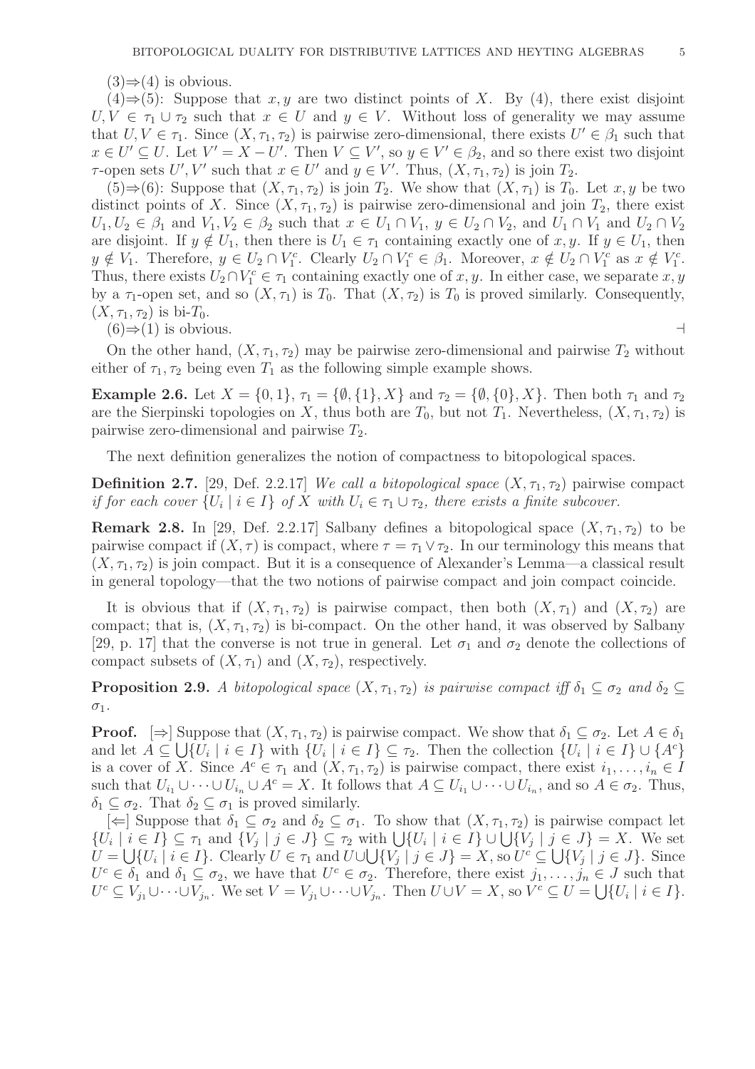(3)⇒(4) is obvious.

(4)⇒(5): Suppose that $x, y$ are two distinct points of $X$. By (4), there exist disjoint $U, V \in \tau_1 \cup \tau_2$ such that $x \in U$ and $y \in V$. Without loss of generality we may assume that $U, V \in \tau_1$. Since $(X, \tau_1, \tau_2)$ is pairwise zero-dimensional, there exists $U' \in \beta_1$ such that $x \in U' \subseteq U$. Let $V' = X - U'$. Then $V \subseteq V'$, so $y \in V' \in \beta_2$, and so there exist two disjoint $\tau$-open sets $U', V'$ such that $x \in U'$ and $y \in V'$. Thus, $(X, \tau_1, \tau_2)$ is join $T_2$.

(5)⇒(6): Suppose that $(X, \tau_1, \tau_2)$ is join $T_2$. We show that $(X, \tau_1)$ is $T_0$. Let $x, y$ be two distinct points of $X$. Since $(X, \tau_1, \tau_2)$ is pairwise zero-dimensional and join $T_2$, there exist $U_1, U_2 \in \beta_1$ and $V_1, V_2 \in \beta_2$ such that $x \in U_1 \cap V_1$, $y \in U_2 \cap V_2$, and $U_1 \cap V_1$ and $U_2 \cap V_2$ are disjoint. If $y \notin U_1$, then there is $U_1 \in \tau_1$ containing exactly one of $x, y$. If $y \in U_1$, then $y \notin V_1$. Therefore, $y \in U_2 \cap V_1^c$. Clearly $U_2 \cap V_1^c \in \beta_1$. Moreover, $x \notin U_2 \cap V_1^c$ as $x \notin V_1^c$. Thus, there exists $U_2 \cap V_1^c \in \tau_1$ containing exactly one of $x, y$. In either case, we separate $x, y$ by a $\tau_1$-open set, and so $(X, \tau_1)$ is $T_0$. That $(X, \tau_2)$ is $T_0$ is proved similarly. Consequently, $(X, \tau_1, \tau_2)$ is bi-$T_0$.

(6)⇒(1) is obvious. ⊣

On the other hand, $(X, \tau_1, \tau_2)$ may be pairwise zero-dimensional and pairwise $T_2$ without either of $\tau_1, \tau_2$ being even $T_1$ as the following simple example shows.

**Example 2.6.** Let $X = \{0, 1\}$, $\tau_1 = \{\emptyset, \{1\}, X\}$ and $\tau_2 = \{\emptyset, \{0\}, X\}$. Then both $\tau_1$ and $\tau_2$ are the Sierpinski topologies on $X$, thus both are $T_0$, but not $T_1$. Nevertheless, $(X, \tau_1, \tau_2)$ is pairwise zero-dimensional and pairwise $T_2$.

The next definition generalizes the notion of compactness to bitopological spaces.

**Definition 2.7.** [29, Def. 2.2.17] *We call a bitopological space $(X, \tau_1, \tau_2)$ pairwise compact if for each cover $\{U_i \mid i \in I\}$ of $X$ with $U_i \in \tau_1 \cup \tau_2$, there exists a finite subcover.*

**Remark 2.8.** In [29, Def. 2.2.17] Salbany defines a bitopological space $(X, \tau_1, \tau_2)$ to be pairwise compact if $(X, \tau)$ is compact, where $\tau = \tau_1 \vee \tau_2$. In our terminology this means that $(X, \tau_1, \tau_2)$ is join compact. But it is a consequence of Alexander's Lemma—a classical result in general topology—that the two notions of pairwise compact and join compact coincide.

It is obvious that if $(X, \tau_1, \tau_2)$ is pairwise compact, then both $(X, \tau_1)$ and $(X, \tau_2)$ are compact; that is, $(X, \tau_1, \tau_2)$ is bi-compact. On the other hand, it was observed by Salbany [29, p. 17] that the converse is not true in general. Let $\sigma_1$ and $\sigma_2$ denote the collections of compact subsets of $(X, \tau_1)$ and $(X, \tau_2)$, respectively.

**Proposition 2.9.** *A bitopological space $(X, \tau_1, \tau_2)$ is pairwise compact iff $\delta_1 \subseteq \sigma_2$ and $\delta_2 \subseteq \sigma_1$.*

**Proof.** [⇒] Suppose that $(X, \tau_1, \tau_2)$ is pairwise compact. We show that $\delta_1 \subseteq \sigma_2$. Let $A \in \delta_1$ and let $A \subseteq \bigcup\{U_i \mid i \in I\}$ with $\{U_i \mid i \in I\} \subseteq \tau_2$. Then the collection $\{U_i \mid i \in I\} \cup \{A^c\}$ is a cover of $X$. Since $A^c \in \tau_1$ and $(X, \tau_1, \tau_2)$ is pairwise compact, there exist $i_1, \ldots, i_n \in I$ such that $U_{i_1} \cup \cdots \cup U_{i_n} \cup A^c = X$. It follows that $A \subseteq U_{i_1} \cup \cdots \cup U_{i_n}$, and so $A \in \sigma_2$. Thus, $\delta_1 \subseteq \sigma_2$. That $\delta_2 \subseteq \sigma_1$ is proved similarly.

[⇐] Suppose that $\delta_1 \subseteq \sigma_2$ and $\delta_2 \subseteq \sigma_1$. To show that $(X, \tau_1, \tau_2)$ is pairwise compact let $\{U_i \mid i \in I\} \subseteq \tau_1$ and $\{V_j \mid j \in J\} \subseteq \tau_2$ with $\bigcup\{U_i \mid i \in I\} \cup \bigcup\{V_j \mid j \in J\} = X$. We set $U = \bigcup\{U_i \mid i \in I\}$. Clearly $U \in \tau_1$ and $U \cup \bigcup\{V_j \mid j \in J\} = X$, so $U^c \subseteq \bigcup\{V_j \mid j \in J\}$. Since $U^c \in \delta_1$ and $\delta_1 \subseteq \sigma_2$, we have that $U^c \in \sigma_2$. Therefore, there exist $j_1, \ldots, j_n \in J$ such that $U^c \subseteq V_{j_1} \cup \cdots \cup V_{j_n}$. We set $V = V_{j_1} \cup \cdots \cup V_{j_n}$. Then $U \cup V = X$, so $V^c \subseteq U = \bigcup\{U_i \mid i \in I\}$.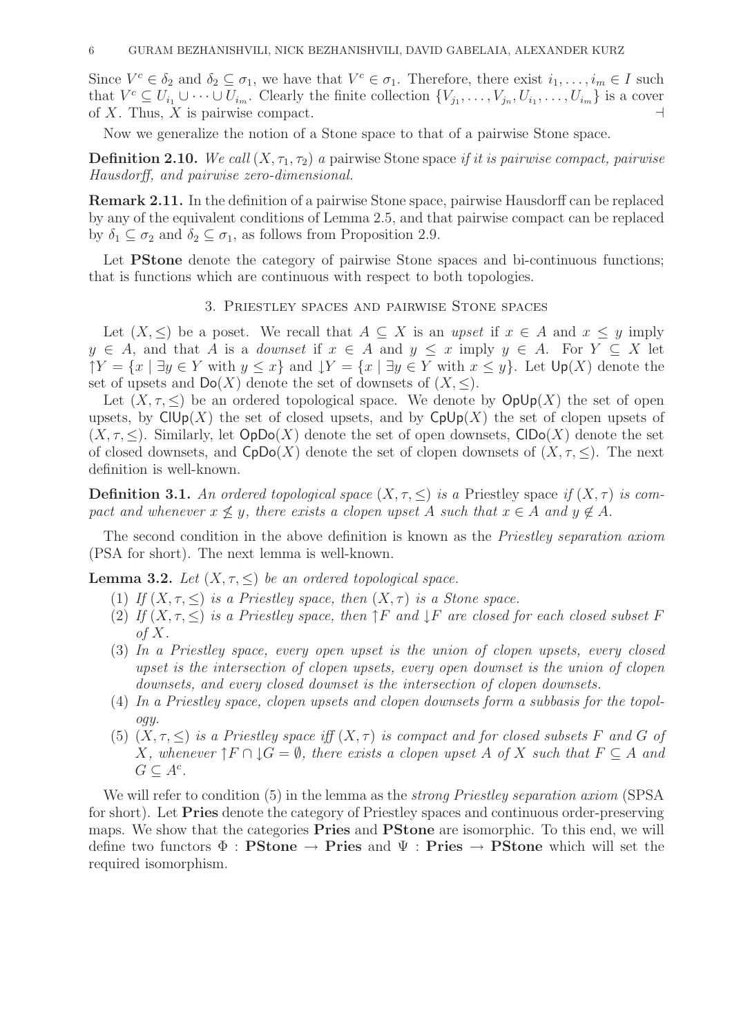Since $V^c \in \delta_2$ and $\delta_2 \subseteq \sigma_1$, we have that $V^c \in \sigma_1$. Therefore, there exist $i_1, \dots, i_m \in I$ such that $V^c \subseteq U_{i_1} \cup \dots \cup U_{i_m}$. Clearly the finite collection $\{V_{j_1}, \dots, V_{j_n}, U_{i_1}, \dots, U_{i_m}\}$ is a cover of $X$. Thus, $X$ is pairwise compact. $\dashv$

Now we generalize the notion of a Stone space to that of a pairwise Stone space.

**Definition 2.10.** *We call* $(X, \tau_1, \tau_2)$ *a* pairwise Stone space *if it is pairwise compact, pairwise Hausdorff, and pairwise zero-dimensional.*

**Remark 2.11.** In the definition of a pairwise Stone space, pairwise Hausdorff can be replaced by any of the equivalent conditions of Lemma 2.5, and that pairwise compact can be replaced by $\delta_1 \subseteq \sigma_2$ and $\delta_2 \subseteq \sigma_1$, as follows from Proposition 2.9.

Let **PStone** denote the category of pairwise Stone spaces and bi-continuous functions; that is functions which are continuous with respect to both topologies.

## 3. Priestley spaces and pairwise Stone spaces

Let $(X, \leq)$ be a poset. We recall that $A \subseteq X$ is an *upset* if $x \in A$ and $x \leq y$ imply $y \in A$, and that $A$ is a *downset* if $x \in A$ and $y \leq x$ imply $y \in A$. For $Y \subseteq X$ let ${\uparrow} Y = \{x \mid \exists y \in Y \text{ with } y \leq x\}$ and ${\downarrow} Y = \{x \mid \exists y \in Y \text{ with } x \leq y\}$. Let $\mathsf{Up}(X)$ denote the set of upsets and $\mathsf{Do}(X)$ denote the set of downsets of $(X, \leq)$.

Let $(X, \tau, \leq)$ be an ordered topological space. We denote by $\mathsf{OpUp}(X)$ the set of open upsets, by $\mathsf{ClUp}(X)$ the set of closed upsets, and by $\mathsf{CpUp}(X)$ the set of clopen upsets of $(X, \tau, \leq)$. Similarly, let $\mathsf{OpDo}(X)$ denote the set of open downsets, $\mathsf{ClDo}(X)$ denote the set of closed downsets, and $\mathsf{CpDo}(X)$ denote the set of clopen downsets of $(X, \tau, \leq)$. The next definition is well-known.

**Definition 3.1.** *An ordered topological space* $(X, \tau, \leq)$ *is a* Priestley space *if* $(X, \tau)$ *is compact and whenever* $x \not\leq y$*, there exists a clopen upset* $A$ *such that* $x \in A$ *and* $y \notin A$.

The second condition in the above definition is known as the *Priestley separation axiom* (PSA for short). The next lemma is well-known.

**Lemma 3.2.** *Let* $(X, \tau, \leq)$ *be an ordered topological space.*

1. *If* $(X, \tau, \leq)$ *is a Priestley space, then* $(X, \tau)$ *is a Stone space.*
2. *If* $(X, \tau, \leq)$ *is a Priestley space, then* ${\uparrow} F$ *and* ${\downarrow} F$ *are closed for each closed subset* $F$ *of* $X$.
3. *In a Priestley space, every open upset is the union of clopen upsets, every closed upset is the intersection of clopen upsets, every open downset is the union of clopen downsets, and every closed downset is the intersection of clopen downsets.*
4. *In a Priestley space, clopen upsets and clopen downsets form a subbasis for the topology.*
5. $(X, \tau, \leq)$ *is a Priestley space iff* $(X, \tau)$ *is compact and for closed subsets* $F$ *and* $G$ *of* $X$*, whenever* ${\uparrow} F \cap {\downarrow} G = \emptyset$*, there exists a clopen upset* $A$ *of* $X$ *such that* $F \subseteq A$ *and* $G \subseteq A^c$.

We will refer to condition (5) in the lemma as the *strong Priestley separation axiom* (SPSA for short). Let **Pries** denote the category of Priestley spaces and continuous order-preserving maps. We show that the categories **Pries** and **PStone** are isomorphic. To this end, we will define two functors $\Phi : \mathbf{PStone} \to \mathbf{Pries}$ and $\Psi : \mathbf{Pries} \to \mathbf{PStone}$ which will set the required isomorphism.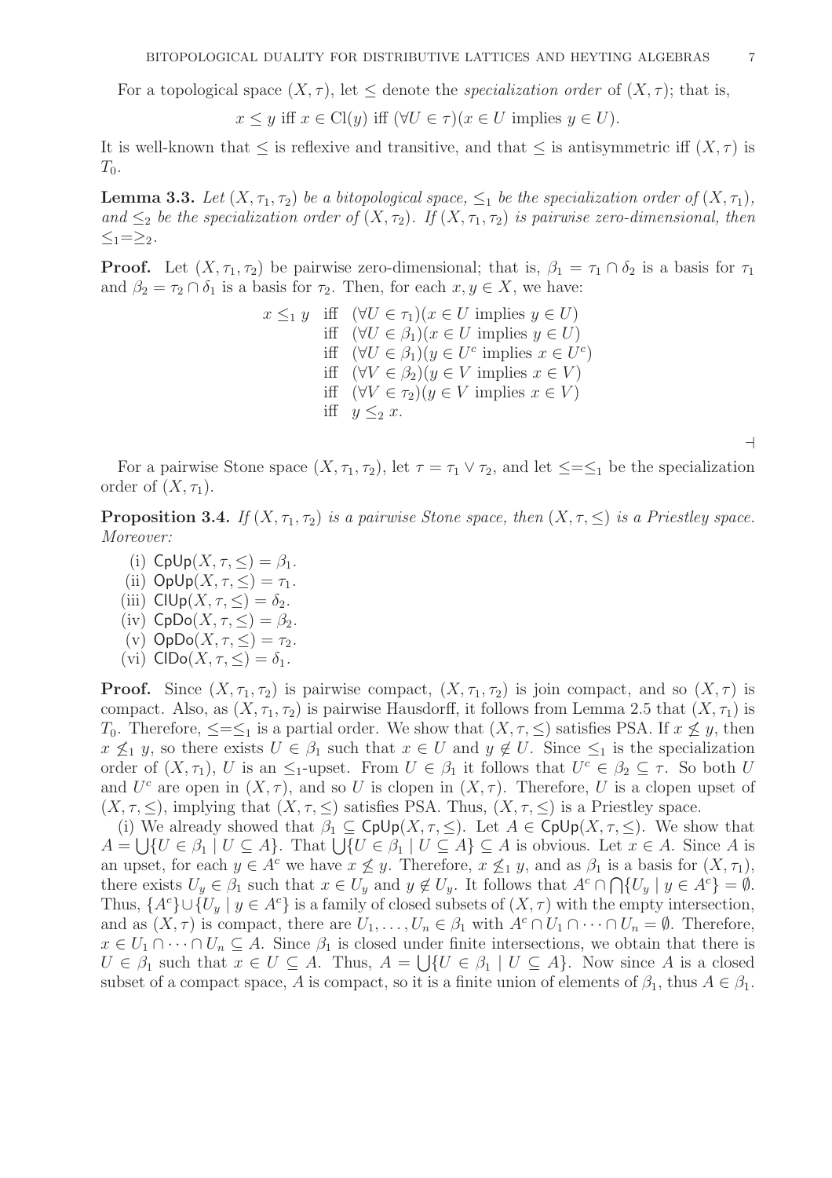For a topological space $(X, \tau)$, let $\leq$ denote the *specialization order* of $(X, \tau)$; that is,

$$x \leq y \text{ iff } x \in \mathrm{Cl}(y) \text{ iff } (\forall U \in \tau)(x \in U \text{ implies } y \in U).$$

It is well-known that $\leq$ is reflexive and transitive, and that $\leq$ is antisymmetric iff $(X, \tau)$ is $T_0$.

**Lemma 3.3.** *Let $(X, \tau_1, \tau_2)$ be a bitopological space, $\leq_1$ be the specialization order of $(X, \tau_1)$, and $\leq_2$ be the specialization order of $(X, \tau_2)$. If $(X, \tau_1, \tau_2)$ is pairwise zero-dimensional, then $\leq_1 = \geq_2$.*

**Proof.** Let $(X, \tau_1, \tau_2)$ be pairwise zero-dimensional; that is, $\beta_1 = \tau_1 \cap \delta_2$ is a basis for $\tau_1$ and $\beta_2 = \tau_2 \cap \delta_1$ is a basis for $\tau_2$. Then, for each $x, y \in X$, we have:

$$\begin{aligned} x \leq_1 y \quad &\text{iff} \quad (\forall U \in \tau_1)(x \in U \text{ implies } y \in U) \\ &\text{iff} \quad (\forall U \in \beta_1)(x \in U \text{ implies } y \in U) \\ &\text{iff} \quad (\forall U \in \beta_1)(y \in U^c \text{ implies } x \in U^c) \\ &\text{iff} \quad (\forall V \in \beta_2)(y \in V \text{ implies } x \in V) \\ &\text{iff} \quad (\forall V \in \tau_2)(y \in V \text{ implies } x \in V) \\ &\text{iff} \quad y \leq_2 x. \end{aligned}$$

$\dashv$

For a pairwise Stone space $(X, \tau_1, \tau_2)$, let $\tau = \tau_1 \vee \tau_2$, and let $\leq = \leq_1$ be the specialization order of $(X, \tau_1)$.

**Proposition 3.4.** *If $(X, \tau_1, \tau_2)$ is a pairwise Stone space, then $(X, \tau, \leq)$ is a Priestley space. Moreover:*

(i) $\mathsf{CpUp}(X, \tau, \leq) = \beta_1$.
(ii) $\mathsf{OpUp}(X, \tau, \leq) = \tau_1$.
(iii) $\mathsf{ClUp}(X, \tau, \leq) = \delta_2$.
(iv) $\mathsf{CpDo}(X, \tau, \leq) = \beta_2$.
(v) $\mathsf{OpDo}(X, \tau, \leq) = \tau_2$.
(vi) $\mathsf{ClDo}(X, \tau, \leq) = \delta_1$.

**Proof.** Since $(X, \tau_1, \tau_2)$ is pairwise compact, $(X, \tau_1, \tau_2)$ is join compact, and so $(X, \tau)$ is compact. Also, as $(X, \tau_1, \tau_2)$ is pairwise Hausdorff, it follows from Lemma 2.5 that $(X, \tau_1)$ is $T_0$. Therefore, $\leq = \leq_1$ is a partial order. We show that $(X, \tau, \leq)$ satisfies PSA. If $x \not\leq y$, then $x \not\leq_1 y$, so there exists $U \in \beta_1$ such that $x \in U$ and $y \notin U$. Since $\leq_1$ is the specialization order of $(X, \tau_1)$, $U$ is an $\leq_1$-upset. From $U \in \beta_1$ it follows that $U^c \in \beta_2 \subseteq \tau$. So both $U$ and $U^c$ are open in $(X, \tau)$, and so $U$ is clopen in $(X, \tau)$. Therefore, $U$ is a clopen upset of $(X, \tau, \leq)$, implying that $(X, \tau, \leq)$ satisfies PSA. Thus, $(X, \tau, \leq)$ is a Priestley space.

(i) We already showed that $\beta_1 \subseteq \mathsf{CpUp}(X, \tau, \leq)$. Let $A \in \mathsf{CpUp}(X, \tau, \leq)$. We show that $A = \bigcup\{U \in \beta_1 \mid U \subseteq A\}$. That $\bigcup\{U \in \beta_1 \mid U \subseteq A\} \subseteq A$ is obvious. Let $x \in A$. Since $A$ is an upset, for each $y \in A^c$ we have $x \not\leq y$. Therefore, $x \not\leq_1 y$, and as $\beta_1$ is a basis for $(X, \tau_1)$, there exists $U_y \in \beta_1$ such that $x \in U_y$ and $y \notin U_y$. It follows that $A^c \cap \bigcap\{U_y \mid y \in A^c\} = \emptyset$. Thus, $\{A^c\} \cup \{U_y \mid y \in A^c\}$ is a family of closed subsets of $(X, \tau)$ with the empty intersection, and as $(X, \tau)$ is compact, there are $U_1, \dots, U_n \in \beta_1$ with $A^c \cap U_1 \cap \dots \cap U_n = \emptyset$. Therefore, $x \in U_1 \cap \dots \cap U_n \subseteq A$. Since $\beta_1$ is closed under finite intersections, we obtain that there is $U \in \beta_1$ such that $x \in U \subseteq A$. Thus, $A = \bigcup\{U \in \beta_1 \mid U \subseteq A\}$. Now since $A$ is a closed subset of a compact space, $A$ is compact, so it is a finite union of elements of $\beta_1$, thus $A \in \beta_1$.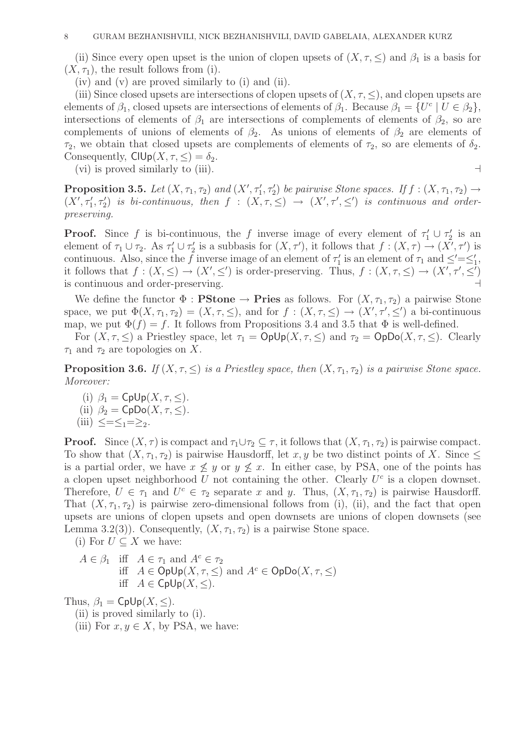(ii) Since every open upset is the union of clopen upsets of $(X, \tau, \leq)$ and $\beta_1$ is a basis for $(X, \tau_1)$, the result follows from (i).

(iv) and (v) are proved similarly to (i) and (ii).

(iii) Since closed upsets are intersections of clopen upsets of $(X, \tau, \leq)$, and clopen upsets are elements of $\beta_1$, closed upsets are intersections of elements of $\beta_1$. Because $\beta_1 = \{U^c \mid U \in \beta_2\}$, intersections of elements of $\beta_1$ are intersections of complements of elements of $\beta_2$, so are complements of unions of elements of $\beta_2$. As unions of elements of $\beta_2$ are elements of $\tau_2$, we obtain that closed upsets are complements of elements of $\tau_2$, so are elements of $\delta_2$. Consequently, $\mathsf{ClUp}(X, \tau, \leq) = \delta_2$.

(vi) is proved similarly to (iii). ⊣

**Proposition 3.5.** *Let $(X, \tau_1, \tau_2)$ and $(X', \tau_1', \tau_2')$ be pairwise Stone spaces. If $f : (X, \tau_1, \tau_2) \to (X', \tau_1', \tau_2')$ is bi-continuous, then $f : (X, \tau, \leq) \to (X', \tau', \leq')$ is continuous and order-preserving.*

**Proof.** Since $f$ is bi-continuous, the $f$ inverse image of every element of $\tau_1' \cup \tau_2'$ is an element of $\tau_1 \cup \tau_2$. As $\tau_1' \cup \tau_2'$ is a subbasis for $(X, \tau')$, it follows that $f : (X, \tau) \to (X', \tau')$ is continuous. Also, since the $f$ inverse image of an element of $\tau_1'$ is an element of $\tau_1$ and $\leq' = \leq_1'$, it follows that $f : (X, \leq) \to (X', \leq')$ is order-preserving. Thus, $f : (X, \tau, \leq) \to (X', \tau', \leq')$ is continuous and order-preserving. ⊣

We define the functor $\Phi : \mathbf{PStone} \to \mathbf{Pries}$ as follows. For $(X, \tau_1, \tau_2)$ a pairwise Stone space, we put $\Phi(X, \tau_1, \tau_2) = (X, \tau, \leq)$, and for $f : (X, \tau, \leq) \to (X', \tau', \leq')$ a bi-continuous map, we put $\Phi(f) = f$. It follows from Propositions 3.4 and 3.5 that $\Phi$ is well-defined.

For $(X, \tau, \leq)$ a Priestley space, let $\tau_1 = \mathsf{OpUp}(X, \tau, \leq)$ and $\tau_2 = \mathsf{OpDo}(X, \tau, \leq)$. Clearly $\tau_1$ and $\tau_2$ are topologies on $X$.

**Proposition 3.6.** *If $(X, \tau, \leq)$ is a Priestley space, then $(X, \tau_1, \tau_2)$ is a pairwise Stone space. Moreover:*

(i) $\beta_1 = \mathsf{CpUp}(X, \tau, \leq)$.
(ii) $\beta_2 = \mathsf{CpDo}(X, \tau, \leq)$.
(iii) $\leq = \leq_1 = \geq_2$.

**Proof.** Since $(X, \tau)$ is compact and $\tau_1 \cup \tau_2 \subseteq \tau$, it follows that $(X, \tau_1, \tau_2)$ is pairwise compact. To show that $(X, \tau_1, \tau_2)$ is pairwise Hausdorff, let $x, y$ be two distinct points of $X$. Since $\leq$ is a partial order, we have $x \not\leq y$ or $y \not\leq x$. In either case, by PSA, one of the points has a clopen upset neighborhood $U$ not containing the other. Clearly $U^c$ is a clopen downset. Therefore, $U \in \tau_1$ and $U^c \in \tau_2$ separate $x$ and $y$. Thus, $(X, \tau_1, \tau_2)$ is pairwise Hausdorff. That $(X, \tau_1, \tau_2)$ is pairwise zero-dimensional follows from (i), (ii), and the fact that open upsets are unions of clopen upsets and open downsets are unions of clopen downsets (see Lemma 3.2(3)). Consequently, $(X, \tau_1, \tau_2)$ is a pairwise Stone space.

(i) For $U \subseteq X$ we have:

$$\begin{aligned} A \in \beta_1 \quad &\text{iff} \quad A \in \tau_1 \text{ and } A^c \in \tau_2 \\ &\text{iff} \quad A \in \mathsf{OpUp}(X, \tau, \leq) \text{ and } A^c \in \mathsf{OpDo}(X, \tau, \leq) \\ &\text{iff} \quad A \in \mathsf{CpUp}(X, \leq). \end{aligned}$$

Thus, $\beta_1 = \mathsf{CpUp}(X, \leq)$.

(ii) is proved similarly to (i).

(iii) For $x, y \in X$, by PSA, we have: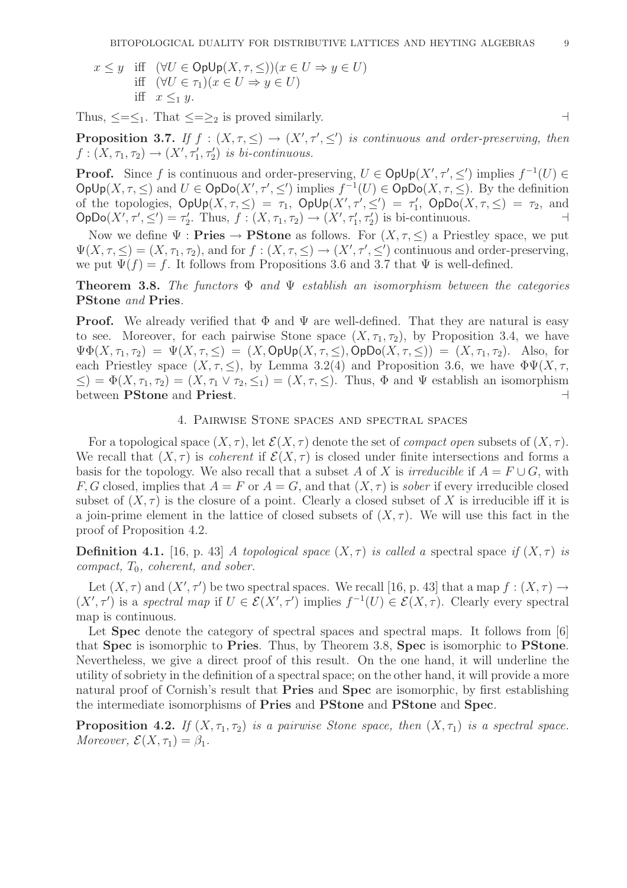$$
\begin{aligned}
x \leq y \quad &\text{iff} \quad (\forall U \in \mathsf{OpUp}(X, \tau, \leq))(x \in U \Rightarrow y \in U) \\
&\text{iff} \quad (\forall U \in \tau_1)(x \in U \Rightarrow y \in U) \\
&\text{iff} \quad x \leq_1 y.
\end{aligned}
$$

Thus, $\leq = \leq_1$. That $\leq = \geq_2$ is proved similarly. ⊣

**Proposition 3.7.** *If $f : (X, \tau, \leq) \to (X', \tau', \leq')$ is continuous and order-preserving, then $f : (X, \tau_1, \tau_2) \to (X', \tau_1', \tau_2')$ is bi-continuous.*

**Proof.** Since $f$ is continuous and order-preserving, $U \in \mathsf{OpUp}(X', \tau', \leq')$ implies $f^{-1}(U) \in \mathsf{OpUp}(X, \tau, \leq)$ and $U \in \mathsf{OpDo}(X', \tau', \leq')$ implies $f^{-1}(U) \in \mathsf{OpDo}(X, \tau, \leq)$. By the definition of the topologies, $\mathsf{OpUp}(X, \tau, \leq) = \tau_1$, $\mathsf{OpUp}(X', \tau', \leq') = \tau_1'$, $\mathsf{OpDo}(X, \tau, \leq) = \tau_2$, and $\mathsf{OpDo}(X', \tau', \leq') = \tau_2'$. Thus, $f : (X, \tau_1, \tau_2) \to (X', \tau_1', \tau_2')$ is bi-continuous. ⊣

Now we define $\Psi : \mathbf{Pries} \to \mathbf{PStone}$ as follows. For $(X, \tau, \leq)$ a Priestley space, we put $\Psi(X, \tau, \leq) = (X, \tau_1, \tau_2)$, and for $f : (X, \tau, \leq) \to (X', \tau', \leq')$ continuous and order-preserving, we put $\Psi(f) = f$. It follows from Propositions 3.6 and 3.7 that $\Psi$ is well-defined.

**Theorem 3.8.** *The functors $\Phi$ and $\Psi$ establish an isomorphism between the categories* **PStone** *and* **Pries**.

**Proof.** We already verified that $\Phi$ and $\Psi$ are well-defined. That they are natural is easy to see. Moreover, for each pairwise Stone space $(X, \tau_1, \tau_2)$, by Proposition 3.4, we have $\Psi\Phi(X, \tau_1, \tau_2) = \Psi(X, \tau, \leq) = (X, \mathsf{OpUp}(X, \tau, \leq), \mathsf{OpDo}(X, \tau, \leq)) = (X, \tau_1, \tau_2)$. Also, for each Priestley space $(X, \tau, \leq)$, by Lemma 3.2(4) and Proposition 3.6, we have $\Phi\Psi(X, \tau, \leq) = \Phi(X, \tau_1, \tau_2) = (X, \tau_1 \vee \tau_2, \leq_1) = (X, \tau, \leq)$. Thus, $\Phi$ and $\Psi$ establish an isomorphism between **PStone** and **Priest**. ⊣

## 4. Pairwise Stone spaces and spectral spaces

For a topological space $(X, \tau)$, let $\mathcal{E}(X, \tau)$ denote the set of *compact open* subsets of $(X, \tau)$. We recall that $(X, \tau)$ is *coherent* if $\mathcal{E}(X, \tau)$ is closed under finite intersections and forms a basis for the topology. We also recall that a subset $A$ of $X$ is *irreducible* if $A = F \cup G$, with $F, G$ closed, implies that $A = F$ or $A = G$, and that $(X, \tau)$ is *sober* if every irreducible closed subset of $(X, \tau)$ is the closure of a point. Clearly a closed subset of $X$ is irreducible iff it is a join-prime element in the lattice of closed subsets of $(X, \tau)$. We will use this fact in the proof of Proposition 4.2.

**Definition 4.1.** [16, p. 43] *A topological space $(X, \tau)$ is called a* spectral space *if $(X, \tau)$ is compact, $T_0$, coherent, and sober.*

Let $(X, \tau)$ and $(X', \tau')$ be two spectral spaces. We recall [16, p. 43] that a map $f : (X, \tau) \to (X', \tau')$ is a *spectral map* if $U \in \mathcal{E}(X', \tau')$ implies $f^{-1}(U) \in \mathcal{E}(X, \tau)$. Clearly every spectral map is continuous.

Let **Spec** denote the category of spectral spaces and spectral maps. It follows from [6] that **Spec** is isomorphic to **Pries**. Thus, by Theorem 3.8, **Spec** is isomorphic to **PStone**. Nevertheless, we give a direct proof of this result. On the one hand, it will underline the utility of sobriety in the definition of a spectral space; on the other hand, it will provide a more natural proof of Cornish's result that **Pries** and **Spec** are isomorphic, by first establishing the intermediate isomorphisms of **Pries** and **PStone** and **PStone** and **Spec**.

**Proposition 4.2.** *If $(X, \tau_1, \tau_2)$ is a pairwise Stone space, then $(X, \tau_1)$ is a spectral space. Moreover, $\mathcal{E}(X, \tau_1) = \beta_1$.*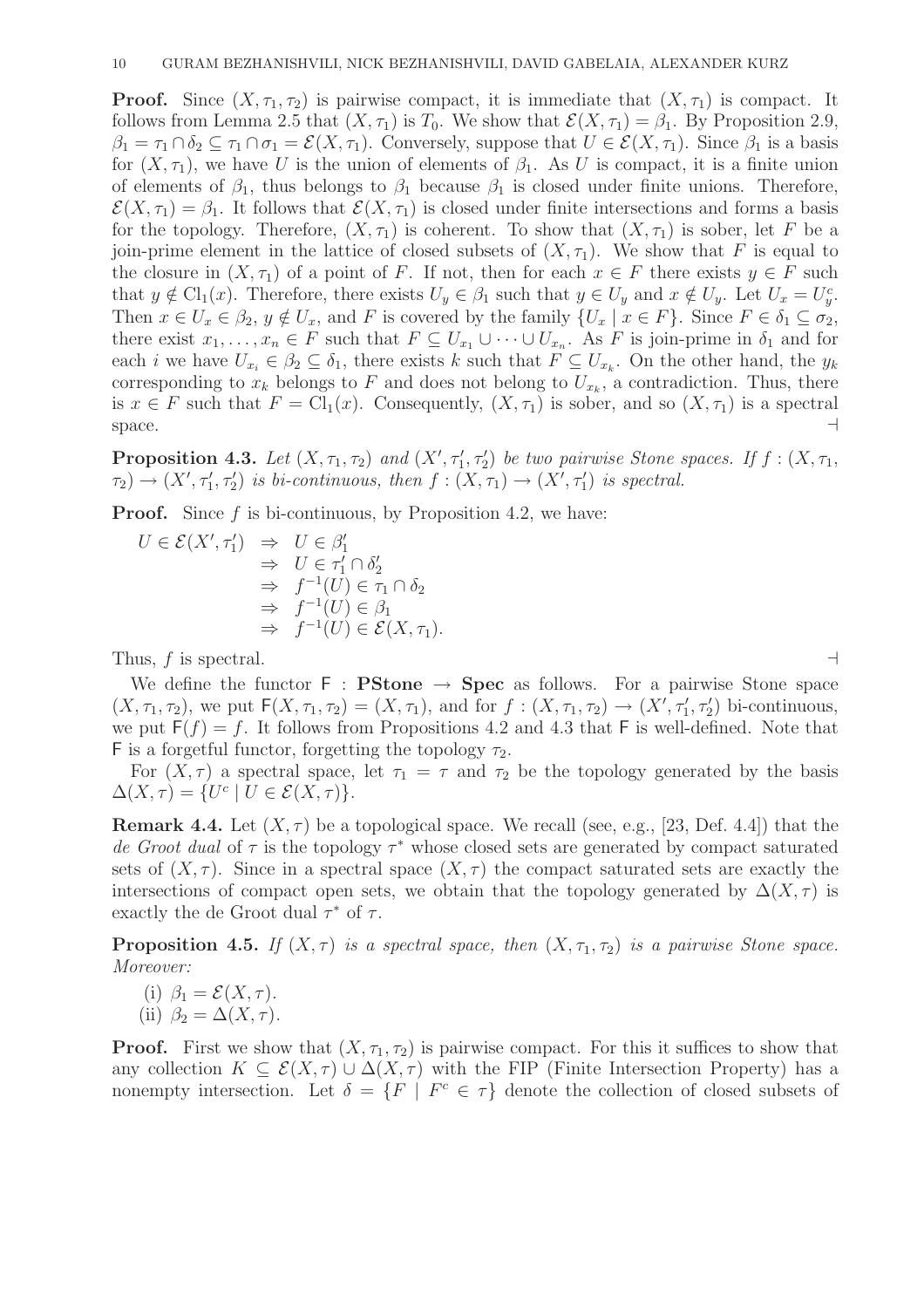**Proof.** Since $(X, \tau_1, \tau_2)$ is pairwise compact, it is immediate that $(X, \tau_1)$ is compact. It follows from Lemma 2.5 that $(X, \tau_1)$ is $T_0$. We show that $\mathcal{E}(X, \tau_1) = \beta_1$. By Proposition 2.9, $\beta_1 = \tau_1 \cap \delta_2 \subseteq \tau_1 \cap \sigma_1 = \mathcal{E}(X, \tau_1)$. Conversely, suppose that $U \in \mathcal{E}(X, \tau_1)$. Since $\beta_1$ is a basis for $(X, \tau_1)$, we have $U$ is the union of elements of $\beta_1$. As $U$ is compact, it is a finite union of elements of $\beta_1$, thus belongs to $\beta_1$ because $\beta_1$ is closed under finite unions. Therefore, $\mathcal{E}(X, \tau_1) = \beta_1$. It follows that $\mathcal{E}(X, \tau_1)$ is closed under finite intersections and forms a basis for the topology. Therefore, $(X, \tau_1)$ is coherent. To show that $(X, \tau_1)$ is sober, let $F$ be a join-prime element in the lattice of closed subsets of $(X, \tau_1)$. We show that $F$ is equal to the closure in $(X, \tau_1)$ of a point of $F$. If not, then for each $x \in F$ there exists $y \in F$ such that $y \notin \mathrm{Cl}_1(x)$. Therefore, there exists $U_y \in \beta_1$ such that $y \in U_y$ and $x \notin U_y$. Let $U_x = U_y^c$. Then $x \in U_x \in \beta_2$, $y \notin U_x$, and $F$ is covered by the family $\{U_x \mid x \in F\}$. Since $F \in \delta_1 \subseteq \sigma_2$, there exist $x_1, \ldots, x_n \in F$ such that $F \subseteq U_{x_1} \cup \cdots \cup U_{x_n}$. As $F$ is join-prime in $\delta_1$ and for each $i$ we have $U_{x_i} \in \beta_2 \subseteq \delta_1$, there exists $k$ such that $F \subseteq U_{x_k}$. On the other hand, the $y_k$ corresponding to $x_k$ belongs to $F$ and does not belong to $U_{x_k}$, a contradiction. Thus, there is $x \in F$ such that $F = \mathrm{Cl}_1(x)$. Consequently, $(X, \tau_1)$ is sober, and so $(X, \tau_1)$ is a spectral space. ⊣

**Proposition 4.3.** *Let $(X, \tau_1, \tau_2)$ and $(X', \tau_1', \tau_2')$ be two pairwise Stone spaces. If $f : (X, \tau_1, \tau_2) \to (X', \tau_1', \tau_2')$ is bi-continuous, then $f : (X, \tau_1) \to (X', \tau_1')$ is spectral.*

**Proof.** Since $f$ is bi-continuous, by Proposition 4.2, we have:

$$
\begin{aligned}
U \in \mathcal{E}(X', \tau_1') &\Rightarrow U \in \beta_1' \\
&\Rightarrow U \in \tau_1' \cap \delta_2' \\
&\Rightarrow f^{-1}(U) \in \tau_1 \cap \delta_2 \\
&\Rightarrow f^{-1}(U) \in \beta_1 \\
&\Rightarrow f^{-1}(U) \in \mathcal{E}(X, \tau_1).
\end{aligned}
$$

Thus, $f$ is spectral. ⊣

We define the functor $\mathsf{F} : \mathbf{PStone} \to \mathbf{Spec}$ as follows. For a pairwise Stone space $(X, \tau_1, \tau_2)$, we put $\mathsf{F}(X, \tau_1, \tau_2) = (X, \tau_1)$, and for $f : (X, \tau_1, \tau_2) \to (X', \tau_1', \tau_2')$ bi-continuous, we put $\mathsf{F}(f) = f$. It follows from Propositions 4.2 and 4.3 that $\mathsf{F}$ is well-defined. Note that $\mathsf{F}$ is a forgetful functor, forgetting the topology $\tau_2$.

For $(X, \tau)$ a spectral space, let $\tau_1 = \tau$ and $\tau_2$ be the topology generated by the basis $\Delta(X, \tau) = \{U^c \mid U \in \mathcal{E}(X, \tau)\}$.

**Remark 4.4.** Let $(X, \tau)$ be a topological space. We recall (see, e.g., [23, Def. 4.4]) that the *de Groot dual* of $\tau$ is the topology $\tau^*$ whose closed sets are generated by compact saturated sets of $(X, \tau)$. Since in a spectral space $(X, \tau)$ the compact saturated sets are exactly the intersections of compact open sets, we obtain that the topology generated by $\Delta(X, \tau)$ is exactly the de Groot dual $\tau^*$ of $\tau$.

**Proposition 4.5.** *If $(X, \tau)$ is a spectral space, then $(X, \tau_1, \tau_2)$ is a pairwise Stone space. Moreover:*

(i) $\beta_1 = \mathcal{E}(X, \tau)$.
(ii) $\beta_2 = \Delta(X, \tau)$.

**Proof.** First we show that $(X, \tau_1, \tau_2)$ is pairwise compact. For this it suffices to show that any collection $K \subseteq \mathcal{E}(X, \tau) \cup \Delta(X, \tau)$ with the FIP (Finite Intersection Property) has a nonempty intersection. Let $\delta = \{F \mid F^c \in \tau\}$ denote the collection of closed subsets of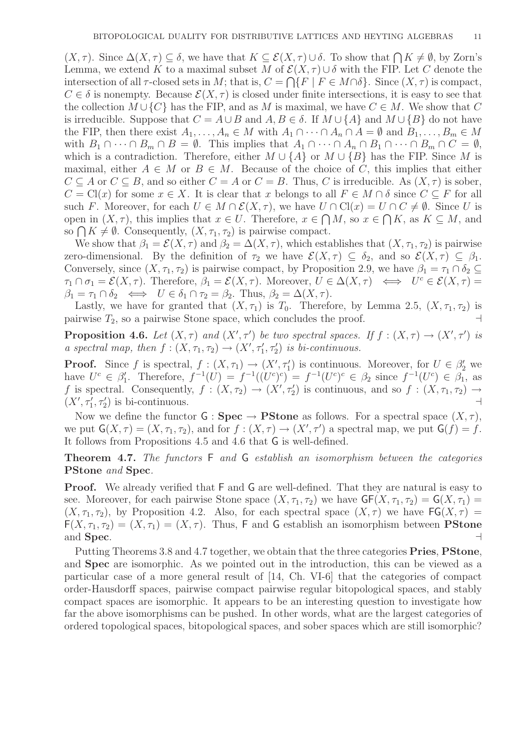$(X, \tau)$. Since $\Delta(X, \tau) \subseteq \delta$, we have that $K \subseteq \mathcal{E}(X, \tau) \cup \delta$. To show that $\bigcap K \neq \emptyset$, by Zorn's Lemma, we extend $K$ to a maximal subset $M$ of $\mathcal{E}(X, \tau) \cup \delta$ with the FIP. Let $C$ denote the intersection of all $\tau$-closed sets in $M$; that is, $C = \bigcap\{F \mid F \in M \cap \delta\}$. Since $(X, \tau)$ is compact, $C \in \delta$ is nonempty. Because $\mathcal{E}(X, \tau)$ is closed under finite intersections, it is easy to see that the collection $M \cup \{C\}$ has the FIP, and as $M$ is maximal, we have $C \in M$. We show that $C$ is irreducible. Suppose that $C = A \cup B$ and $A, B \in \delta$. If $M \cup \{A\}$ and $M \cup \{B\}$ do not have the FIP, then there exist $A_1, \ldots, A_n \in M$ with $A_1 \cap \cdots \cap A_n \cap A = \emptyset$ and $B_1, \ldots, B_m \in M$ with $B_1 \cap \cdots \cap B_m \cap B = \emptyset$. This implies that $A_1 \cap \cdots \cap A_n \cap B_1 \cap \cdots \cap B_m \cap C = \emptyset$, which is a contradiction. Therefore, either $M \cup \{A\}$ or $M \cup \{B\}$ has the FIP. Since $M$ is maximal, either $A \in M$ or $B \in M$. Because of the choice of $C$, this implies that either $C \subseteq A$ or $C \subseteq B$, and so either $C = A$ or $C = B$. Thus, $C$ is irreducible. As $(X, \tau)$ is sober, $C = \mathrm{Cl}(x)$ for some $x \in X$. It is clear that $x$ belongs to all $F \in M \cap \delta$ since $C \subseteq F$ for all such $F$. Moreover, for each $U \in M \cap \mathcal{E}(X, \tau)$, we have $U \cap \mathrm{Cl}(x) = U \cap C \neq \emptyset$. Since $U$ is open in $(X, \tau)$, this implies that $x \in U$. Therefore, $x \in \bigcap M$, so $x \in \bigcap K$, as $K \subseteq M$, and so $\bigcap K \neq \emptyset$. Consequently, $(X, \tau_1, \tau_2)$ is pairwise compact.

We show that $\beta_1 = \mathcal{E}(X, \tau)$ and $\beta_2 = \Delta(X, \tau)$, which establishes that $(X, \tau_1, \tau_2)$ is pairwise zero-dimensional. By the definition of $\tau_2$ we have $\mathcal{E}(X, \tau) \subseteq \delta_2$, and so $\mathcal{E}(X, \tau) \subseteq \beta_1$. Conversely, since $(X, \tau_1, \tau_2)$ is pairwise compact, by Proposition 2.9, we have $\beta_1 = \tau_1 \cap \delta_2 \subseteq \tau_1 \cap \sigma_1 = \mathcal{E}(X, \tau)$. Therefore, $\beta_1 = \mathcal{E}(X, \tau)$. Moreover, $U \in \Delta(X, \tau) \iff U^c \in \mathcal{E}(X, \tau) = \beta_1 = \tau_1 \cap \delta_2 \iff U \in \delta_1 \cap \tau_2 = \beta_2$. Thus, $\beta_2 = \Delta(X, \tau)$.

Lastly, we have for granted that $(X, \tau_1)$ is $T_0$. Therefore, by Lemma 2.5, $(X, \tau_1, \tau_2)$ is pairwise $T_2$, so a pairwise Stone space, which concludes the proof. ⊣

**Proposition 4.6.** *Let $(X, \tau)$ and $(X', \tau')$ be two spectral spaces. If $f : (X, \tau) \to (X', \tau')$ is a spectral map, then $f : (X, \tau_1, \tau_2) \to (X', \tau'_1, \tau'_2)$ is bi-continuous.*

**Proof.** Since $f$ is spectral, $f : (X, \tau_1) \to (X', \tau'_1)$ is continuous. Moreover, for $U \in \beta'_2$ we have $U^c \in \beta'_1$. Therefore, $f^{-1}(U) = f^{-1}((U^c)^c) = f^{-1}(U^c)^c \in \beta_2$ since $f^{-1}(U^c) \in \beta_1$, as $f$ is spectral. Consequently, $f : (X, \tau_2) \to (X', \tau'_2)$ is continuous, and so $f : (X, \tau_1, \tau_2) \to (X', \tau'_1, \tau'_2)$ is bi-continuous. ⊣

Now we define the functor $\mathsf{G} : \mathbf{Spec} \to \mathbf{PStone}$ as follows. For a spectral space $(X, \tau)$, we put $\mathsf{G}(X, \tau) = (X, \tau_1, \tau_2)$, and for $f : (X, \tau) \to (X', \tau')$ a spectral map, we put $\mathsf{G}(f) = f$. It follows from Propositions 4.5 and 4.6 that $\mathsf{G}$ is well-defined.

**Theorem 4.7.** *The functors $\mathsf{F}$ and $\mathsf{G}$ establish an isomorphism between the categories* **PStone** *and* **Spec**.

**Proof.** We already verified that $\mathsf{F}$ and $\mathsf{G}$ are well-defined. That they are natural is easy to see. Moreover, for each pairwise Stone space $(X, \tau_1, \tau_2)$ we have $\mathsf{GF}(X, \tau_1, \tau_2) = \mathsf{G}(X, \tau_1) = (X, \tau_1, \tau_2)$, by Proposition 4.2. Also, for each spectral space $(X, \tau)$ we have $\mathsf{FG}(X, \tau) = \mathsf{F}(X, \tau_1, \tau_2) = (X, \tau_1) = (X, \tau)$. Thus, $\mathsf{F}$ and $\mathsf{G}$ establish an isomorphism between **PStone** and **Spec**. ⊣

Putting Theorems 3.8 and 4.7 together, we obtain that the three categories **Pries**, **PStone**, and **Spec** are isomorphic. As we pointed out in the introduction, this can be viewed as a particular case of a more general result of [14, Ch. VI-6] that the categories of compact order-Hausdorff spaces, pairwise compact pairwise regular bitopological spaces, and stably compact spaces are isomorphic. It appears to be an interesting question to investigate how far the above isomorphisms can be pushed. In other words, what are the largest categories of ordered topological spaces, bitopological spaces, and sober spaces which are still isomorphic?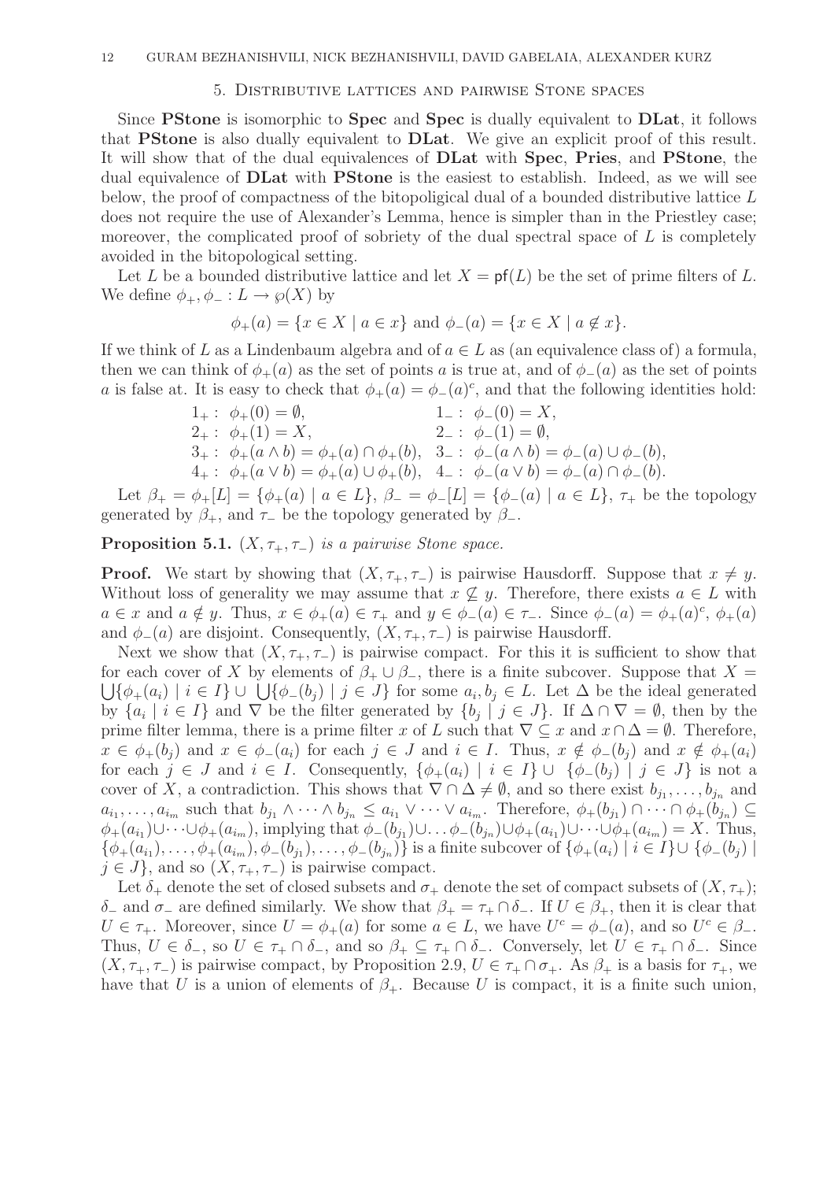## 5. Distributive lattices and pairwise Stone spaces

Since **PStone** is isomorphic to **Spec** and **Spec** is dually equivalent to **DLat**, it follows that **PStone** is also dually equivalent to **DLat**. We give an explicit proof of this result. It will show that of the dual equivalences of **DLat** with **Spec**, **Pries**, and **PStone**, the dual equivalence of **DLat** with **PStone** is the easiest to establish. Indeed, as we will see below, the proof of compactness of the bitopoligical dual of a bounded distributive lattice $L$ does not require the use of Alexander's Lemma, hence is simpler than in the Priestley case; moreover, the complicated proof of sobriety of the dual spectral space of $L$ is completely avoided in the bitopological setting.

Let $L$ be a bounded distributive lattice and let $X = \mathsf{pf}(L)$ be the set of prime filters of $L$. We define $\phi_+, \phi_- : L \to \wp(X)$ by

$$\phi_+(a) = \{x \in X \mid a \in x\} \text{ and } \phi_-(a) = \{x \in X \mid a \notin x\}.$$

If we think of $L$ as a Lindenbaum algebra and of $a \in L$ as (an equivalence class of) a formula, then we can think of $\phi_+(a)$ as the set of points $a$ is true at, and of $\phi_-(a)$ as the set of points $a$ is false at. It is easy to check that $\phi_+(a) = \phi_-(a)^c$, and that the following identities hold:

$$
\begin{array}{ll}
1_+: \ \phi_+(0) = \emptyset, & 1_-: \ \phi_-(0) = X, \\
2_+: \ \phi_+(1) = X, & 2_-: \ \phi_-(1) = \emptyset, \\
3_+: \ \phi_+(a \wedge b) = \phi_+(a) \cap \phi_+(b), & 3_-: \ \phi_-(a \wedge b) = \phi_-(a) \cup \phi_-(b), \\
4_+: \ \phi_+(a \vee b) = \phi_+(a) \cup \phi_+(b), & 4_-: \ \phi_-(a \vee b) = \phi_-(a) \cap \phi_-(b).
\end{array}
$$

Let $\beta_+ = \phi_+[L] = \{\phi_+(a) \mid a \in L\}$, $\beta_- = \phi_-[L] = \{\phi_-(a) \mid a \in L\}$, $\tau_+$ be the topology generated by $\beta_+$, and $\tau_-$ be the topology generated by $\beta_-$.

**Proposition 5.1.** *$(X, \tau_+, \tau_-)$ is a pairwise Stone space.*

**Proof.** We start by showing that $(X, \tau_+, \tau_-)$ is pairwise Hausdorff. Suppose that $x \neq y$. Without loss of generality we may assume that $x \not\subseteq y$. Therefore, there exists $a \in L$ with $a \in x$ and $a \notin y$. Thus, $x \in \phi_+(a) \in \tau_+$ and $y \in \phi_-(a) \in \tau_-$. Since $\phi_-(a) = \phi_+(a)^c$, $\phi_+(a)$ and $\phi_-(a)$ are disjoint. Consequently, $(X, \tau_+, \tau_-)$ is pairwise Hausdorff.

Next we show that $(X, \tau_+, \tau_-)$ is pairwise compact. For this it is sufficient to show that for each cover of $X$ by elements of $\beta_+ \cup \beta_-$, there is a finite subcover. Suppose that $X = \bigcup\{\phi_+(a_i) \mid i \in I\} \cup \bigcup\{\phi_-(b_j) \mid j \in J\}$ for some $a_i, b_j \in L$. Let $\Delta$ be the ideal generated by $\{a_i \mid i \in I\}$ and $\nabla$ be the filter generated by $\{b_j \mid j \in J\}$. If $\Delta \cap \nabla = \emptyset$, then by the prime filter lemma, there is a prime filter $x$ of $L$ such that $\nabla \subseteq x$ and $x \cap \Delta = \emptyset$. Therefore, $x \in \phi_+(b_j)$ and $x \in \phi_-(a_i)$ for each $j \in J$ and $i \in I$. Thus, $x \notin \phi_-(b_j)$ and $x \notin \phi_+(a_i)$ for each $j \in J$ and $i \in I$. Consequently, $\{\phi_+(a_i) \mid i \in I\} \cup \{\phi_-(b_j) \mid j \in J\}$ is not a cover of $X$, a contradiction. This shows that $\nabla \cap \Delta \neq \emptyset$, and so there exist $b_{j_1}, \ldots, b_{j_n}$ and $a_{i_1}, \ldots, a_{i_m}$ such that $b_{j_1} \wedge \cdots \wedge b_{j_n} \leq a_{i_1} \vee \cdots \vee a_{i_m}$. Therefore, $\phi_+(b_{j_1}) \cap \cdots \cap \phi_+(b_{j_n}) \subseteq \phi_+(a_{i_1}) \cup \cdots \cup \phi_+(a_{i_m})$, implying that $\phi_-(b_{j_1}) \cup \ldots \phi_-(b_{j_n}) \cup \phi_+(a_{i_1}) \cup \cdots \cup \phi_+(a_{i_m}) = X$. Thus, $\{\phi_+(a_{i_1}), \ldots, \phi_+(a_{i_m}), \phi_-(b_{j_1}), \ldots, \phi_-(b_{j_n})\}$ is a finite subcover of $\{\phi_+(a_i) \mid i \in I\} \cup \{\phi_-(b_j) \mid j \in J\}$, and so $(X, \tau_+, \tau_-)$ is pairwise compact.

Let $\delta_+$ denote the set of closed subsets and $\sigma_+$ denote the set of compact subsets of $(X, \tau_+)$; $\delta_-$ and $\sigma_-$ are defined similarly. We show that $\beta_+ = \tau_+ \cap \delta_-$. If $U \in \beta_+$, then it is clear that $U \in \tau_+$. Moreover, since $U = \phi_+(a)$ for some $a \in L$, we have $U^c = \phi_-(a)$, and so $U^c \in \beta_-$. Thus, $U \in \delta_-$, so $U \in \tau_+ \cap \delta_-$, and so $\beta_+ \subseteq \tau_+ \cap \delta_-$. Conversely, let $U \in \tau_+ \cap \delta_-$. Since $(X, \tau_+, \tau_-)$ is pairwise compact, by Proposition 2.9, $U \in \tau_+ \cap \sigma_+$. As $\beta_+$ is a basis for $\tau_+$, we have that $U$ is a union of elements of $\beta_+$. Because $U$ is compact, it is a finite such union,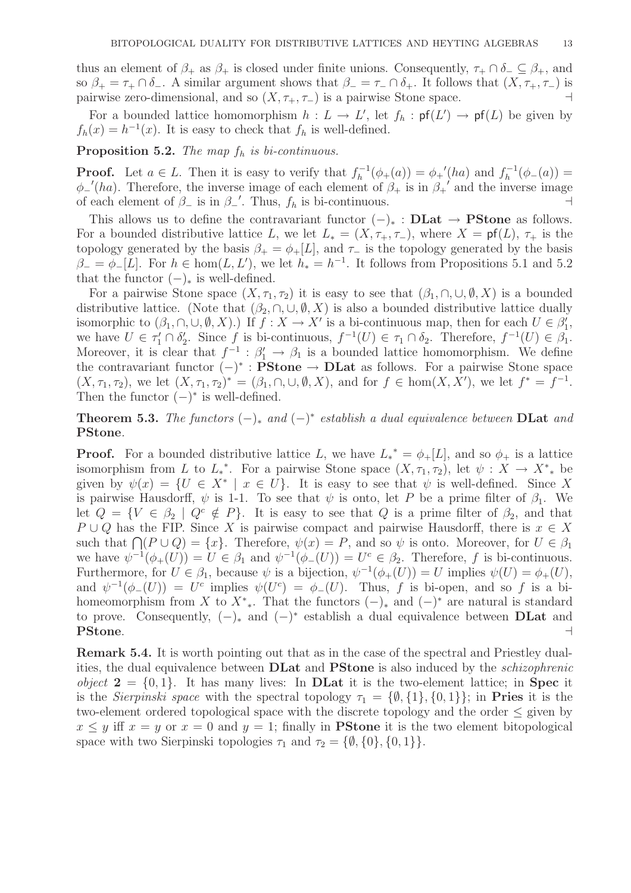thus an element of $\beta_+$ as $\beta_+$ is closed under finite unions. Consequently, $\tau_+ \cap \delta_- \subseteq \beta_+$, and so $\beta_+ = \tau_+ \cap \delta_-$. A similar argument shows that $\beta_- = \tau_- \cap \delta_+$. It follows that $(X, \tau_+, \tau_-)$ is pairwise zero-dimensional, and so $(X, \tau_+, \tau_-)$ is a pairwise Stone space. $\dashv$

For a bounded lattice homomorphism $h : L \to L'$, let $f_h : \mathsf{pf}(L') \to \mathsf{pf}(L)$ be given by $f_h(x) = h^{-1}(x)$. It is easy to check that $f_h$ is well-defined.

**Proposition 5.2.** *The map $f_h$ is bi-continuous.*

**Proof.** Let $a \in L$. Then it is easy to verify that $f_h^{-1}(\phi_+(a)) = {\phi_+}'(ha)$ and $f_h^{-1}(\phi_-(a)) = {\phi_-}'(ha)$. Therefore, the inverse image of each element of $\beta_+$ is in ${\beta_+}'$ and the inverse image of each element of $\beta_-$ is in ${\beta_-}'$. Thus, $f_h$ is bi-continuous. $\dashv$

This allows us to define the contravariant functor $(-)_* : \mathbf{DLat} \to \mathbf{PStone}$ as follows. For a bounded distributive lattice $L$, we let $L_* = (X, \tau_+, \tau_-)$, where $X = \mathsf{pf}(L)$, $\tau_+$ is the topology generated by the basis $\beta_+ = \phi_+[L]$, and $\tau_-$ is the topology generated by the basis $\beta_- = \phi_-[L]$. For $h \in \hom(L, L')$, we let $h_* = h^{-1}$. It follows from Propositions 5.1 and 5.2 that the functor $(-)_*$ is well-defined.

For a pairwise Stone space $(X, \tau_1, \tau_2)$ it is easy to see that $(\beta_1, \cap, \cup, \emptyset, X)$ is a bounded distributive lattice. (Note that $(\beta_2, \cap, \cup, \emptyset, X)$ is also a bounded distributive lattice dually isomorphic to $(\beta_1, \cap, \cup, \emptyset, X)$.) If $f : X \to X'$ is a bi-continuous map, then for each $U \in \beta_1'$, we have $U \in \tau_1' \cap \delta_2'$. Since $f$ is bi-continuous, $f^{-1}(U) \in \tau_1 \cap \delta_2$. Therefore, $f^{-1}(U) \in \beta_1$. Moreover, it is clear that $f^{-1} : \beta_1' \to \beta_1$ is a bounded lattice homomorphism. We define the contravariant functor $(-)^* : \mathbf{PStone} \to \mathbf{DLat}$ as follows. For a pairwise Stone space $(X, \tau_1, \tau_2)$, we let $(X, \tau_1, \tau_2)^* = (\beta_1, \cap, \cup, \emptyset, X)$, and for $f \in \hom(X, X')$, we let $f^* = f^{-1}$. Then the functor $(-)^*$ is well-defined.

**Theorem 5.3.** *The functors $(-)_*$ and $(-)^*$ establish a dual equivalence between* **DLat** *and* **PStone**.

**Proof.** For a bounded distributive lattice $L$, we have ${L_*}^* = \phi_+[L]$, and so $\phi_+$ is a lattice isomorphism from $L$ to ${L_*}^*$. For a pairwise Stone space $(X, \tau_1, \tau_2)$, let $\psi : X \to {X^*}_*$ be given by $\psi(x) = \{U \in X^* \mid x \in U\}$. It is easy to see that $\psi$ is well-defined. Since $X$ is pairwise Hausdorff, $\psi$ is 1-1. To see that $\psi$ is onto, let $P$ be a prime filter of $\beta_1$. We let $Q = \{V \in \beta_2 \mid Q^c \notin P\}$. It is easy to see that $Q$ is a prime filter of $\beta_2$, and that $P \cup Q$ has the FIP. Since $X$ is pairwise compact and pairwise Hausdorff, there is $x \in X$ such that $\bigcap(P \cup Q) = \{x\}$. Therefore, $\psi(x) = P$, and so $\psi$ is onto. Moreover, for $U \in \beta_1$ we have $\psi^{-1}(\phi_+(U)) = U \in \beta_1$ and $\psi^{-1}(\phi_-(U)) = U^c \in \beta_2$. Therefore, $f$ is bi-continuous. Furthermore, for $U \in \beta_1$, because $\psi$ is a bijection, $\psi^{-1}(\phi_+(U)) = U$ implies $\psi(U) = \phi_+(U)$, and $\psi^{-1}(\phi_-(U)) = U^c$ implies $\psi(U^c) = \phi_-(U)$. Thus, $f$ is bi-open, and so $f$ is a bi-homeomorphism from $X$ to ${X^*}_*$. That the functors $(-)_*$ and $(-)^*$ are natural is standard to prove. Consequently, $(-)_*$ and $(-)^*$ establish a dual equivalence between **DLat** and **PStone**. $\dashv$

**Remark 5.4.** It is worth pointing out that as in the case of the spectral and Priestley dualities, the dual equivalence between **DLat** and **PStone** is also induced by the *schizophrenic object* $\mathbf{2} = \{0, 1\}$. It has many lives: In **DLat** it is the two-element lattice; in **Spec** it is the *Sierpinski space* with the spectral topology $\tau_1 = \{\emptyset, \{1\}, \{0, 1\}\}$; in **Pries** it is the two-element ordered topological space with the discrete topology and the order $\leq$ given by $x \leq y$ iff $x = y$ or $x = 0$ and $y = 1$; finally in **PStone** it is the two element bitopological space with two Sierpinski topologies $\tau_1$ and $\tau_2 = \{\emptyset, \{0\}, \{0, 1\}\}$.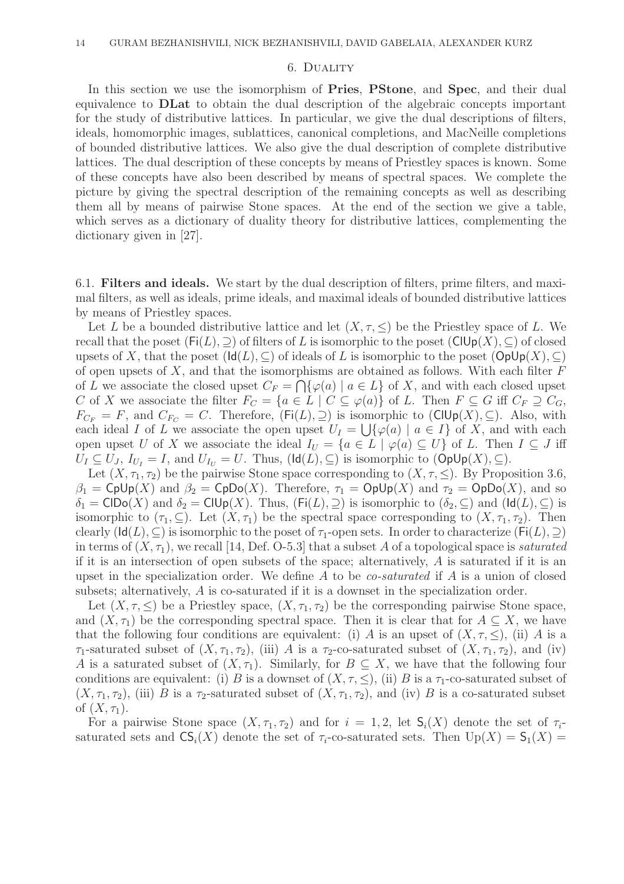## 6. Duality

In this section we use the isomorphism of **Pries**, **PStone**, and **Spec**, and their dual equivalence to **DLat** to obtain the dual description of the algebraic concepts important for the study of distributive lattices. In particular, we give the dual descriptions of filters, ideals, homomorphic images, sublattices, canonical completions, and MacNeille completions of bounded distributive lattices. We also give the dual description of complete distributive lattices. The dual description of these concepts by means of Priestley spaces is known. Some of these concepts have also been described by means of spectral spaces. We complete the picture by giving the spectral description of the remaining concepts as well as describing them all by means of pairwise Stone spaces. At the end of the section we give a table, which serves as a dictionary of duality theory for distributive lattices, complementing the dictionary given in [27].

6.1. **Filters and ideals.** We start by the dual description of filters, prime filters, and maximal filters, as well as ideals, prime ideals, and maximal ideals of bounded distributive lattices by means of Priestley spaces.

Let $L$ be a bounded distributive lattice and let $(X, \tau, \leq)$ be the Priestley space of $L$. We recall that the poset $(\mathsf{Fi}(L), \supseteq)$ of filters of $L$ is isomorphic to the poset $(\mathsf{ClUp}(X), \subseteq)$ of closed upsets of $X$, that the poset $(\mathsf{Id}(L), \subseteq)$ of ideals of $L$ is isomorphic to the poset $(\mathsf{OpUp}(X), \subseteq)$ of open upsets of $X$, and that the isomorphisms are obtained as follows. With each filter $F$ of $L$ we associate the closed upset $C_F = \bigcap\{\varphi(a) \mid a \in L\}$ of $X$, and with each closed upset $C$ of $X$ we associate the filter $F_C = \{a \in L \mid C \subseteq \varphi(a)\}$ of $L$. Then $F \subseteq G$ iff $C_F \supseteq C_G$, $F_{C_F} = F$, and $C_{F_C} = C$. Therefore, $(\mathsf{Fi}(L), \supseteq)$ is isomorphic to $(\mathsf{ClUp}(X), \subseteq)$. Also, with each ideal $I$ of $L$ we associate the open upset $U_I = \bigcup\{\varphi(a) \mid a \in I\}$ of $X$, and with each open upset $U$ of $X$ we associate the ideal $I_U = \{a \in L \mid \varphi(a) \subseteq U\}$ of $L$. Then $I \subseteq J$ iff $U_I \subseteq U_J$, $I_{U_I} = I$, and $U_{I_U} = U$. Thus, $(\mathsf{Id}(L), \subseteq)$ is isomorphic to $(\mathsf{OpUp}(X), \subseteq)$.

Let $(X, \tau_1, \tau_2)$ be the pairwise Stone space corresponding to $(X, \tau, \leq)$. By Proposition 3.6, $\beta_1 = \mathsf{CpUp}(X)$ and $\beta_2 = \mathsf{CpDo}(X)$. Therefore, $\tau_1 = \mathsf{OpUp}(X)$ and $\tau_2 = \mathsf{OpDo}(X)$, and so $\delta_1 = \mathsf{ClDo}(X)$ and $\delta_2 = \mathsf{ClUp}(X)$. Thus, $(\mathsf{Fi}(L), \supseteq)$ is isomorphic to $(\delta_2, \subseteq)$ and $(\mathsf{Id}(L), \subseteq)$ is isomorphic to $(\tau_1, \subseteq)$. Let $(X, \tau_1)$ be the spectral space corresponding to $(X, \tau_1, \tau_2)$. Then clearly $(\mathsf{Id}(L), \subseteq)$ is isomorphic to the poset of $\tau_1$-open sets. In order to characterize $(\mathsf{Fi}(L), \supseteq)$ in terms of $(X, \tau_1)$, we recall [14, Def. O-5.3] that a subset $A$ of a topological space is *saturated* if it is an intersection of open subsets of the space; alternatively, $A$ is saturated if it is an upset in the specialization order. We define $A$ to be *co-saturated* if $A$ is a union of closed subsets; alternatively, $A$ is co-saturated if it is a downset in the specialization order.

Let $(X, \tau, \leq)$ be a Priestley space, $(X, \tau_1, \tau_2)$ be the corresponding pairwise Stone space, and $(X, \tau_1)$ be the corresponding spectral space. Then it is clear that for $A \subseteq X$, we have that the following four conditions are equivalent: (i) $A$ is an upset of $(X, \tau, \leq)$, (ii) $A$ is a $\tau_1$-saturated subset of $(X, \tau_1, \tau_2)$, (iii) $A$ is a $\tau_2$-co-saturated subset of $(X, \tau_1, \tau_2)$, and (iv) $A$ is a saturated subset of $(X, \tau_1)$. Similarly, for $B \subseteq X$, we have that the following four conditions are equivalent: (i) $B$ is a downset of $(X, \tau, \leq)$, (ii) $B$ is a $\tau_1$-co-saturated subset of $(X, \tau_1, \tau_2)$, (iii) $B$ is a $\tau_2$-saturated subset of $(X, \tau_1, \tau_2)$, and (iv) $B$ is a co-saturated subset of $(X, \tau_1)$.

For a pairwise Stone space $(X, \tau_1, \tau_2)$ and for $i = 1, 2$, let $\mathsf{S}_i(X)$ denote the set of $\tau_i$-saturated sets and $\mathsf{CS}_i(X)$ denote the set of $\tau_i$-co-saturated sets. Then $\mathrm{Up}(X) = \mathsf{S}_1(X) =$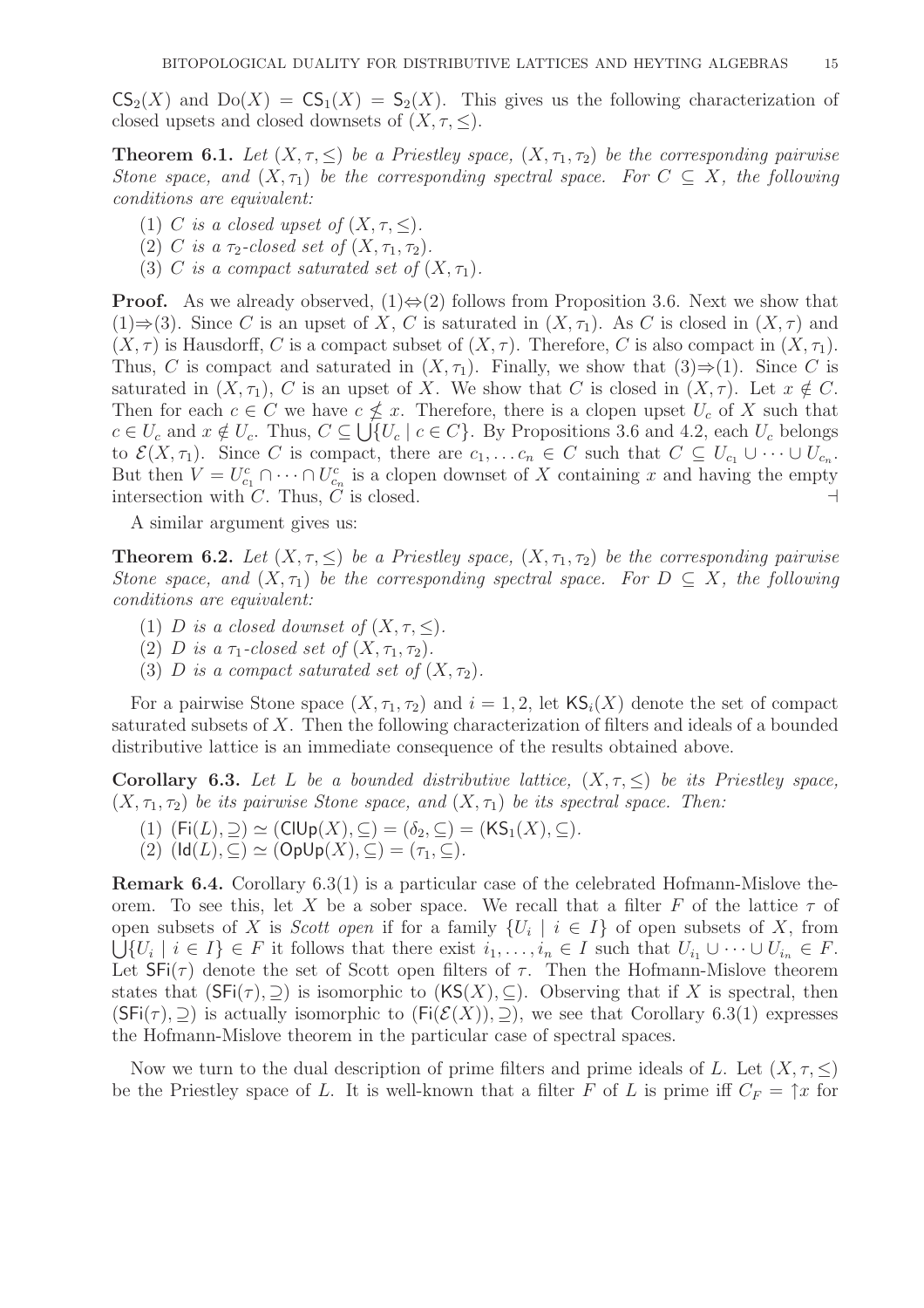$\mathsf{CS}_2(X)$ and $\mathrm{Do}(X) = \mathsf{CS}_1(X) = \mathsf{S}_2(X)$. This gives us the following characterization of closed upsets and closed downsets of $(X, \tau, \leq)$.

**Theorem 6.1.** *Let $(X, \tau, \leq)$ be a Priestley space, $(X, \tau_1, \tau_2)$ be the corresponding pairwise Stone space, and $(X, \tau_1)$ be the corresponding spectral space. For $C \subseteq X$, the following conditions are equivalent:*

1. *$C$ is a closed upset of $(X, \tau, \leq)$.*
2. *$C$ is a $\tau_2$-closed set of $(X, \tau_1, \tau_2)$.*
3. *$C$ is a compact saturated set of $(X, \tau_1)$.*

**Proof.** As we already observed, (1)$\Leftrightarrow$(2) follows from Proposition 3.6. Next we show that (1)$\Rightarrow$(3). Since $C$ is an upset of $X$, $C$ is saturated in $(X, \tau_1)$. As $C$ is closed in $(X, \tau)$ and $(X, \tau)$ is Hausdorff, $C$ is a compact subset of $(X, \tau)$. Therefore, $C$ is also compact in $(X, \tau_1)$. Thus, $C$ is compact and saturated in $(X, \tau_1)$. Finally, we show that (3)$\Rightarrow$(1). Since $C$ is saturated in $(X, \tau_1)$, $C$ is an upset of $X$. We show that $C$ is closed in $(X, \tau)$. Let $x \notin C$. Then for each $c \in C$ we have $c \nleq x$. Therefore, there is a clopen upset $U_c$ of $X$ such that $c \in U_c$ and $x \notin U_c$. Thus, $C \subseteq \bigcup\{U_c \mid c \in C\}$. By Propositions 3.6 and 4.2, each $U_c$ belongs to $\mathcal{E}(X, \tau_1)$. Since $C$ is compact, there are $c_1, \dots c_n \in C$ such that $C \subseteq U_{c_1} \cup \cdots \cup U_{c_n}$. But then $V = U_{c_1}^c \cap \cdots \cap U_{c_n}^c$ is a clopen downset of $X$ containing $x$ and having the empty intersection with $C$. Thus, $C$ is closed. $\dashv$

A similar argument gives us:

**Theorem 6.2.** *Let $(X, \tau, \leq)$ be a Priestley space, $(X, \tau_1, \tau_2)$ be the corresponding pairwise Stone space, and $(X, \tau_1)$ be the corresponding spectral space. For $D \subseteq X$, the following conditions are equivalent:*

1. *$D$ is a closed downset of $(X, \tau, \leq)$.*
2. *$D$ is a $\tau_1$-closed set of $(X, \tau_1, \tau_2)$.*
3. *$D$ is a compact saturated set of $(X, \tau_2)$.*

For a pairwise Stone space $(X, \tau_1, \tau_2)$ and $i = 1, 2$, let $\mathsf{KS}_i(X)$ denote the set of compact saturated subsets of $X$. Then the following characterization of filters and ideals of a bounded distributive lattice is an immediate consequence of the results obtained above.

**Corollary 6.3.** *Let $L$ be a bounded distributive lattice, $(X, \tau, \leq)$ be its Priestley space, $(X, \tau_1, \tau_2)$ be its pairwise Stone space, and $(X, \tau_1)$ be its spectral space. Then:*

1. $(\mathsf{Fi}(L), \supseteq) \simeq (\mathsf{ClUp}(X), \subseteq) = (\delta_2, \subseteq) = (\mathsf{KS}_1(X), \subseteq)$.
2. $(\mathsf{Id}(L), \subseteq) \simeq (\mathsf{OpUp}(X), \subseteq) = (\tau_1, \subseteq)$.

**Remark 6.4.** Corollary 6.3(1) is a particular case of the celebrated Hofmann-Mislove theorem. To see this, let $X$ be a sober space. We recall that a filter $F$ of the lattice $\tau$ of open subsets of $X$ is *Scott open* if for a family $\{U_i \mid i \in I\}$ of open subsets of $X$, from $\bigcup\{U_i \mid i \in I\} \in F$ it follows that there exist $i_1, \dots, i_n \in I$ such that $U_{i_1} \cup \cdots \cup U_{i_n} \in F$. Let $\mathsf{SFi}(\tau)$ denote the set of Scott open filters of $\tau$. Then the Hofmann-Mislove theorem states that $(\mathsf{SFi}(\tau), \supseteq)$ is isomorphic to $(\mathsf{KS}(X), \subseteq)$. Observing that if $X$ is spectral, then $(\mathsf{SFi}(\tau), \supseteq)$ is actually isomorphic to $(\mathsf{Fi}(\mathcal{E}(X)), \supseteq)$, we see that Corollary 6.3(1) expresses the Hofmann-Mislove theorem in the particular case of spectral spaces.

Now we turn to the dual description of prime filters and prime ideals of $L$. Let $(X, \tau, \leq)$ be the Priestley space of $L$. It is well-known that a filter $F$ of $L$ is prime iff $C_F = {\uparrow}x$ for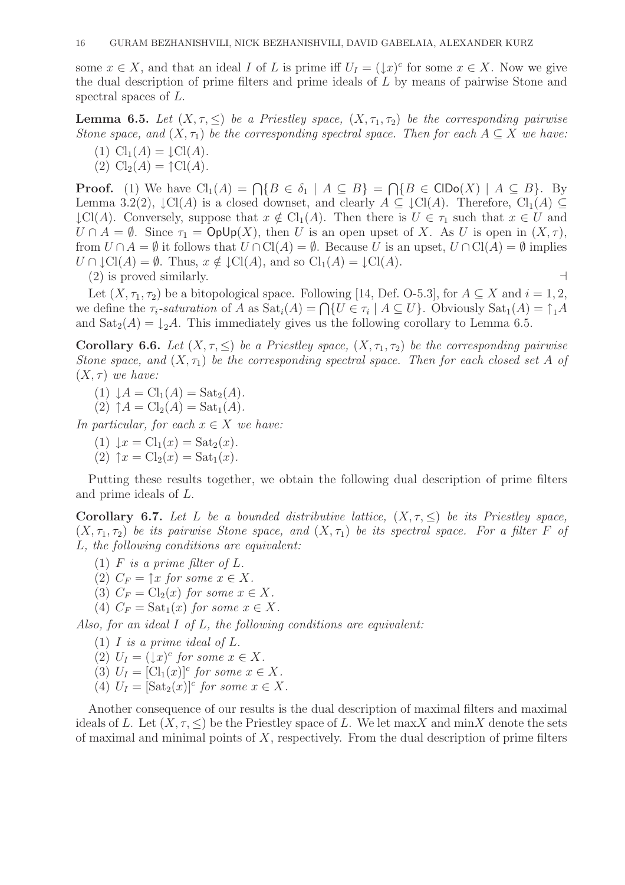some $x \in X$, and that an ideal $I$ of $L$ is prime iff $U_I = (\downarrow x)^c$ for some $x \in X$. Now we give the dual description of prime filters and prime ideals of $L$ by means of pairwise Stone and spectral spaces of $L$.

**Lemma 6.5.** *Let $(X, \tau, \leq)$ be a Priestley space, $(X, \tau_1, \tau_2)$ be the corresponding pairwise Stone space, and $(X, \tau_1)$ be the corresponding spectral space. Then for each $A \subseteq X$ we have:*

(1) $\mathrm{Cl}_1(A) = \downarrow\mathrm{Cl}(A)$.
(2) $\mathrm{Cl}_2(A) = \uparrow\mathrm{Cl}(A)$.

**Proof.** (1) We have $\mathrm{Cl}_1(A) = \bigcap\{B \in \delta_1 \mid A \subseteq B\} = \bigcap\{B \in \mathsf{ClDo}(X) \mid A \subseteq B\}$. By Lemma 3.2(2), $\downarrow\mathrm{Cl}(A)$ is a closed downset, and clearly $A \subseteq \downarrow\mathrm{Cl}(A)$. Therefore, $\mathrm{Cl}_1(A) \subseteq \downarrow\mathrm{Cl}(A)$. Conversely, suppose that $x \notin \mathrm{Cl}_1(A)$. Then there is $U \in \tau_1$ such that $x \in U$ and $U \cap A = \emptyset$. Since $\tau_1 = \mathsf{OpUp}(X)$, then $U$ is an open upset of $X$. As $U$ is open in $(X, \tau)$, from $U \cap A = \emptyset$ it follows that $U \cap \mathrm{Cl}(A) = \emptyset$. Because $U$ is an upset, $U \cap \mathrm{Cl}(A) = \emptyset$ implies $U \cap \downarrow\mathrm{Cl}(A) = \emptyset$. Thus, $x \notin \downarrow\mathrm{Cl}(A)$, and so $\mathrm{Cl}_1(A) = \downarrow\mathrm{Cl}(A)$.

(2) is proved similarly. ⊣

Let $(X, \tau_1, \tau_2)$ be a bitopological space. Following [14, Def. O-5.3], for $A \subseteq X$ and $i = 1, 2$, we define the *$\tau_i$-saturation* of $A$ as $\mathrm{Sat}_i(A) = \bigcap\{U \in \tau_i \mid A \subseteq U\}$. Obviously $\mathrm{Sat}_1(A) = \uparrow_1 A$ and $\mathrm{Sat}_2(A) = \downarrow_2 A$. This immediately gives us the following corollary to Lemma 6.5.

**Corollary 6.6.** *Let $(X, \tau, \leq)$ be a Priestley space, $(X, \tau_1, \tau_2)$ be the corresponding pairwise Stone space, and $(X, \tau_1)$ be the corresponding spectral space. Then for each closed set $A$ of $(X, \tau)$ we have:*

(1) $\downarrow A = \mathrm{Cl}_1(A) = \mathrm{Sat}_2(A)$.
(2) $\uparrow A = \mathrm{Cl}_2(A) = \mathrm{Sat}_1(A)$.

*In particular, for each $x \in X$ we have:*

(1) $\downarrow x = \mathrm{Cl}_1(x) = \mathrm{Sat}_2(x)$.
(2) $\uparrow x = \mathrm{Cl}_2(x) = \mathrm{Sat}_1(x)$.

Putting these results together, we obtain the following dual description of prime filters and prime ideals of $L$.

**Corollary 6.7.** *Let $L$ be a bounded distributive lattice, $(X, \tau, \leq)$ be its Priestley space, $(X, \tau_1, \tau_2)$ be its pairwise Stone space, and $(X, \tau_1)$ be its spectral space. For a filter $F$ of $L$, the following conditions are equivalent:*

(1) *$F$ is a prime filter of $L$.*
(2) *$C_F = \uparrow x$ for some $x \in X$.*
(3) *$C_F = \mathrm{Cl}_2(x)$ for some $x \in X$.*
(4) *$C_F = \mathrm{Sat}_1(x)$ for some $x \in X$.*

*Also, for an ideal $I$ of $L$, the following conditions are equivalent:*

(1) *$I$ is a prime ideal of $L$.*
(2) *$U_I = (\downarrow x)^c$ for some $x \in X$.*
(3) *$U_I = [\mathrm{Cl}_1(x)]^c$ for some $x \in X$.*
(4) *$U_I = [\mathrm{Sat}_2(x)]^c$ for some $x \in X$.*

Another consequence of our results is the dual description of maximal filters and maximal ideals of $L$. Let $(X, \tau, \leq)$ be the Priestley space of $L$. We let $\max X$ and $\min X$ denote the sets of maximal and minimal points of $X$, respectively. From the dual description of prime filters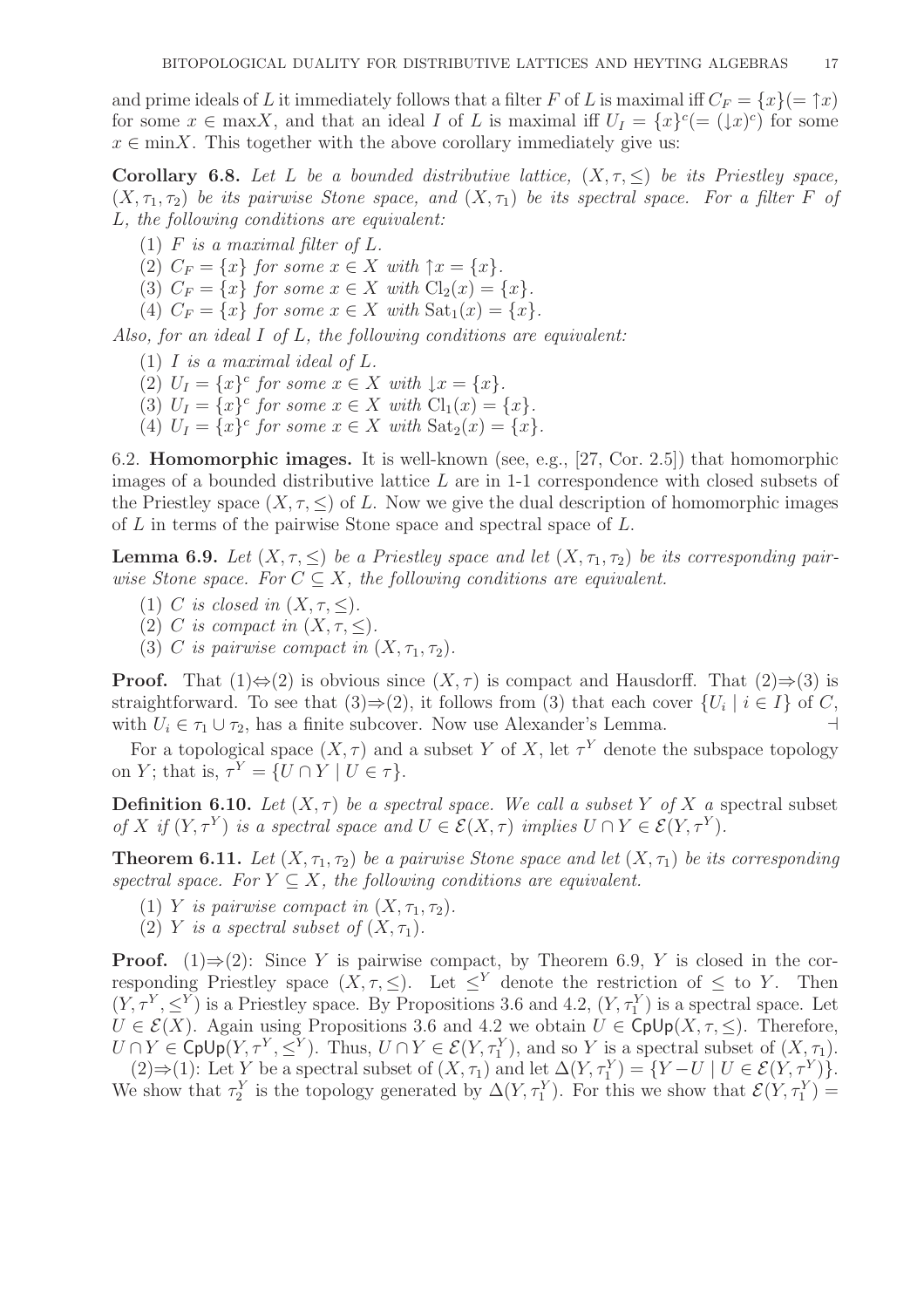and prime ideals of $L$ it immediately follows that a filter $F$ of $L$ is maximal iff $C_F = \{x\} (= \uparrow x)$ for some $x \in \max X$, and that an ideal $I$ of $L$ is maximal iff $U_I = \{x\}^c (= (\downarrow x)^c)$ for some $x \in \min X$. This together with the above corollary immediately give us:

**Corollary 6.8.** *Let $L$ be a bounded distributive lattice, $(X, \tau, \leq)$ be its Priestley space, $(X, \tau_1, \tau_2)$ be its pairwise Stone space, and $(X, \tau_1)$ be its spectral space. For a filter $F$ of $L$, the following conditions are equivalent:*

(1) *$F$ is a maximal filter of $L$.*
(2) *$C_F = \{x\}$ for some $x \in X$ with $\uparrow x = \{x\}$.*
(3) *$C_F = \{x\}$ for some $x \in X$ with $\mathrm{Cl}_2(x) = \{x\}$.*
(4) *$C_F = \{x\}$ for some $x \in X$ with $\mathrm{Sat}_1(x) = \{x\}$.*

*Also, for an ideal $I$ of $L$, the following conditions are equivalent:*

(1) *$I$ is a maximal ideal of $L$.*
(2) *$U_I = \{x\}^c$ for some $x \in X$ with $\downarrow x = \{x\}$.*
(3) *$U_I = \{x\}^c$ for some $x \in X$ with $\mathrm{Cl}_1(x) = \{x\}$.*
(4) *$U_I = \{x\}^c$ for some $x \in X$ with $\mathrm{Sat}_2(x) = \{x\}$.*

6.2. **Homomorphic images.** It is well-known (see, e.g., [27, Cor. 2.5]) that homomorphic images of a bounded distributive lattice $L$ are in 1-1 correspondence with closed subsets of the Priestley space $(X, \tau, \leq)$ of $L$. Now we give the dual description of homomorphic images of $L$ in terms of the pairwise Stone space and spectral space of $L$.

**Lemma 6.9.** *Let $(X, \tau, \leq)$ be a Priestley space and let $(X, \tau_1, \tau_2)$ be its corresponding pairwise Stone space. For $C \subseteq X$, the following conditions are equivalent.*

(1) *$C$ is closed in $(X, \tau, \leq)$.*
(2) *$C$ is compact in $(X, \tau, \leq)$.*
(3) *$C$ is pairwise compact in $(X, \tau_1, \tau_2)$.*

**Proof.** That (1)⇔(2) is obvious since $(X, \tau)$ is compact and Hausdorff. That (2)⇒(3) is straightforward. To see that (3)⇒(2), it follows from (3) that each cover $\{U_i \mid i \in I\}$ of $C$, with $U_i \in \tau_1 \cup \tau_2$, has a finite subcover. Now use Alexander's Lemma. ⊣

For a topological space $(X, \tau)$ and a subset $Y$ of $X$, let $\tau^Y$ denote the subspace topology on $Y$; that is, $\tau^Y = \{U \cap Y \mid U \in \tau\}$.

**Definition 6.10.** *Let $(X, \tau)$ be a spectral space. We call a subset $Y$ of $X$ a* spectral subset *of $X$ if $(Y, \tau^Y)$ is a spectral space and $U \in \mathcal{E}(X, \tau)$ implies $U \cap Y \in \mathcal{E}(Y, \tau^Y)$.*

**Theorem 6.11.** *Let $(X, \tau_1, \tau_2)$ be a pairwise Stone space and let $(X, \tau_1)$ be its corresponding spectral space. For $Y \subseteq X$, the following conditions are equivalent.*

(1) *$Y$ is pairwise compact in $(X, \tau_1, \tau_2)$.*
(2) *$Y$ is a spectral subset of $(X, \tau_1)$.*

**Proof.** (1)⇒(2): Since $Y$ is pairwise compact, by Theorem 6.9, $Y$ is closed in the corresponding Priestley space $(X, \tau, \leq)$. Let $\leq^Y$ denote the restriction of $\leq$ to $Y$. Then $(Y, \tau^Y, \leq^Y)$ is a Priestley space. By Propositions 3.6 and 4.2, $(Y, \tau_1^Y)$ is a spectral space. Let $U \in \mathcal{E}(X)$. Again using Propositions 3.6 and 4.2 we obtain $U \in \mathsf{CpUp}(X, \tau, \leq)$. Therefore, $U \cap Y \in \mathsf{CpUp}(Y, \tau^Y, \leq^Y)$. Thus, $U \cap Y \in \mathcal{E}(Y, \tau_1^Y)$, and so $Y$ is a spectral subset of $(X, \tau_1)$.

(2)⇒(1): Let $Y$ be a spectral subset of $(X, \tau_1)$ and let $\Delta(Y, \tau_1^Y) = \{Y - U \mid U \in \mathcal{E}(Y, \tau^Y)\}$. We show that $\tau_2^Y$ is the topology generated by $\Delta(Y, \tau_1^Y)$. For this we show that $\mathcal{E}(Y, \tau_1^Y) =$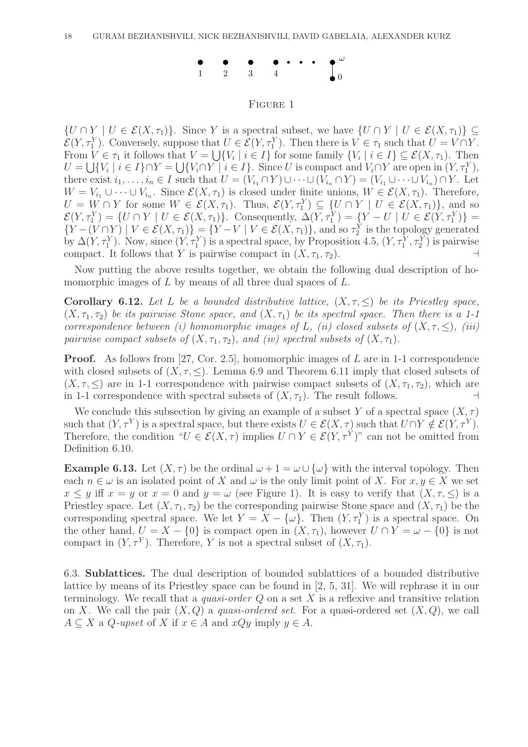FIGURE 1

$\{U \cap Y \mid U \in \mathcal{E}(X, \tau_1)\}$. Since $Y$ is a spectral subset, we have $\{U \cap Y \mid U \in \mathcal{E}(X, \tau_1)\} \subseteq \mathcal{E}(Y, \tau_1^Y)$. Conversely, suppose that $U \in \mathcal{E}(Y, \tau_1^Y)$. Then there is $V \in \tau_1$ such that $U = V \cap Y$. From $V \in \tau_1$ it follows that $V = \bigcup\{V_i \mid i \in I\}$ for some family $\{V_i \mid i \in I\} \subseteq \mathcal{E}(X, \tau_1)$. Then $U = \bigcup\{V_i \mid i \in I\} \cap Y = \bigcup\{V_i \cap Y \mid i \in I\}$. Since $U$ is compact and $V_i \cap Y$ are open in $(Y, \tau_1^Y)$, there exist $i_1, \ldots, i_n \in I$ such that $U = (V_{i_1} \cap Y) \cup \cdots \cup (V_{i_n} \cap Y) = (V_{i_1} \cup \cdots \cup V_{i_n}) \cap Y$. Let $W = V_{i_1} \cup \cdots \cup V_{i_n}$. Since $\mathcal{E}(X, \tau_1)$ is closed under finite unions, $W \in \mathcal{E}(X, \tau_1)$. Therefore, $U = W \cap Y$ for some $W \in \mathcal{E}(X, \tau_1)$. Thus, $\mathcal{E}(Y, \tau_1^Y) \subseteq \{U \cap Y \mid U \in \mathcal{E}(X, \tau_1)\}$, and so $\mathcal{E}(Y, \tau_1^Y) = \{U \cap Y \mid U \in \mathcal{E}(X, \tau_1)\}$. Consequently, $\Delta(Y, \tau_1^Y) = \{Y - U \mid U \in \mathcal{E}(Y, \tau_1^Y)\} = \{Y - (V \cap Y) \mid V \in \mathcal{E}(X, \tau_1)\} = \{Y - V \mid V \in \mathcal{E}(X, \tau_1)\}$, and so $\tau_2^Y$ is the topology generated by $\Delta(Y, \tau_1^Y)$. Now, since $(Y, \tau_1^Y)$ is a spectral space, by Proposition 4.5, $(Y, \tau_1^Y, \tau_2^Y)$ is pairwise compact. It follows that $Y$ is pairwise compact in $(X, \tau_1, \tau_2)$. ⊣

Now putting the above results together, we obtain the following dual description of homomorphic images of $L$ by means of all three dual spaces of $L$.

**Corollary 6.12.** *Let $L$ be a bounded distributive lattice, $(X, \tau, \leq)$ be its Priestley space, $(X, \tau_1, \tau_2)$ be its pairwise Stone space, and $(X, \tau_1)$ be its spectral space. Then there is a 1-1 correspondence between (i) homomorphic images of $L$, (ii) closed subsets of $(X, \tau, \leq)$, (iii) pairwise compact subsets of $(X, \tau_1, \tau_2)$, and (iv) spectral subsets of $(X, \tau_1)$.*

**Proof.** As follows from [27, Cor. 2.5], homomorphic images of $L$ are in 1-1 correspondence with closed subsets of $(X, \tau, \leq)$. Lemma 6.9 and Theorem 6.11 imply that closed subsets of $(X, \tau, \leq)$ are in 1-1 correspondence with pairwise compact subsets of $(X, \tau_1, \tau_2)$, which are in 1-1 correspondence with spectral subsets of $(X, \tau_1)$. The result follows. ⊣

We conclude this subsection by giving an example of a subset $Y$ of a spectral space $(X, \tau)$ such that $(Y, \tau^Y)$ is a spectral space, but there exists $U \in \mathcal{E}(X, \tau)$ such that $U \cap Y \notin \mathcal{E}(Y, \tau^Y)$. Therefore, the condition "$U \in \mathcal{E}(X, \tau)$ implies $U \cap Y \in \mathcal{E}(Y, \tau^Y)$" can not be omitted from Definition 6.10.

**Example 6.13.** Let $(X, \tau)$ be the ordinal $\omega + 1 = \omega \cup \{\omega\}$ with the interval topology. Then each $n \in \omega$ is an isolated point of $X$ and $\omega$ is the only limit point of $X$. For $x, y \in X$ we set $x \leq y$ iff $x = y$ or $x = 0$ and $y = \omega$ (see Figure 1). It is easy to verify that $(X, \tau, \leq)$ is a Priestley space. Let $(X, \tau_1, \tau_2)$ be the corresponding pairwise Stone space and $(X, \tau_1)$ be the corresponding spectral space. We let $Y = X - \{\omega\}$. Then $(Y, \tau_1^Y)$ is a spectral space. On the other hand, $U = X - \{0\}$ is compact open in $(X, \tau_1)$, however $U \cap Y = \omega - \{0\}$ is not compact in $(Y, \tau^Y)$. Therefore, $Y$ is not a spectral subset of $(X, \tau_1)$.

6.3. **Sublattices.** The dual description of bounded sublattices of a bounded distributive lattice by means of its Priestley space can be found in [2, 5, 31]. We will rephrase it in our terminology. We recall that a *quasi-order* $Q$ on a set $X$ is a reflexive and transitive relation on $X$. We call the pair $(X, Q)$ a *quasi-ordered set*. For a quasi-ordered set $(X, Q)$, we call $A \subseteq X$ a *$Q$-upset* of $X$ if $x \in A$ and $xQy$ imply $y \in A$.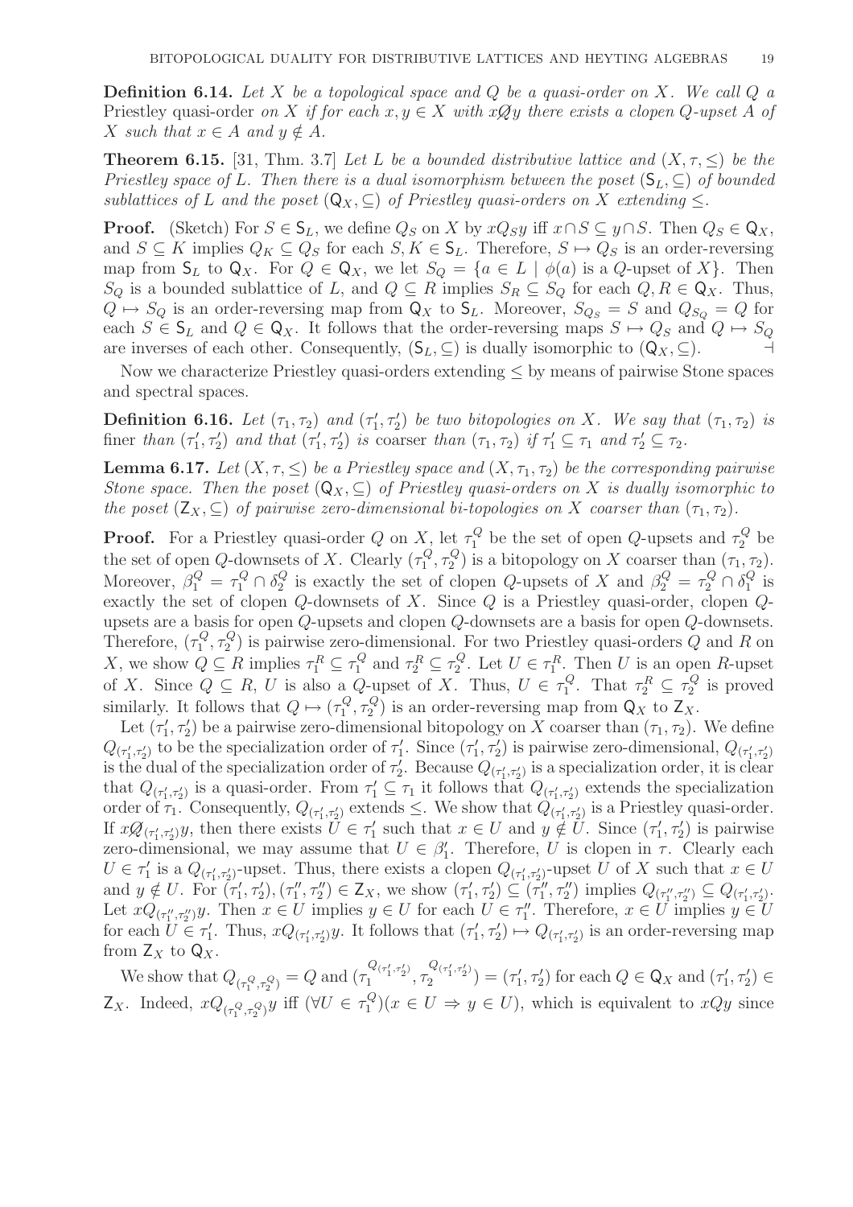**Definition 6.14.** *Let $X$ be a topological space and $Q$ be a quasi-order on $X$. We call $Q$ a* Priestley quasi-order *on $X$ if for each $x, y \in X$ with $x \not\!Q y$ there exists a clopen $Q$-upset $A$ of $X$ such that $x \in A$ and $y \notin A$.*

**Theorem 6.15.** [31, Thm. 3.7] *Let $L$ be a bounded distributive lattice and $(X, \tau, \leq)$ be the Priestley space of $L$. Then there is a dual isomorphism between the poset $(\mathsf{S}_L, \subseteq)$ of bounded sublattices of $L$ and the poset $(\mathsf{Q}_X, \subseteq)$ of Priestley quasi-orders on $X$ extending $\leq$.*

**Proof.** (Sketch) For $S \in \mathsf{S}_L$, we define $Q_S$ on $X$ by $xQ_Sy$ iff $x \cap S \subseteq y \cap S$. Then $Q_S \in \mathsf{Q}_X$, and $S \subseteq K$ implies $Q_K \subseteq Q_S$ for each $S, K \in \mathsf{S}_L$. Therefore, $S \mapsto Q_S$ is an order-reversing map from $\mathsf{S}_L$ to $\mathsf{Q}_X$. For $Q \in \mathsf{Q}_X$, we let $S_Q = \{a \in L \mid \phi(a) \text{ is a } Q\text{-upset of } X\}$. Then $S_Q$ is a bounded sublattice of $L$, and $Q \subseteq R$ implies $S_R \subseteq S_Q$ for each $Q, R \in \mathsf{Q}_X$. Thus, $Q \mapsto S_Q$ is an order-reversing map from $\mathsf{Q}_X$ to $\mathsf{S}_L$. Moreover, $S_{Q_S} = S$ and $Q_{S_Q} = Q$ for each $S \in \mathsf{S}_L$ and $Q \in \mathsf{Q}_X$. It follows that the order-reversing maps $S \mapsto Q_S$ and $Q \mapsto S_Q$ are inverses of each other. Consequently, $(\mathsf{S}_L, \subseteq)$ is dually isomorphic to $(\mathsf{Q}_X, \subseteq)$. $\dashv$

Now we characterize Priestley quasi-orders extending $\leq$ by means of pairwise Stone spaces and spectral spaces.

**Definition 6.16.** *Let $(\tau_1, \tau_2)$ and $(\tau'_1, \tau'_2)$ be two bitopologies on $X$. We say that $(\tau_1, \tau_2)$ is* finer *than $(\tau'_1, \tau'_2)$ and that $(\tau'_1, \tau'_2)$ is* coarser *than $(\tau_1, \tau_2)$ if $\tau'_1 \subseteq \tau_1$ and $\tau'_2 \subseteq \tau_2$.*

**Lemma 6.17.** *Let $(X, \tau, \leq)$ be a Priestley space and $(X, \tau_1, \tau_2)$ be the corresponding pairwise Stone space. Then the poset $(\mathsf{Q}_X, \subseteq)$ of Priestley quasi-orders on $X$ is dually isomorphic to the poset $(\mathsf{Z}_X, \subseteq)$ of pairwise zero-dimensional bi-topologies on $X$ coarser than $(\tau_1, \tau_2)$.*

**Proof.** For a Priestley quasi-order $Q$ on $X$, let $\tau_1^Q$ be the set of open $Q$-upsets and $\tau_2^Q$ be the set of open $Q$-downsets of $X$. Clearly $(\tau_1^Q, \tau_2^Q)$ is a bitopology on $X$ coarser than $(\tau_1, \tau_2)$. Moreover, $\beta_1^Q = \tau_1^Q \cap \delta_2^Q$ is exactly the set of clopen $Q$-upsets of $X$ and $\beta_2^Q = \tau_2^Q \cap \delta_1^Q$ is exactly the set of clopen $Q$-downsets of $X$. Since $Q$ is a Priestley quasi-order, clopen $Q$-upsets are a basis for open $Q$-upsets and clopen $Q$-downsets are a basis for open $Q$-downsets. Therefore, $(\tau_1^Q, \tau_2^Q)$ is pairwise zero-dimensional. For two Priestley quasi-orders $Q$ and $R$ on $X$, we show $Q \subseteq R$ implies $\tau_1^R \subseteq \tau_1^Q$ and $\tau_2^R \subseteq \tau_2^Q$. Let $U \in \tau_1^R$. Then $U$ is an open $R$-upset of $X$. Since $Q \subseteq R$, $U$ is also a $Q$-upset of $X$. Thus, $U \in \tau_1^Q$. That $\tau_2^R \subseteq \tau_2^Q$ is proved similarly. It follows that $Q \mapsto (\tau_1^Q, \tau_2^Q)$ is an order-reversing map from $\mathsf{Q}_X$ to $\mathsf{Z}_X$.

Let $(\tau'_1, \tau'_2)$ be a pairwise zero-dimensional bitopology on $X$ coarser than $(\tau_1, \tau_2)$. We define $Q_{(\tau'_1,\tau'_2)}$ to be the specialization order of $\tau'_1$. Since $(\tau'_1, \tau'_2)$ is pairwise zero-dimensional, $Q_{(\tau'_1,\tau'_2)}$ is the dual of the specialization order of $\tau'_2$. Because $Q_{(\tau'_1,\tau'_2)}$ is a specialization order, it is clear that $Q_{(\tau'_1,\tau'_2)}$ is a quasi-order. From $\tau'_1 \subseteq \tau_1$ it follows that $Q_{(\tau'_1,\tau'_2)}$ extends the specialization order of $\tau_1$. Consequently, $Q_{(\tau'_1,\tau'_2)}$ extends $\leq$. We show that $Q_{(\tau'_1,\tau'_2)}$ is a Priestley quasi-order. If $x \not\!Q_{(\tau'_1,\tau'_2)} y$, then there exists $U \in \tau'_1$ such that $x \in U$ and $y \notin U$. Since $(\tau'_1, \tau'_2)$ is pairwise zero-dimensional, we may assume that $U \in \beta'_1$. Therefore, $U$ is clopen in $\tau$. Clearly each $U \in \tau'_1$ is a $Q_{(\tau'_1,\tau'_2)}$-upset. Thus, there exists a clopen $Q_{(\tau'_1,\tau'_2)}$-upset $U$ of $X$ such that $x \in U$ and $y \notin U$. For $(\tau'_1, \tau'_2), (\tau''_1, \tau''_2) \in \mathsf{Z}_X$, we show $(\tau'_1, \tau'_2) \subseteq (\tau''_1, \tau''_2)$ implies $Q_{(\tau''_1,\tau''_2)} \subseteq Q_{(\tau'_1,\tau'_2)}$. Let $xQ_{(\tau''_1,\tau''_2)}y$. Then $x \in U$ implies $y \in U$ for each $U \in \tau''_1$. Therefore, $x \in U$ implies $y \in U$ for each $U \in \tau'_1$. Thus, $xQ_{(\tau'_1,\tau'_2)}y$. It follows that $(\tau'_1, \tau'_2) \mapsto Q_{(\tau'_1,\tau'_2)}$ is an order-reversing map from $\mathsf{Z}_X$ to $\mathsf{Q}_X$.

We show that $Q_{(\tau_1^Q, \tau_2^Q)} = Q$ and $(\tau_1^{Q_{(\tau'_1,\tau'_2)}}, \tau_2^{Q_{(\tau'_1,\tau'_2)}}) = (\tau'_1, \tau'_2)$ for each $Q \in \mathsf{Q}_X$ and $(\tau'_1, \tau'_2) \in \mathsf{Z}_X$. Indeed, $xQ_{(\tau_1^Q,\tau_2^Q)}y$ iff $(\forall U \in \tau_1^Q)(x \in U \Rightarrow y \in U)$, which is equivalent to $xQy$ since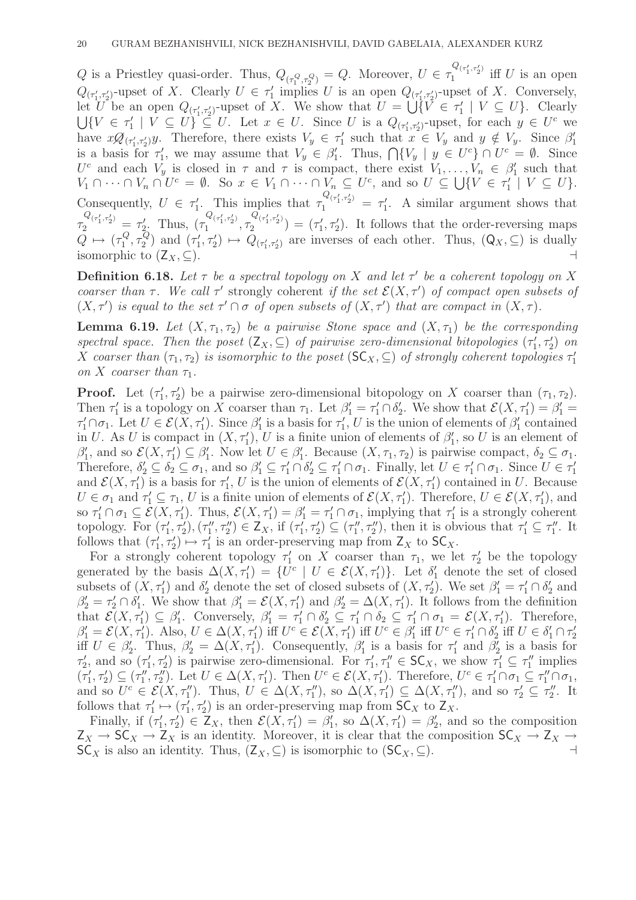$Q$ is a Priestley quasi-order. Thus, $Q_{(\tau_1^Q,\tau_2^Q)} = Q$. Moreover, $U \in \tau_1^{Q_{(\tau_1',\tau_2')}}$ iff $U$ is an open $Q_{(\tau_1',\tau_2')}$-upset of $X$. Clearly $U \in \tau_1'$ implies $U$ is an open $Q_{(\tau_1',\tau_2')}$-upset of $X$. Conversely, let $U$ be an open $Q_{(\tau_1',\tau_2')}$-upset of $X$. We show that $U = \bigcup\{V \in \tau_1' \mid V \subseteq U\}$. Clearly $\bigcup\{V \in \tau_1' \mid V \subseteq U\} \subseteq U$. Let $x \in U$. Since $U$ is a $Q_{(\tau_1',\tau_2')}$-upset, for each $y \in U^c$ we have $x \not\!Q_{(\tau_1',\tau_2')} y$. Therefore, there exists $V_y \in \tau_1'$ such that $x \in V_y$ and $y \notin V_y$. Since $\beta_1'$ is a basis for $\tau_1'$, we may assume that $V_y \in \beta_1'$. Thus, $\bigcap\{V_y \mid y \in U^c\} \cap U^c = \emptyset$. Since $U^c$ and each $V_y$ is closed in $\tau$ and $\tau$ is compact, there exist $V_1, \dots, V_n \in \beta_1'$ such that $V_1 \cap \dots \cap V_n \cap U^c = \emptyset$. So $x \in V_1 \cap \dots \cap V_n \subseteq U^c$, and so $U \subseteq \bigcup\{V \in \tau_1' \mid V \subseteq U\}$. Consequently, $U \in \tau_1'$. This implies that $\tau_1^{Q_{(\tau_1',\tau_2')}} = \tau_1'$. A similar argument shows that $\tau_2^{Q_{(\tau_1',\tau_2')}} = \tau_2'$. Thus, $(\tau_1^{Q_{(\tau_1',\tau_2')}}, \tau_2^{Q_{(\tau_1',\tau_2')}}) = (\tau_1', \tau_2')$. It follows that the order-reversing maps $Q \mapsto (\tau_1^Q, \tau_2^Q)$ and $(\tau_1', \tau_2') \mapsto Q_{(\tau_1',\tau_2')}$ are inverses of each other. Thus, $(\mathsf{Q}_X, \subseteq)$ is dually isomorphic to $(\mathsf{Z}_X, \subseteq)$. ⊣

**Definition 6.18.** *Let $\tau$ be a spectral topology on $X$ and let $\tau'$ be a coherent topology on $X$ coarser than $\tau$. We call $\tau'$* strongly coherent *if the set $\mathcal{E}(X, \tau')$ of compact open subsets of $(X, \tau')$ is equal to the set $\tau' \cap \sigma$ of open subsets of $(X, \tau')$ that are compact in $(X, \tau)$.*

**Lemma 6.19.** *Let $(X, \tau_1, \tau_2)$ be a pairwise Stone space and $(X, \tau_1)$ be the corresponding spectral space. Then the poset $(\mathsf{Z}_X, \subseteq)$ of pairwise zero-dimensional bitopologies $(\tau_1', \tau_2')$ on $X$ coarser than $(\tau_1, \tau_2)$ is isomorphic to the poset $(\mathsf{SC}_X, \subseteq)$ of strongly coherent topologies $\tau_1'$ on $X$ coarser than $\tau_1$.*

**Proof.** Let $(\tau_1', \tau_2')$ be a pairwise zero-dimensional bitopology on $X$ coarser than $(\tau_1, \tau_2)$. Then $\tau_1'$ is a topology on $X$ coarser than $\tau_1$. Let $\beta_1' = \tau_1' \cap \delta_2'$. We show that $\mathcal{E}(X, \tau_1') = \beta_1' = \tau_1' \cap \sigma_1$. Let $U \in \mathcal{E}(X, \tau_1')$. Since $\beta_1'$ is a basis for $\tau_1'$, $U$ is the union of elements of $\beta_1'$ contained in $U$. As $U$ is compact in $(X, \tau_1')$, $U$ is a finite union of elements of $\beta_1'$, so $U$ is an element of $\beta_1'$, and so $\mathcal{E}(X, \tau_1') \subseteq \beta_1'$. Now let $U \in \beta_1'$. Because $(X, \tau_1, \tau_2)$ is pairwise compact, $\delta_2 \subseteq \sigma_1$. Therefore, $\delta_2' \subseteq \delta_2 \subseteq \sigma_1$, and so $\beta_1' \subseteq \tau_1' \cap \delta_2' \subseteq \tau_1' \cap \sigma_1$. Finally, let $U \in \tau_1' \cap \sigma_1$. Since $U \in \tau_1'$ and $\mathcal{E}(X, \tau_1')$ is a basis for $\tau_1'$, $U$ is the union of elements of $\mathcal{E}(X, \tau_1')$ contained in $U$. Because $U \in \sigma_1$ and $\tau_1' \subseteq \tau_1$, $U$ is a finite union of elements of $\mathcal{E}(X, \tau_1')$. Therefore, $U \in \mathcal{E}(X, \tau_1')$, and so $\tau_1' \cap \sigma_1 \subseteq \mathcal{E}(X, \tau_1')$. Thus, $\mathcal{E}(X, \tau_1') = \beta_1' = \tau_1' \cap \sigma_1$, implying that $\tau_1'$ is a strongly coherent topology. For $(\tau_1', \tau_2'), (\tau_1'', \tau_2'') \in \mathsf{Z}_X$, if $(\tau_1', \tau_2') \subseteq (\tau_1'', \tau_2'')$, then it is obvious that $\tau_1' \subseteq \tau_1''$. It follows that $(\tau_1', \tau_2') \mapsto \tau_1'$ is an order-preserving map from $\mathsf{Z}_X$ to $\mathsf{SC}_X$.

For a strongly coherent topology $\tau_1'$ on $X$ coarser than $\tau_1$, we let $\tau_2'$ be the topology generated by the basis $\Delta(X, \tau_1') = \{U^c \mid U \in \mathcal{E}(X, \tau_1')\}$. Let $\delta_1'$ denote the set of closed subsets of $(X, \tau_1')$ and $\delta_2'$ denote the set of closed subsets of $(X, \tau_2')$. We set $\beta_1' = \tau_1' \cap \delta_2'$ and $\beta_2' = \tau_2' \cap \delta_1'$. We show that $\beta_1' = \mathcal{E}(X, \tau_1')$ and $\beta_2' = \Delta(X, \tau_1')$. It follows from the definition that $\mathcal{E}(X, \tau_1') \subseteq \beta_1'$. Conversely, $\beta_1' = \tau_1' \cap \delta_2' \subseteq \tau_1' \cap \delta_2 \subseteq \tau_1' \cap \sigma_1 = \mathcal{E}(X, \tau_1')$. Therefore, $\beta_1' = \mathcal{E}(X, \tau_1')$. Also, $U \in \Delta(X, \tau_1')$ iff $U^c \in \mathcal{E}(X, \tau_1')$ iff $U^c \in \beta_1'$ iff $U^c \in \tau_1' \cap \delta_2'$ iff $U \in \delta_1' \cap \tau_2'$ iff $U \in \beta_2'$. Thus, $\beta_2' = \Delta(X, \tau_1')$. Consequently, $\beta_1'$ is a basis for $\tau_1'$ and $\beta_2'$ is a basis for $\tau_2'$, and so $(\tau_1', \tau_2')$ is pairwise zero-dimensional. For $\tau_1', \tau_1'' \in \mathsf{SC}_X$, we show $\tau_1' \subseteq \tau_1''$ implies $(\tau_1', \tau_2') \subseteq (\tau_1'', \tau_2'')$. Let $U \in \Delta(X, \tau_1')$. Then $U^c \in \mathcal{E}(X, \tau_1')$. Therefore, $U^c \in \tau_1' \cap \sigma_1 \subseteq \tau_1'' \cap \sigma_1$, and so $U^c \in \mathcal{E}(X, \tau_1'')$. Thus, $U \in \Delta(X, \tau_1'')$, so $\Delta(X, \tau_1') \subseteq \Delta(X, \tau_1'')$, and so $\tau_2' \subseteq \tau_2''$. It follows that $\tau_1' \mapsto (\tau_1', \tau_2')$ is an order-preserving map from $\mathsf{SC}_X$ to $\mathsf{Z}_X$.

Finally, if $(\tau_1', \tau_2') \in \mathsf{Z}_X$, then $\mathcal{E}(X, \tau_1') = \beta_1'$, so $\Delta(X, \tau_1') = \beta_2'$, and so the composition $\mathsf{Z}_X \to \mathsf{SC}_X \to \mathsf{Z}_X$ is an identity. Moreover, it is clear that the composition $\mathsf{SC}_X \to \mathsf{Z}_X \to \mathsf{SC}_X$ is also an identity. Thus, $(\mathsf{Z}_X, \subseteq)$ is isomorphic to $(\mathsf{SC}_X, \subseteq)$. ⊣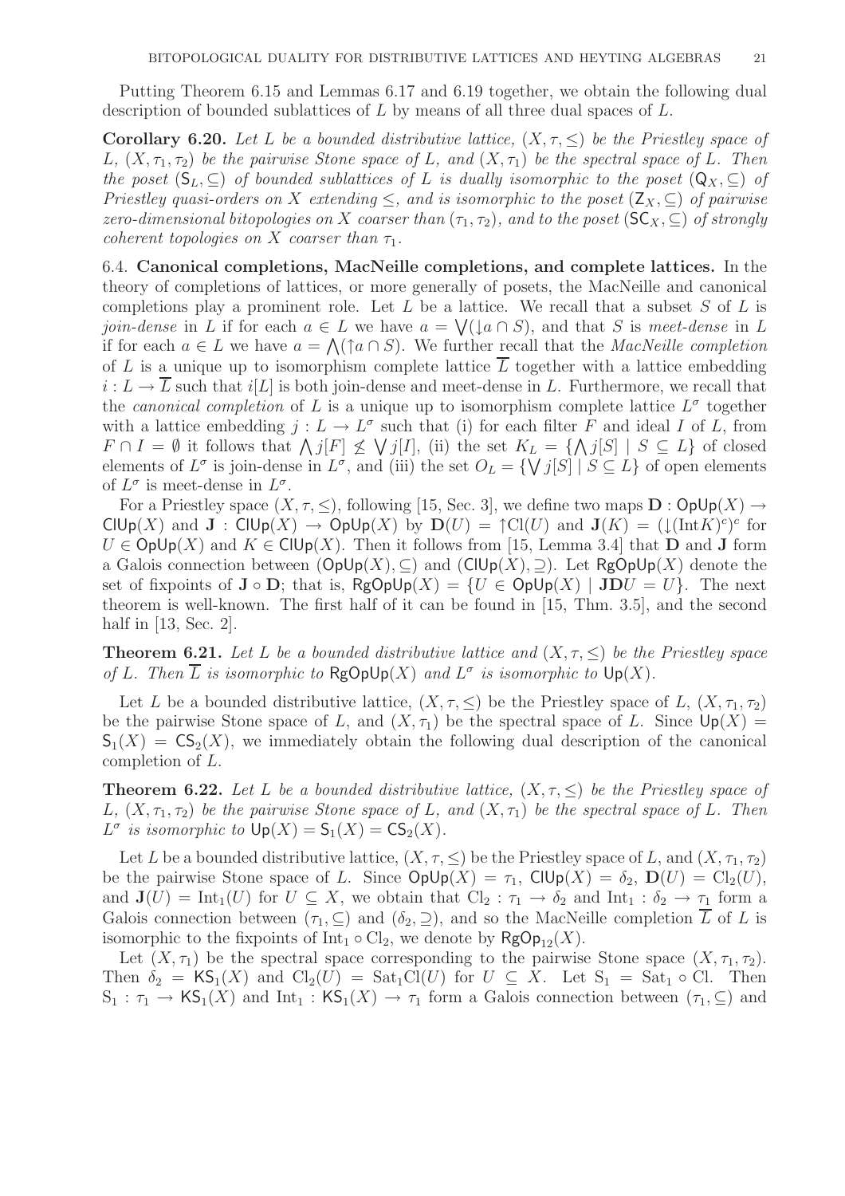Putting Theorem 6.15 and Lemmas 6.17 and 6.19 together, we obtain the following dual description of bounded sublattices of $L$ by means of all three dual spaces of $L$.

**Corollary 6.20.** *Let $L$ be a bounded distributive lattice, $(X, \tau, \leq)$ be the Priestley space of $L$, $(X, \tau_1, \tau_2)$ be the pairwise Stone space of $L$, and $(X, \tau_1)$ be the spectral space of $L$. Then the poset $(\mathsf{S}_L, \subseteq)$ of bounded sublattices of $L$ is dually isomorphic to the poset $(\mathsf{Q}_X, \subseteq)$ of Priestley quasi-orders on $X$ extending $\leq$, and is isomorphic to the poset $(\mathsf{Z}_X, \subseteq)$ of pairwise zero-dimensional bitopologies on $X$ coarser than $(\tau_1, \tau_2)$, and to the poset $(\mathsf{SC}_X, \subseteq)$ of strongly coherent topologies on $X$ coarser than $\tau_1$.*

6.4. **Canonical completions, MacNeille completions, and complete lattices.** In the theory of completions of lattices, or more generally of posets, the MacNeille and canonical completions play a prominent role. Let $L$ be a lattice. We recall that a subset $S$ of $L$ is *join-dense* in $L$ if for each $a \in L$ we have $a = \bigvee(\downarrow a \cap S)$, and that $S$ is *meet-dense* in $L$ if for each $a \in L$ we have $a = \bigwedge(\uparrow a \cap S)$. We further recall that the *MacNeille completion* of $L$ is a unique up to isomorphism complete lattice $\overline{L}$ together with a lattice embedding $i : L \to \overline{L}$ such that $i[L]$ is both join-dense and meet-dense in $L$. Furthermore, we recall that the *canonical completion* of $L$ is a unique up to isomorphism complete lattice $L^\sigma$ together with a lattice embedding $j : L \to L^\sigma$ such that (i) for each filter $F$ and ideal $I$ of $L$, from $F \cap I = \emptyset$ it follows that $\bigwedge j[F] \not\leq \bigvee j[I]$, (ii) the set $K_L = \{\bigwedge j[S] \mid S \subseteq L\}$ of closed elements of $L^\sigma$ is join-dense in $L^\sigma$, and (iii) the set $O_L = \{\bigvee j[S] \mid S \subseteq L\}$ of open elements of $L^\sigma$ is meet-dense in $L^\sigma$.

For a Priestley space $(X, \tau, \leq)$, following [15, Sec. 3], we define two maps $\mathbf{D} : \mathsf{OpUp}(X) \to \mathsf{ClUp}(X)$ and $\mathbf{J} : \mathsf{ClUp}(X) \to \mathsf{OpUp}(X)$ by $\mathbf{D}(U) = \uparrow\mathrm{Cl}(U)$ and $\mathbf{J}(K) = (\downarrow(\mathrm{Int}K)^c)^c$ for $U \in \mathsf{OpUp}(X)$ and $K \in \mathsf{ClUp}(X)$. Then it follows from [15, Lemma 3.4] that $\mathbf{D}$ and $\mathbf{J}$ form a Galois connection between $(\mathsf{OpUp}(X), \subseteq)$ and $(\mathsf{ClUp}(X), \supseteq)$. Let $\mathsf{RgOpUp}(X)$ denote the set of fixpoints of $\mathbf{J} \circ \mathbf{D}$; that is, $\mathsf{RgOpUp}(X) = \{U \in \mathsf{OpUp}(X) \mid \mathbf{JD}U = U\}$. The next theorem is well-known. The first half of it can be found in [15, Thm. 3.5], and the second half in [13, Sec. 2].

**Theorem 6.21.** *Let $L$ be a bounded distributive lattice and $(X, \tau, \leq)$ be the Priestley space of $L$. Then $\overline{L}$ is isomorphic to $\mathsf{RgOpUp}(X)$ and $L^\sigma$ is isomorphic to $\mathsf{Up}(X)$.*

Let $L$ be a bounded distributive lattice, $(X, \tau, \leq)$ be the Priestley space of $L$, $(X, \tau_1, \tau_2)$ be the pairwise Stone space of $L$, and $(X, \tau_1)$ be the spectral space of $L$. Since $\mathsf{Up}(X) = \mathsf{S}_1(X) = \mathsf{CS}_2(X)$, we immediately obtain the following dual description of the canonical completion of $L$.

**Theorem 6.22.** *Let $L$ be a bounded distributive lattice, $(X, \tau, \leq)$ be the Priestley space of $L$, $(X, \tau_1, \tau_2)$ be the pairwise Stone space of $L$, and $(X, \tau_1)$ be the spectral space of $L$. Then $L^\sigma$ is isomorphic to $\mathsf{Up}(X) = \mathsf{S}_1(X) = \mathsf{CS}_2(X)$.*

Let $L$ be a bounded distributive lattice, $(X, \tau, \leq)$ be the Priestley space of $L$, and $(X, \tau_1, \tau_2)$ be the pairwise Stone space of $L$. Since $\mathsf{OpUp}(X) = \tau_1$, $\mathsf{ClUp}(X) = \delta_2$, $\mathbf{D}(U) = \mathrm{Cl}_2(U)$, and $\mathbf{J}(U) = \mathrm{Int}_1(U)$ for $U \subseteq X$, we obtain that $\mathrm{Cl}_2 : \tau_1 \to \delta_2$ and $\mathrm{Int}_1 : \delta_2 \to \tau_1$ form a Galois connection between $(\tau_1, \subseteq)$ and $(\delta_2, \supseteq)$, and so the MacNeille completion $\overline{L}$ of $L$ is isomorphic to the fixpoints of $\mathrm{Int}_1 \circ \mathrm{Cl}_2$, we denote by $\mathsf{RgOp}_{12}(X)$.

Let $(X, \tau_1)$ be the spectral space corresponding to the pairwise Stone space $(X, \tau_1, \tau_2)$. Then $\delta_2 = \mathsf{KS}_1(X)$ and $\mathrm{Cl}_2(U) = \mathrm{Sat}_1\mathrm{Cl}(U)$ for $U \subseteq X$. Let $\mathrm{S}_1 = \mathrm{Sat}_1 \circ \mathrm{Cl}$. Then $\mathrm{S}_1 : \tau_1 \to \mathsf{KS}_1(X)$ and $\mathrm{Int}_1 : \mathsf{KS}_1(X) \to \tau_1$ form a Galois connection between $(\tau_1, \subseteq)$ and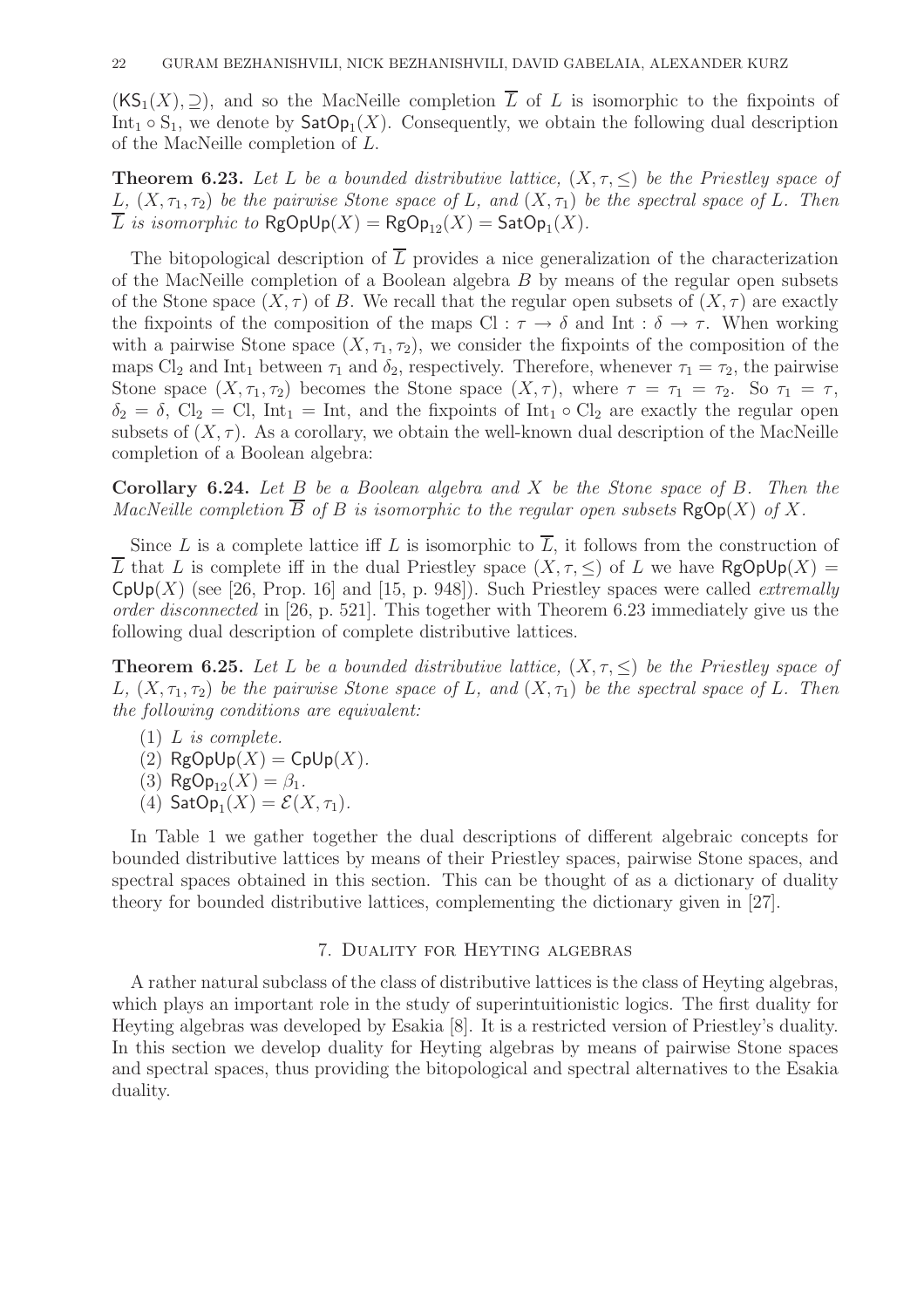$(\mathsf{KS}_1(X), \supseteq)$, and so the MacNeille completion $\overline{L}$ of $L$ is isomorphic to the fixpoints of $\mathrm{Int}_1 \circ \mathrm{S}_1$, we denote by $\mathsf{SatOp}_1(X)$. Consequently, we obtain the following dual description of the MacNeille completion of $L$.

**Theorem 6.23.** *Let $L$ be a bounded distributive lattice, $(X, \tau, \leq)$ be the Priestley space of $L$, $(X, \tau_1, \tau_2)$ be the pairwise Stone space of $L$, and $(X, \tau_1)$ be the spectral space of $L$. Then $\overline{L}$ is isomorphic to $\mathsf{RgOpUp}(X) = \mathsf{RgOp}_{12}(X) = \mathsf{SatOp}_1(X)$.*

The bitopological description of $\overline{L}$ provides a nice generalization of the characterization of the MacNeille completion of a Boolean algebra $B$ by means of the regular open subsets of the Stone space $(X, \tau)$ of $B$. We recall that the regular open subsets of $(X, \tau)$ are exactly the fixpoints of the composition of the maps $\mathrm{Cl} : \tau \to \delta$ and $\mathrm{Int} : \delta \to \tau$. When working with a pairwise Stone space $(X, \tau_1, \tau_2)$, we consider the fixpoints of the composition of the maps $\mathrm{Cl}_2$ and $\mathrm{Int}_1$ between $\tau_1$ and $\delta_2$, respectively. Therefore, whenever $\tau_1 = \tau_2$, the pairwise Stone space $(X, \tau_1, \tau_2)$ becomes the Stone space $(X, \tau)$, where $\tau = \tau_1 = \tau_2$. So $\tau_1 = \tau$, $\delta_2 = \delta$, $\mathrm{Cl}_2 = \mathrm{Cl}$, $\mathrm{Int}_1 = \mathrm{Int}$, and the fixpoints of $\mathrm{Int}_1 \circ \mathrm{Cl}_2$ are exactly the regular open subsets of $(X, \tau)$. As a corollary, we obtain the well-known dual description of the MacNeille completion of a Boolean algebra:

**Corollary 6.24.** *Let $B$ be a Boolean algebra and $X$ be the Stone space of $B$. Then the MacNeille completion $\overline{B}$ of $B$ is isomorphic to the regular open subsets $\mathsf{RgOp}(X)$ of $X$.*

Since $L$ is a complete lattice iff $L$ is isomorphic to $\overline{L}$, it follows from the construction of $\overline{L}$ that $L$ is complete iff in the dual Priestley space $(X, \tau, \leq)$ of $L$ we have $\mathsf{RgOpUp}(X) = \mathsf{CpUp}(X)$ (see [26, Prop. 16] and [15, p. 948]). Such Priestley spaces were called *extremally order disconnected* in [26, p. 521]. This together with Theorem 6.23 immediately give us the following dual description of complete distributive lattices.

**Theorem 6.25.** *Let $L$ be a bounded distributive lattice, $(X, \tau, \leq)$ be the Priestley space of $L$, $(X, \tau_1, \tau_2)$ be the pairwise Stone space of $L$, and $(X, \tau_1)$ be the spectral space of $L$. Then the following conditions are equivalent:*

1. *$L$ is complete.*
2. $\mathsf{RgOpUp}(X) = \mathsf{CpUp}(X)$.
3. $\mathsf{RgOp}_{12}(X) = \beta_1$.
4. $\mathsf{SatOp}_1(X) = \mathcal{E}(X, \tau_1)$.

In Table 1 we gather together the dual descriptions of different algebraic concepts for bounded distributive lattices by means of their Priestley spaces, pairwise Stone spaces, and spectral spaces obtained in this section. This can be thought of as a dictionary of duality theory for bounded distributive lattices, complementing the dictionary given in [27].

## 7. Duality for Heyting algebras

A rather natural subclass of the class of distributive lattices is the class of Heyting algebras, which plays an important role in the study of superintuitionistic logics. The first duality for Heyting algebras was developed by Esakia [8]. It is a restricted version of Priestley's duality. In this section we develop duality for Heyting algebras by means of pairwise Stone spaces and spectral spaces, thus providing the bitopological and spectral alternatives to the Esakia duality.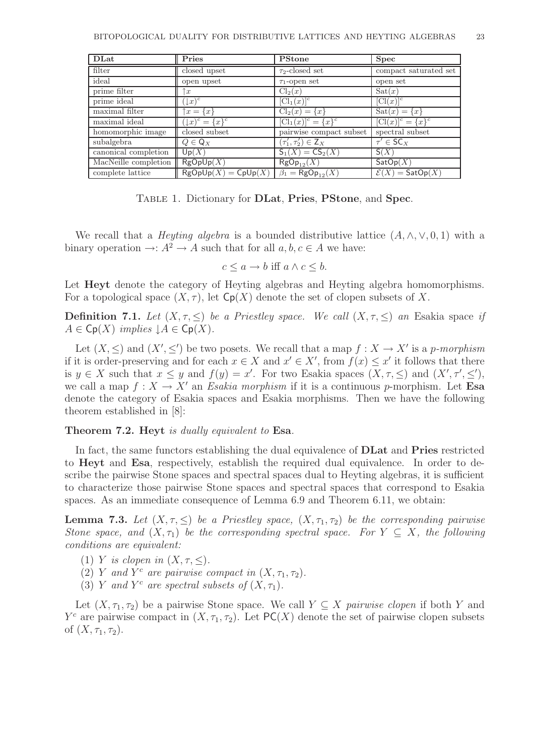| **DLat** | **Pries** | **PStone** | **Spec** |
|---|---|---|---|
| filter | closed upset | $\tau_2$-closed set | compact saturated set |
| ideal | open upset | $\tau_1$-open set | open set |
| prime filter | $\uparrow x$ | $\mathrm{Cl}_2(x)$ | $\mathrm{Sat}(x)$ |
| prime ideal | $(\downarrow x)^c$ | $[\mathrm{Cl}_1(x)]^c$ | $[\mathrm{Cl}(x)]^c$ |
| maximal filter | $\uparrow x = \{x\}$ | $\mathrm{Cl}_2(x) = \{x\}$ | $\mathrm{Sat}(x) = \{x\}$ |
| maximal ideal | $(\downarrow x)^c = \{x\}^c$ | $[\mathrm{Cl}_1(x)]^c = \{x\}^c$ | $[\mathrm{Cl}(x)]^c = \{x\}^c$ |
| homomorphic image | closed subset | pairwise compact subset | spectral subset |
| subalgebra | $Q \in \mathsf{Q}_X$ | $(\tau_1', \tau_2') \in \mathsf{Z}_X$ | $\tau' \in \mathsf{SC}_X$ |
| canonical completion | $\mathsf{Up}(X)$ | $\mathsf{S}_1(X) = \mathsf{CS}_2(X)$ | $\mathsf{S}(X)$ |
| MacNeille completion | $\mathsf{RgOpUp}(X)$ | $\mathsf{RgOp}_{12}(X)$ | $\mathsf{SatOp}(X)$ |
| complete lattice | $\mathsf{RgOpUp}(X) = \mathsf{CpUp}(X)$ | $\beta_1 = \mathsf{RgOp}_{12}(X)$ | $\mathcal{E}(X) = \mathsf{SatOp}(X)$ |

Table 1. Dictionary for **DLat**, **Pries**, **PStone**, and **Spec**.

We recall that a *Heyting algebra* is a bounded distributive lattice $(A, \wedge, \vee, 0, 1)$ with a binary operation $\to: A^2 \to A$ such that for all $a, b, c \in A$ we have:

$$c \leq a \to b \text{ iff } a \wedge c \leq b.$$

Let **Heyt** denote the category of Heyting algebras and Heyting algebra homomorphisms. For a topological space $(X, \tau)$, let $\mathsf{Cp}(X)$ denote the set of clopen subsets of $X$.

**Definition 7.1.** *Let $(X, \tau, \leq)$ be a Priestley space. We call $(X, \tau, \leq)$ an* Esakia space *if $A \in \mathsf{Cp}(X)$ implies $\downarrow A \in \mathsf{Cp}(X)$.*

Let $(X, \leq)$ and $(X', \leq')$ be two posets. We recall that a map $f : X \to X'$ is a *p-morphism* if it is order-preserving and for each $x \in X$ and $x' \in X'$, from $f(x) \leq x'$ it follows that there is $y \in X$ such that $x \leq y$ and $f(y) = x'$. For two Esakia spaces $(X, \tau, \leq)$ and $(X', \tau', \leq')$, we call a map $f : X \to X'$ an *Esakia morphism* if it is a continuous $p$-morphism. Let **Esa** denote the category of Esakia spaces and Esakia morphisms. Then we have the following theorem established in [8]:

**Theorem 7.2.** **Heyt** *is dually equivalent to* **Esa**.

In fact, the same functors establishing the dual equivalence of **DLat** and **Pries** restricted to **Heyt** and **Esa**, respectively, establish the required dual equivalence. In order to describe the pairwise Stone spaces and spectral spaces dual to Heyting algebras, it is sufficient to characterize those pairwise Stone spaces and spectral spaces that correspond to Esakia spaces. As an immediate consequence of Lemma 6.9 and Theorem 6.11, we obtain:

**Lemma 7.3.** *Let $(X, \tau, \leq)$ be a Priestley space, $(X, \tau_1, \tau_2)$ be the corresponding pairwise Stone space, and $(X, \tau_1)$ be the corresponding spectral space. For $Y \subseteq X$, the following conditions are equivalent:*

1. *$Y$ is clopen in $(X, \tau, \leq)$.*
2. *$Y$ and $Y^c$ are pairwise compact in $(X, \tau_1, \tau_2)$.*
3. *$Y$ and $Y^c$ are spectral subsets of $(X, \tau_1)$.*

Let $(X, \tau_1, \tau_2)$ be a pairwise Stone space. We call $Y \subseteq X$ *pairwise clopen* if both $Y$ and $Y^c$ are pairwise compact in $(X, \tau_1, \tau_2)$. Let $\mathsf{PC}(X)$ denote the set of pairwise clopen subsets of $(X, \tau_1, \tau_2)$.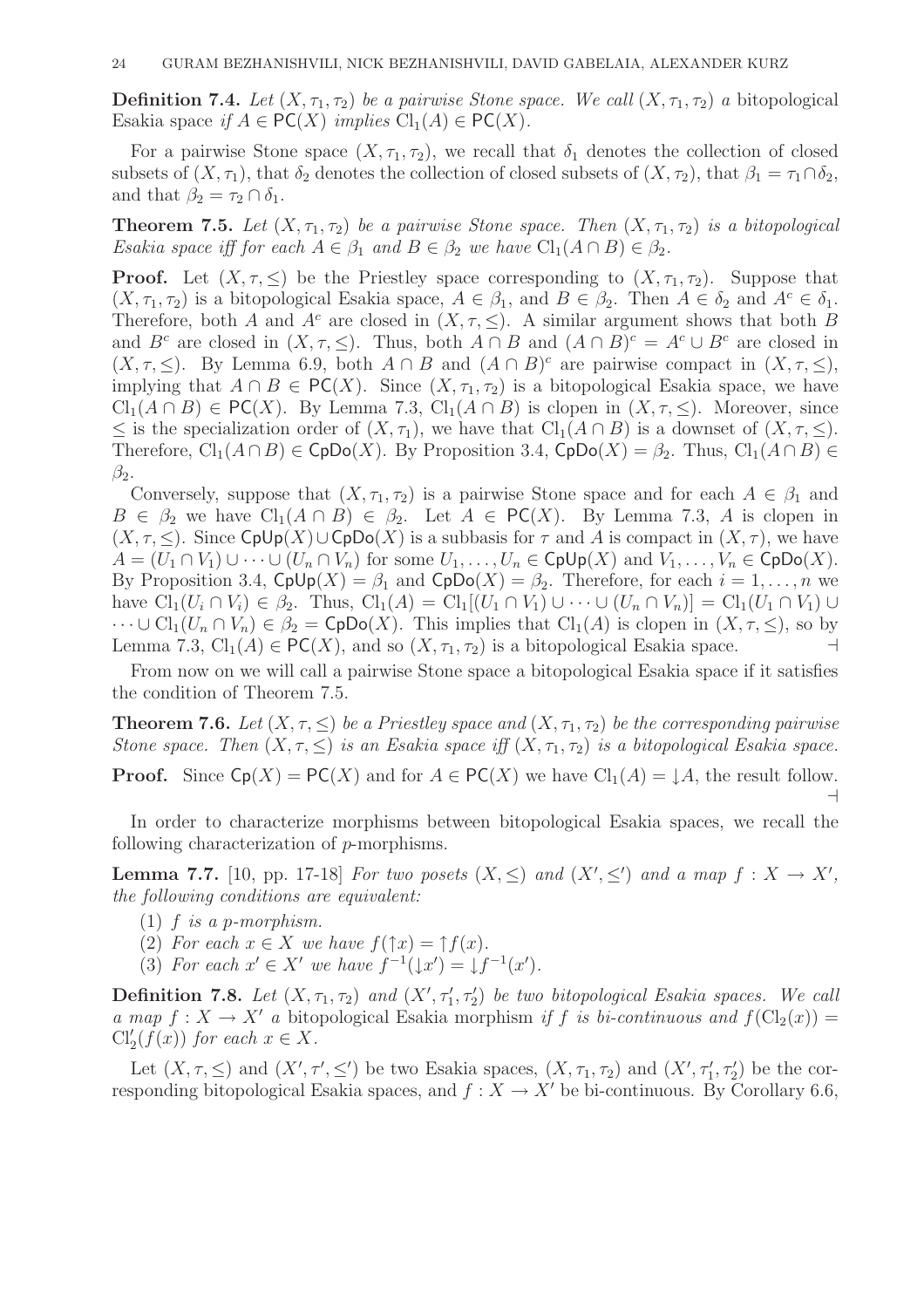**Definition 7.4.** *Let $(X, \tau_1, \tau_2)$ be a pairwise Stone space. We call $(X, \tau_1, \tau_2)$ a* bitopological Esakia space *if $A \in \mathsf{PC}(X)$ implies $\mathrm{Cl}_1(A) \in \mathsf{PC}(X)$.*

For a pairwise Stone space $(X, \tau_1, \tau_2)$, we recall that $\delta_1$ denotes the collection of closed subsets of $(X, \tau_1)$, that $\delta_2$ denotes the collection of closed subsets of $(X, \tau_2)$, that $\beta_1 = \tau_1 \cap \delta_2$, and that $\beta_2 = \tau_2 \cap \delta_1$.

**Theorem 7.5.** *Let $(X, \tau_1, \tau_2)$ be a pairwise Stone space. Then $(X, \tau_1, \tau_2)$ is a bitopological Esakia space iff for each $A \in \beta_1$ and $B \in \beta_2$ we have $\mathrm{Cl}_1(A \cap B) \in \beta_2$.*

**Proof.** Let $(X, \tau, \leq)$ be the Priestley space corresponding to $(X, \tau_1, \tau_2)$. Suppose that $(X, \tau_1, \tau_2)$ is a bitopological Esakia space, $A \in \beta_1$, and $B \in \beta_2$. Then $A \in \delta_2$ and $A^c \in \delta_1$. Therefore, both $A$ and $A^c$ are closed in $(X, \tau, \leq)$. A similar argument shows that both $B$ and $B^c$ are closed in $(X, \tau, \leq)$. Thus, both $A \cap B$ and $(A \cap B)^c = A^c \cup B^c$ are closed in $(X, \tau, \leq)$. By Lemma 6.9, both $A \cap B$ and $(A \cap B)^c$ are pairwise compact in $(X, \tau, \leq)$, implying that $A \cap B \in \mathsf{PC}(X)$. Since $(X, \tau_1, \tau_2)$ is a bitopological Esakia space, we have $\mathrm{Cl}_1(A \cap B) \in \mathsf{PC}(X)$. By Lemma 7.3, $\mathrm{Cl}_1(A \cap B)$ is clopen in $(X, \tau, \leq)$. Moreover, since $\leq$ is the specialization order of $(X, \tau_1)$, we have that $\mathrm{Cl}_1(A \cap B)$ is a downset of $(X, \tau, \leq)$. Therefore, $\mathrm{Cl}_1(A \cap B) \in \mathsf{CpDo}(X)$. By Proposition 3.4, $\mathsf{CpDo}(X) = \beta_2$. Thus, $\mathrm{Cl}_1(A \cap B) \in \beta_2$.

Conversely, suppose that $(X, \tau_1, \tau_2)$ is a pairwise Stone space and for each $A \in \beta_1$ and $B \in \beta_2$ we have $\mathrm{Cl}_1(A \cap B) \in \beta_2$. Let $A \in \mathsf{PC}(X)$. By Lemma 7.3, $A$ is clopen in $(X, \tau, \leq)$. Since $\mathsf{CpUp}(X) \cup \mathsf{CpDo}(X)$ is a subbasis for $\tau$ and $A$ is compact in $(X, \tau)$, we have $A = (U_1 \cap V_1) \cup \cdots \cup (U_n \cap V_n)$ for some $U_1, \ldots, U_n \in \mathsf{CpUp}(X)$ and $V_1, \ldots, V_n \in \mathsf{CpDo}(X)$. By Proposition 3.4, $\mathsf{CpUp}(X) = \beta_1$ and $\mathsf{CpDo}(X) = \beta_2$. Therefore, for each $i = 1, \ldots, n$ we have $\mathrm{Cl}_1(U_i \cap V_i) \in \beta_2$. Thus, $\mathrm{Cl}_1(A) = \mathrm{Cl}_1[(U_1 \cap V_1) \cup \cdots \cup (U_n \cap V_n)] = \mathrm{Cl}_1(U_1 \cap V_1) \cup \cdots \cup \mathrm{Cl}_1(U_n \cap V_n) \in \beta_2 = \mathsf{CpDo}(X)$. This implies that $\mathrm{Cl}_1(A)$ is clopen in $(X, \tau, \leq)$, so by Lemma 7.3, $\mathrm{Cl}_1(A) \in \mathsf{PC}(X)$, and so $(X, \tau_1, \tau_2)$ is a bitopological Esakia space. $\dashv$

From now on we will call a pairwise Stone space a bitopological Esakia space if it satisfies the condition of Theorem 7.5.

**Theorem 7.6.** *Let $(X, \tau, \leq)$ be a Priestley space and $(X, \tau_1, \tau_2)$ be the corresponding pairwise Stone space. Then $(X, \tau, \leq)$ is an Esakia space iff $(X, \tau_1, \tau_2)$ is a bitopological Esakia space.*

**Proof.** Since $\mathsf{Cp}(X) = \mathsf{PC}(X)$ and for $A \in \mathsf{PC}(X)$ we have $\mathrm{Cl}_1(A) = {\downarrow}A$, the result follow. $\dashv$

In order to characterize morphisms between bitopological Esakia spaces, we recall the following characterization of $p$-morphisms.

**Lemma 7.7.** [10, pp. 17-18] *For two posets $(X, \leq)$ and $(X', \leq')$ and a map $f : X \to X'$, the following conditions are equivalent:*

1. *$f$ is a p-morphism.*
2. *For each $x \in X$ we have $f({\uparrow}x) = {\uparrow}f(x)$.*
3. *For each $x' \in X'$ we have $f^{-1}({\downarrow}x') = {\downarrow}f^{-1}(x')$.*

**Definition 7.8.** *Let $(X, \tau_1, \tau_2)$ and $(X', \tau_1', \tau_2')$ be two bitopological Esakia spaces. We call a map $f : X \to X'$ a* bitopological Esakia morphism *if $f$ is bi-continuous and $f(\mathrm{Cl}_2(x)) = \mathrm{Cl}_2'(f(x))$ for each $x \in X$.*

Let $(X, \tau, \leq)$ and $(X', \tau', \leq')$ be two Esakia spaces, $(X, \tau_1, \tau_2)$ and $(X', \tau_1', \tau_2')$ be the corresponding bitopological Esakia spaces, and $f : X \to X'$ be bi-continuous. By Corollary 6.6,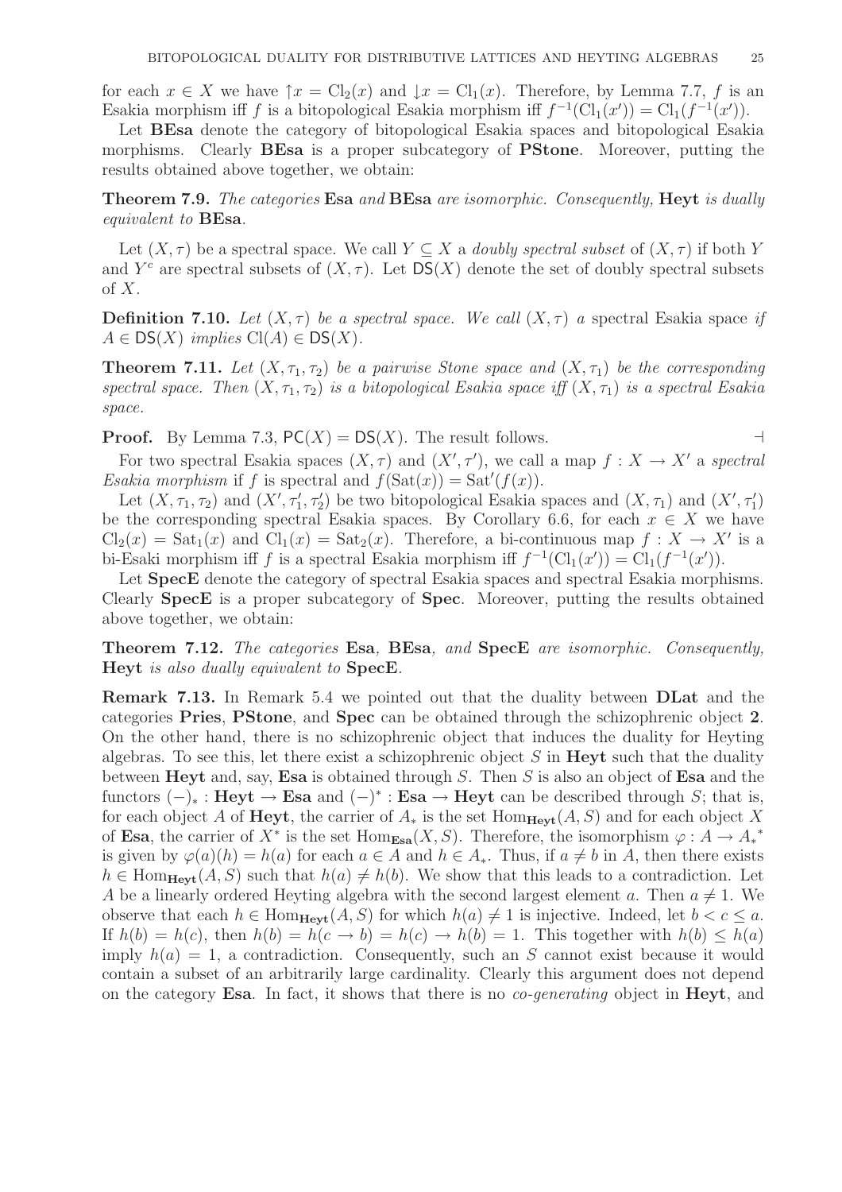for each $x \in X$ we have $\uparrow x = \mathrm{Cl}_2(x)$ and $\downarrow x = \mathrm{Cl}_1(x)$. Therefore, by Lemma 7.7, $f$ is an Esakia morphism iff $f$ is a bitopological Esakia morphism iff $f^{-1}(\mathrm{Cl}_1(x')) = \mathrm{Cl}_1(f^{-1}(x'))$.

Let **BEsa** denote the category of bitopological Esakia spaces and bitopological Esakia morphisms. Clearly **BEsa** is a proper subcategory of **PStone**. Moreover, putting the results obtained above together, we obtain:

**Theorem 7.9.** *The categories* **Esa** *and* **BEsa** *are isomorphic. Consequently,* **Heyt** *is dually equivalent to* **BEsa**.

Let $(X, \tau)$ be a spectral space. We call $Y \subseteq X$ a *doubly spectral subset* of $(X, \tau)$ if both $Y$ and $Y^c$ are spectral subsets of $(X, \tau)$. Let $\mathsf{DS}(X)$ denote the set of doubly spectral subsets of $X$.

**Definition 7.10.** *Let $(X, \tau)$ be a spectral space. We call $(X, \tau)$ a* spectral Esakia space *if $A \in \mathsf{DS}(X)$ implies $\mathrm{Cl}(A) \in \mathsf{DS}(X)$.*

**Theorem 7.11.** *Let $(X, \tau_1, \tau_2)$ be a pairwise Stone space and $(X, \tau_1)$ be the corresponding spectral space. Then $(X, \tau_1, \tau_2)$ is a bitopological Esakia space iff $(X, \tau_1)$ is a spectral Esakia space.*

**Proof.** By Lemma 7.3, $\mathsf{PC}(X) = \mathsf{DS}(X)$. The result follows. $\dashv$

For two spectral Esakia spaces $(X, \tau)$ and $(X', \tau')$, we call a map $f : X \to X'$ a *spectral Esakia morphism* if $f$ is spectral and $f(\mathrm{Sat}(x)) = \mathrm{Sat}'(f(x))$.

Let $(X, \tau_1, \tau_2)$ and $(X', \tau_1', \tau_2')$ be two bitopological Esakia spaces and $(X, \tau_1)$ and $(X', \tau_1')$ be the corresponding spectral Esakia spaces. By Corollary 6.6, for each $x \in X$ we have $\mathrm{Cl}_2(x) = \mathrm{Sat}_1(x)$ and $\mathrm{Cl}_1(x) = \mathrm{Sat}_2(x)$. Therefore, a bi-continuous map $f : X \to X'$ is a bi-Esaki morphism iff $f$ is a spectral Esakia morphism iff $f^{-1}(\mathrm{Cl}_1(x')) = \mathrm{Cl}_1(f^{-1}(x'))$.

Let **SpecE** denote the category of spectral Esakia spaces and spectral Esakia morphisms. Clearly **SpecE** is a proper subcategory of **Spec**. Moreover, putting the results obtained above together, we obtain:

**Theorem 7.12.** *The categories* **Esa**, **BEsa**, *and* **SpecE** *are isomorphic. Consequently,* **Heyt** *is also dually equivalent to* **SpecE**.

**Remark 7.13.** In Remark 5.4 we pointed out that the duality between **DLat** and the categories **Pries**, **PStone**, and **Spec** can be obtained through the schizophrenic object **2**. On the other hand, there is no schizophrenic object that induces the duality for Heyting algebras. To see this, let there exist a schizophrenic object $S$ in **Heyt** such that the duality between **Heyt** and, say, **Esa** is obtained through $S$. Then $S$ is also an object of **Esa** and the functors $(-)_* : \mathbf{Heyt} \to \mathbf{Esa}$ and $(-)^* : \mathbf{Esa} \to \mathbf{Heyt}$ can be described through $S$; that is, for each object $A$ of **Heyt**, the carrier of $A_*$ is the set $\mathrm{Hom}_{\mathbf{Heyt}}(A, S)$ and for each object $X$ of **Esa**, the carrier of $X^*$ is the set $\mathrm{Hom}_{\mathbf{Esa}}(X, S)$. Therefore, the isomorphism $\varphi : A \to {A_*}^*$ is given by $\varphi(a)(h) = h(a)$ for each $a \in A$ and $h \in A_*$. Thus, if $a \neq b$ in $A$, then there exists $h \in \mathrm{Hom}_{\mathbf{Heyt}}(A, S)$ such that $h(a) \neq h(b)$. We show that this leads to a contradiction. Let $A$ be a linearly ordered Heyting algebra with the second largest element $a$. Then $a \neq 1$. We observe that each $h \in \mathrm{Hom}_{\mathbf{Heyt}}(A, S)$ for which $h(a) \neq 1$ is injective. Indeed, let $b < c \leq a$. If $h(b) = h(c)$, then $h(b) = h(c \to b) = h(c) \to h(b) = 1$. This together with $h(b) \leq h(a)$ imply $h(a) = 1$, a contradiction. Consequently, such an $S$ cannot exist because it would contain a subset of an arbitrarily large cardinality. Clearly this argument does not depend on the category **Esa**. In fact, it shows that there is no *co-generating* object in **Heyt**, and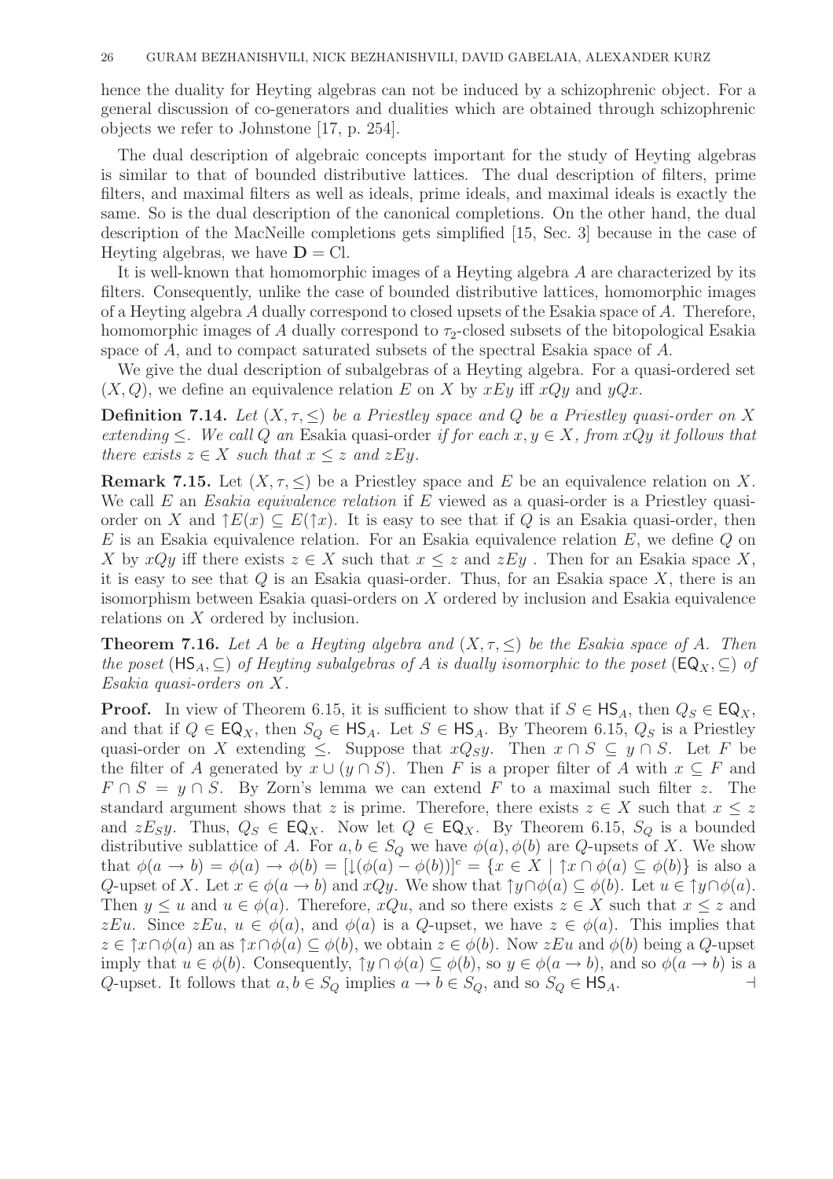hence the duality for Heyting algebras can not be induced by a schizophrenic object. For a general discussion of co-generators and dualities which are obtained through schizophrenic objects we refer to Johnstone [17, p. 254].

The dual description of algebraic concepts important for the study of Heyting algebras is similar to that of bounded distributive lattices. The dual description of filters, prime filters, and maximal filters as well as ideals, prime ideals, and maximal ideals is exactly the same. So is the dual description of the canonical completions. On the other hand, the dual description of the MacNeille completions gets simplified [15, Sec. 3] because in the case of Heyting algebras, we have $\mathbf{D} = \mathrm{Cl}$.

It is well-known that homomorphic images of a Heyting algebra $A$ are characterized by its filters. Consequently, unlike the case of bounded distributive lattices, homomorphic images of a Heyting algebra $A$ dually correspond to closed upsets of the Esakia space of $A$. Therefore, homomorphic images of $A$ dually correspond to $\tau_2$-closed subsets of the bitopological Esakia space of $A$, and to compact saturated subsets of the spectral Esakia space of $A$.

We give the dual description of subalgebras of a Heyting algebra. For a quasi-ordered set $(X, Q)$, we define an equivalence relation $E$ on $X$ by $xEy$ iff $xQy$ and $yQx$.

**Definition 7.14.** *Let $(X, \tau, \leq)$ be a Priestley space and $Q$ be a Priestley quasi-order on $X$ extending $\leq$. We call $Q$ an* Esakia quasi-order *if for each $x, y \in X$, from $xQy$ it follows that there exists $z \in X$ such that $x \leq z$ and $zEy$.*

**Remark 7.15.** Let $(X, \tau, \leq)$ be a Priestley space and $E$ be an equivalence relation on $X$. We call $E$ an *Esakia equivalence relation* if $E$ viewed as a quasi-order is a Priestley quasi-order on $X$ and $\uparrow E(x) \subseteq E(\uparrow x)$. It is easy to see that if $Q$ is an Esakia quasi-order, then $E$ is an Esakia equivalence relation. For an Esakia equivalence relation $E$, we define $Q$ on $X$ by $xQy$ iff there exists $z \in X$ such that $x \leq z$ and $zEy$ . Then for an Esakia space $X$, it is easy to see that $Q$ is an Esakia quasi-order. Thus, for an Esakia space $X$, there is an isomorphism between Esakia quasi-orders on $X$ ordered by inclusion and Esakia equivalence relations on $X$ ordered by inclusion.

**Theorem 7.16.** *Let $A$ be a Heyting algebra and $(X, \tau, \leq)$ be the Esakia space of $A$. Then the poset $(\mathsf{HS}_A, \subseteq)$ of Heyting subalgebras of $A$ is dually isomorphic to the poset $(\mathsf{EQ}_X, \subseteq)$ of Esakia quasi-orders on $X$.*

**Proof.** In view of Theorem 6.15, it is sufficient to show that if $S \in \mathsf{HS}_A$, then $Q_S \in \mathsf{EQ}_X$, and that if $Q \in \mathsf{EQ}_X$, then $S_Q \in \mathsf{HS}_A$. Let $S \in \mathsf{HS}_A$. By Theorem 6.15, $Q_S$ is a Priestley quasi-order on $X$ extending $\leq$. Suppose that $xQ_Sy$. Then $x \cap S \subseteq y \cap S$. Let $F$ be the filter of $A$ generated by $x \cup (y \cap S)$. Then $F$ is a proper filter of $A$ with $x \subseteq F$ and $F \cap S = y \cap S$. By Zorn's lemma we can extend $F$ to a maximal such filter $z$. The standard argument shows that $z$ is prime. Therefore, there exists $z \in X$ such that $x \leq z$ and $zE_Sy$. Thus, $Q_S \in \mathsf{EQ}_X$. Now let $Q \in \mathsf{EQ}_X$. By Theorem 6.15, $S_Q$ is a bounded distributive sublattice of $A$. For $a, b \in S_Q$ we have $\phi(a), \phi(b)$ are $Q$-upsets of $X$. We show that $\phi(a \to b) = \phi(a) \to \phi(b) = [\downarrow(\phi(a) - \phi(b))]^c = \{x \in X \mid \uparrow x \cap \phi(a) \subseteq \phi(b)\}$ is also a $Q$-upset of $X$. Let $x \in \phi(a \to b)$ and $xQy$. We show that $\uparrow y \cap \phi(a) \subseteq \phi(b)$. Let $u \in \uparrow y \cap \phi(a)$. Then $y \leq u$ and $u \in \phi(a)$. Therefore, $xQu$, and so there exists $z \in X$ such that $x \leq z$ and $zEu$. Since $zEu$, $u \in \phi(a)$, and $\phi(a)$ is a $Q$-upset, we have $z \in \phi(a)$. This implies that $z \in \uparrow x \cap \phi(a)$ an as $\uparrow x \cap \phi(a) \subseteq \phi(b)$, we obtain $z \in \phi(b)$. Now $zEu$ and $\phi(b)$ being a $Q$-upset imply that $u \in \phi(b)$. Consequently, $\uparrow y \cap \phi(a) \subseteq \phi(b)$, so $y \in \phi(a \to b)$, and so $\phi(a \to b)$ is a $Q$-upset. It follows that $a, b \in S_Q$ implies $a \to b \in S_Q$, and so $S_Q \in \mathsf{HS}_A$. $\dashv$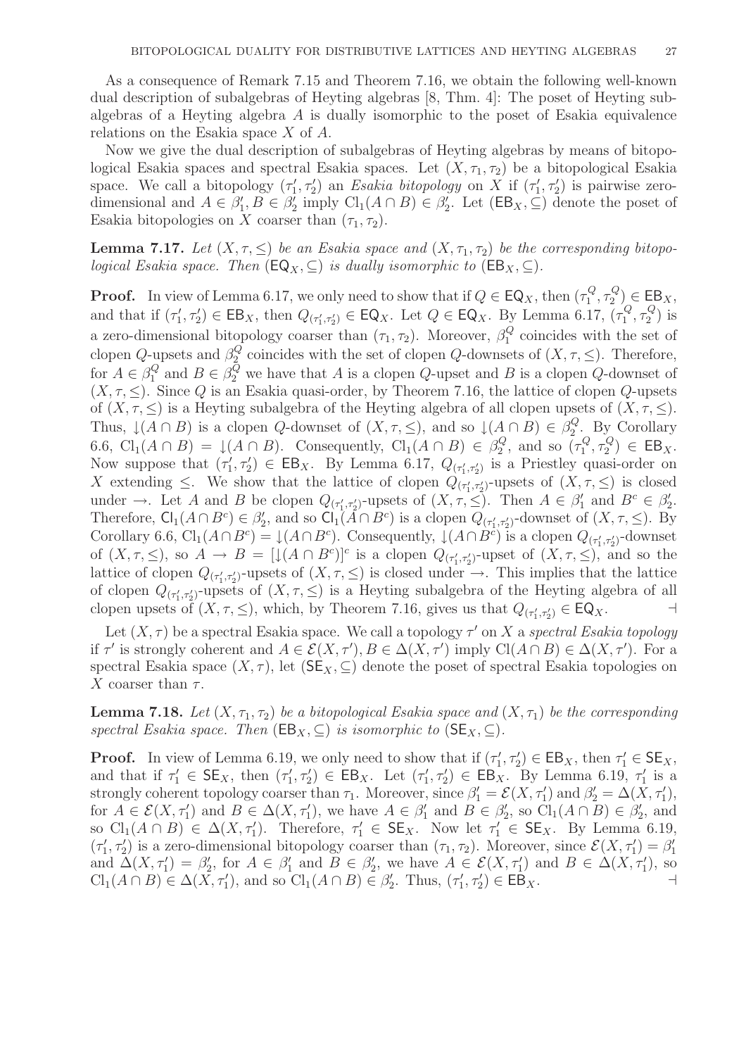As a consequence of Remark 7.15 and Theorem 7.16, we obtain the following well-known dual description of subalgebras of Heyting algebras [8, Thm. 4]: The poset of Heyting subalgebras of a Heyting algebra $A$ is dually isomorphic to the poset of Esakia equivalence relations on the Esakia space $X$ of $A$.

Now we give the dual description of subalgebras of Heyting algebras by means of bitopological Esakia spaces and spectral Esakia spaces. Let $(X, \tau_1, \tau_2)$ be a bitopological Esakia space. We call a bitopology $(\tau_1', \tau_2')$ an *Esakia bitopology* on $X$ if $(\tau_1', \tau_2')$ is pairwise zero-dimensional and $A \in \beta_1', B \in \beta_2'$ imply $\text{Cl}_1(A \cap B) \in \beta_2'$. Let $(\mathsf{EB}_X, \subseteq)$ denote the poset of Esakia bitopologies on $X$ coarser than $(\tau_1, \tau_2)$.

**Lemma 7.17.** *Let $(X, \tau, \leq)$ be an Esakia space and $(X, \tau_1, \tau_2)$ be the corresponding bitopological Esakia space. Then $(\mathsf{EQ}_X, \subseteq)$ is dually isomorphic to $(\mathsf{EB}_X, \subseteq)$.*

**Proof.** In view of Lemma 6.17, we only need to show that if $Q \in \mathsf{EQ}_X$, then $(\tau_1^Q, \tau_2^Q) \in \mathsf{EB}_X$, and that if $(\tau_1', \tau_2') \in \mathsf{EB}_X$, then $Q_{(\tau_1', \tau_2')} \in \mathsf{EQ}_X$. Let $Q \in \mathsf{EQ}_X$. By Lemma 6.17, $(\tau_1^Q, \tau_2^Q)$ is a zero-dimensional bitopology coarser than $(\tau_1, \tau_2)$. Moreover, $\beta_1^Q$ coincides with the set of clopen $Q$-upsets and $\beta_2^Q$ coincides with the set of clopen $Q$-downsets of $(X, \tau, \leq)$. Therefore, for $A \in \beta_1^Q$ and $B \in \beta_2^Q$ we have that $A$ is a clopen $Q$-upset and $B$ is a clopen $Q$-downset of $(X, \tau, \leq)$. Since $Q$ is an Esakia quasi-order, by Theorem 7.16, the lattice of clopen $Q$-upsets of $(X, \tau, \leq)$ is a Heyting subalgebra of the Heyting algebra of all clopen upsets of $(X, \tau, \leq)$. Thus, $\downarrow(A \cap B)$ is a clopen $Q$-downset of $(X, \tau, \leq)$, and so $\downarrow(A \cap B) \in \beta_2^Q$. By Corollary 6.6, $\text{Cl}_1(A \cap B) = \downarrow(A \cap B)$. Consequently, $\text{Cl}_1(A \cap B) \in \beta_2^Q$, and so $(\tau_1^Q, \tau_2^Q) \in \mathsf{EB}_X$. Now suppose that $(\tau_1', \tau_2') \in \mathsf{EB}_X$. By Lemma 6.17, $Q_{(\tau_1', \tau_2')}$ is a Priestley quasi-order on $X$ extending $\leq$. We show that the lattice of clopen $Q_{(\tau_1', \tau_2')}$-upsets of $(X, \tau, \leq)$ is closed under $\to$. Let $A$ and $B$ be clopen $Q_{(\tau_1', \tau_2')}$-upsets of $(X, \tau, \leq)$. Then $A \in \beta_1'$ and $B^c \in \beta_2'$. Therefore, $\mathsf{Cl}_1(A \cap B^c) \in \beta_2'$, and so $\mathsf{Cl}_1(A \cap B^c)$ is a clopen $Q_{(\tau_1', \tau_2')}$-downset of $(X, \tau, \leq)$. By Corollary 6.6, $\text{Cl}_1(A \cap B^c) = \downarrow(A \cap B^c)$. Consequently, $\downarrow(A \cap B^c)$ is a clopen $Q_{(\tau_1', \tau_2')}$-downset of $(X, \tau, \leq)$, so $A \to B = [\downarrow(A \cap B^c)]^c$ is a clopen $Q_{(\tau_1', \tau_2')}$-upset of $(X, \tau, \leq)$, and so the lattice of clopen $Q_{(\tau_1', \tau_2')}$-upsets of $(X, \tau, \leq)$ is closed under $\to$. This implies that the lattice of clopen $Q_{(\tau_1', \tau_2')}$-upsets of $(X, \tau, \leq)$ is a Heyting subalgebra of the Heyting algebra of all clopen upsets of $(X, \tau, \leq)$, which, by Theorem 7.16, gives us that $Q_{(\tau_1', \tau_2')} \in \mathsf{EQ}_X$. ⊣

Let $(X, \tau)$ be a spectral Esakia space. We call a topology $\tau'$ on $X$ a *spectral Esakia topology* if $\tau'$ is strongly coherent and $A \in \mathcal{E}(X, \tau'), B \in \Delta(X, \tau')$ imply $\text{Cl}(A \cap B) \in \Delta(X, \tau')$. For a spectral Esakia space $(X, \tau)$, let $(\mathsf{SE}_X, \subseteq)$ denote the poset of spectral Esakia topologies on $X$ coarser than $\tau$.

**Lemma 7.18.** *Let $(X, \tau_1, \tau_2)$ be a bitopological Esakia space and $(X, \tau_1)$ be the corresponding spectral Esakia space. Then $(\mathsf{EB}_X, \subseteq)$ is isomorphic to $(\mathsf{SE}_X, \subseteq)$.*

**Proof.** In view of Lemma 6.19, we only need to show that if $(\tau_1', \tau_2') \in \mathsf{EB}_X$, then $\tau_1' \in \mathsf{SE}_X$, and that if $\tau_1' \in \mathsf{SE}_X$, then $(\tau_1', \tau_2') \in \mathsf{EB}_X$. Let $(\tau_1', \tau_2') \in \mathsf{EB}_X$. By Lemma 6.19, $\tau_1'$ is a strongly coherent topology coarser than $\tau_1$. Moreover, since $\beta_1' = \mathcal{E}(X, \tau_1')$ and $\beta_2' = \Delta(X, \tau_1')$, for $A \in \mathcal{E}(X, \tau_1')$ and $B \in \Delta(X, \tau_1')$, we have $A \in \beta_1'$ and $B \in \beta_2'$, so $\text{Cl}_1(A \cap B) \in \beta_2'$, and so $\text{Cl}_1(A \cap B) \in \Delta(X, \tau_1')$. Therefore, $\tau_1' \in \mathsf{SE}_X$. Now let $\tau_1' \in \mathsf{SE}_X$. By Lemma 6.19, $(\tau_1', \tau_2')$ is a zero-dimensional bitopology coarser than $(\tau_1, \tau_2)$. Moreover, since $\mathcal{E}(X, \tau_1') = \beta_1'$ and $\Delta(X, \tau_1') = \beta_2'$, for $A \in \beta_1'$ and $B \in \beta_2'$, we have $A \in \mathcal{E}(X, \tau_1')$ and $B \in \Delta(X, \tau_1')$, so $\text{Cl}_1(A \cap B) \in \Delta(X, \tau_1')$, and so $\text{Cl}_1(A \cap B) \in \beta_2'$. Thus, $(\tau_1', \tau_2') \in \mathsf{EB}_X$. ⊣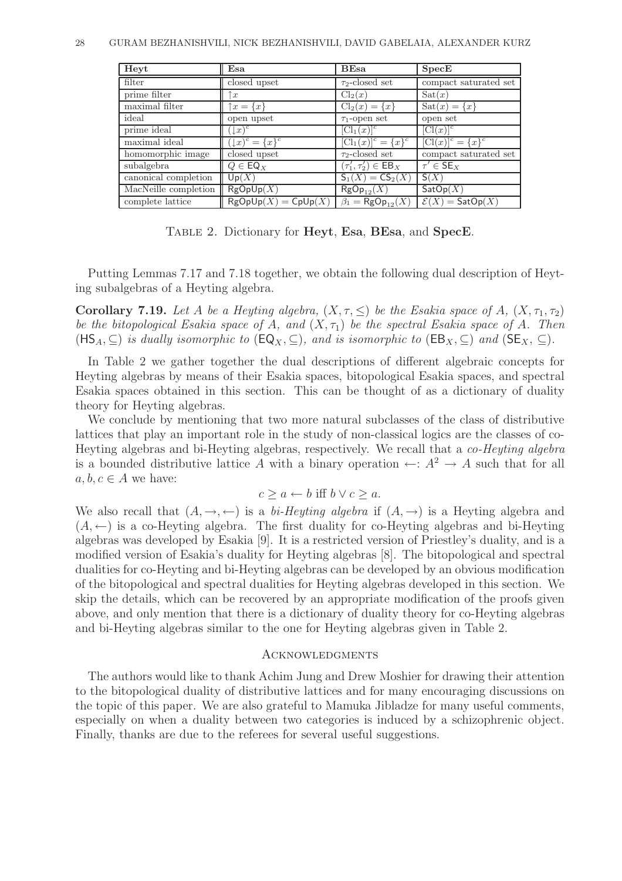| **Heyt** | **Esa** | **BEsa** | **SpecE** |
|---|---|---|---|
| filter | closed upset | $\tau_2$-closed set | compact saturated set |
| prime filter | $\uparrow x$ | $\mathrm{Cl}_2(x)$ | $\mathrm{Sat}(x)$ |
| maximal filter | $\uparrow x = \{x\}$ | $\mathrm{Cl}_2(x) = \{x\}$ | $\mathrm{Sat}(x) = \{x\}$ |
| ideal | open upset | $\tau_1$-open set | open set |
| prime ideal | $(\downarrow x)^c$ | $[\mathrm{Cl}_1(x)]^c$ | $[\mathrm{Cl}(x)]^c$ |
| maximal ideal | $(\downarrow x)^c = \{x\}^c$ | $[\mathrm{Cl}_1(x)]^c = \{x\}^c$ | $[\mathrm{Cl}(x)]^c = \{x\}^c$ |
| homomorphic image | closed upset | $\tau_2$-closed set | compact saturated set |
| subalgebra | $Q \in \mathsf{EQ}_X$ | $(\tau_1', \tau_2') \in \mathsf{EB}_X$ | $\tau' \in \mathsf{SE}_X$ |
| canonical completion | $\mathsf{Up}(X)$ | $\mathsf{S}_1(X) = \mathsf{CS}_2(X)$ | $\mathsf{S}(X)$ |
| MacNeille completion | $\mathsf{RgOpUp}(X)$ | $\mathsf{RgOp}_{12}(X)$ | $\mathsf{SatOp}(X)$ |
| complete lattice | $\mathsf{RgOpUp}(X) = \mathsf{CpUp}(X)$ | $\beta_1 = \mathsf{RgOp}_{12}(X)$ | $\mathcal{E}(X) = \mathsf{SatOp}(X)$ |

Table 2. Dictionary for **Heyt**, **Esa**, **BEsa**, and **SpecE**.

Putting Lemmas 7.17 and 7.18 together, we obtain the following dual description of Heyting subalgebras of a Heyting algebra.

**Corollary 7.19.** *Let $A$ be a Heyting algebra, $(X, \tau, \leq)$ be the Esakia space of $A$, $(X, \tau_1, \tau_2)$ be the bitopological Esakia space of $A$, and $(X, \tau_1)$ be the spectral Esakia space of $A$. Then $(\mathsf{HS}_A, \subseteq)$ is dually isomorphic to $(\mathsf{EQ}_X, \subseteq)$, and is isomorphic to $(\mathsf{EB}_X, \subseteq)$ and $(\mathsf{SE}_X, \subseteq)$.*

In Table 2 we gather together the dual descriptions of different algebraic concepts for Heyting algebras by means of their Esakia spaces, bitopological Esakia spaces, and spectral Esakia spaces obtained in this section. This can be thought of as a dictionary of duality theory for Heyting algebras.

We conclude by mentioning that two more natural subclasses of the class of distributive lattices that play an important role in the study of non-classical logics are the classes of co-Heyting algebras and bi-Heyting algebras, respectively. We recall that a *co-Heyting algebra* is a bounded distributive lattice $A$ with a binary operation $\leftarrow : A^2 \to A$ such that for all $a, b, c \in A$ we have:

$$c \geq a \leftarrow b \text{ iff } b \vee c \geq a.$$

We also recall that $(A, \to, \leftarrow)$ is a *bi-Heyting algebra* if $(A, \to)$ is a Heyting algebra and $(A, \leftarrow)$ is a co-Heyting algebra. The first duality for co-Heyting algebras and bi-Heyting algebras was developed by Esakia [9]. It is a restricted version of Priestley's duality, and is a modified version of Esakia's duality for Heyting algebras [8]. The bitopological and spectral dualities for co-Heyting and bi-Heyting algebras can be developed by an obvious modification of the bitopological and spectral dualities for Heyting algebras developed in this section. We skip the details, which can be recovered by an appropriate modification of the proofs given above, and only mention that there is a dictionary of duality theory for co-Heyting algebras and bi-Heyting algebras similar to the one for Heyting algebras given in Table 2.

## Acknowledgments

The authors would like to thank Achim Jung and Drew Moshier for drawing their attention to the bitopological duality of distributive lattices and for many encouraging discussions on the topic of this paper. We are also grateful to Mamuka Jibladze for many useful comments, especially on when a duality between two categories is induced by a schizophrenic object. Finally, thanks are due to the referees for several useful suggestions.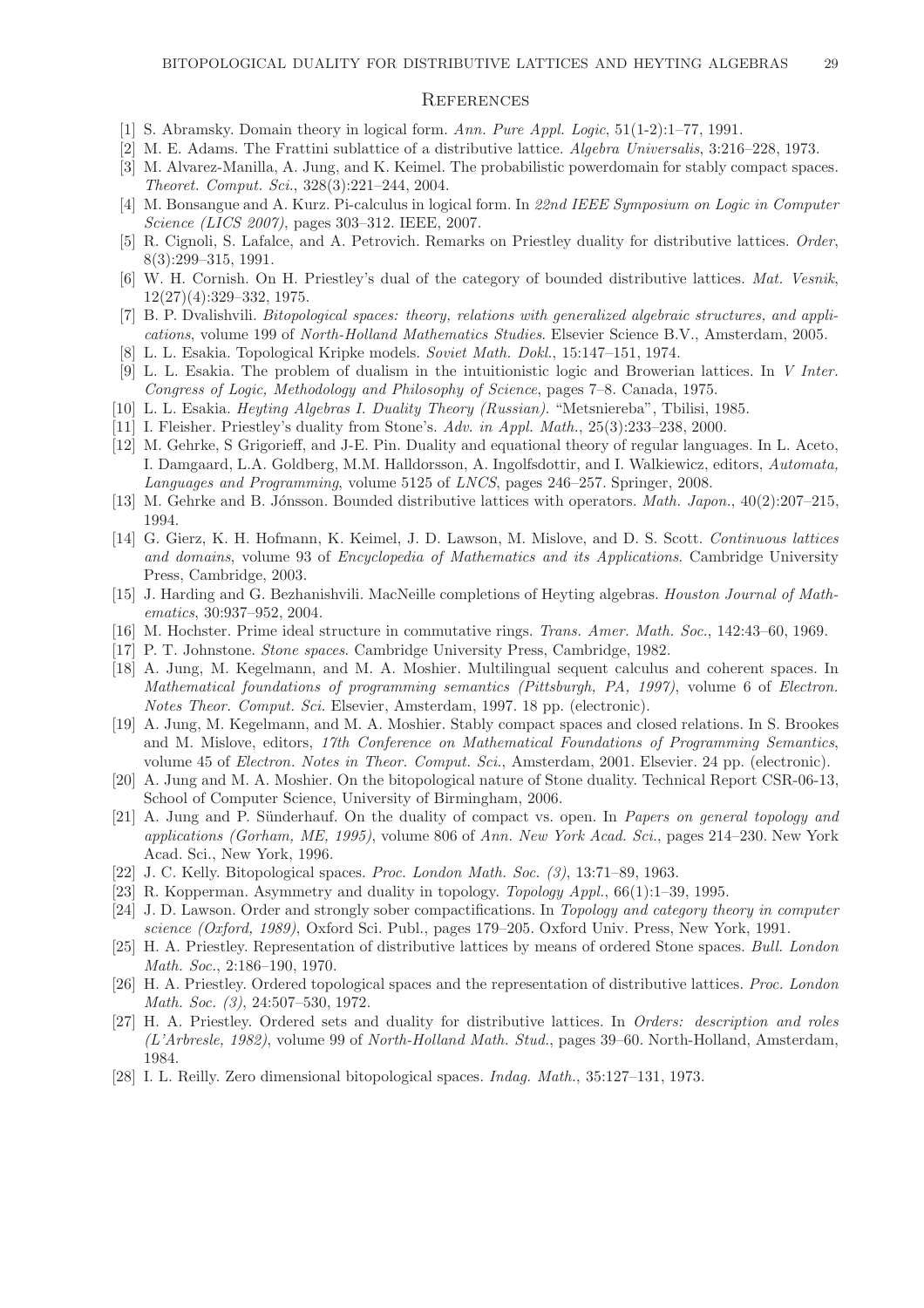## References

[1] S. Abramsky. Domain theory in logical form. *Ann. Pure Appl. Logic*, 51(1-2):1–77, 1991.

[2] M. E. Adams. The Frattini sublattice of a distributive lattice. *Algebra Universalis*, 3:216–228, 1973.

[3] M. Alvarez-Manilla, A. Jung, and K. Keimel. The probabilistic powerdomain for stably compact spaces. *Theoret. Comput. Sci.*, 328(3):221–244, 2004.

[4] M. Bonsangue and A. Kurz. Pi-calculus in logical form. In *22nd IEEE Symposium on Logic in Computer Science (LICS 2007)*, pages 303–312. IEEE, 2007.

[5] R. Cignoli, S. Lafalce, and A. Petrovich. Remarks on Priestley duality for distributive lattices. *Order*, 8(3):299–315, 1991.

[6] W. H. Cornish. On H. Priestley's dual of the category of bounded distributive lattices. *Mat. Vesnik*, 12(27)(4):329–332, 1975.

[7] B. P. Dvalishvili. *Bitopological spaces: theory, relations with generalized algebraic structures, and applications*, volume 199 of *North-Holland Mathematics Studies*. Elsevier Science B.V., Amsterdam, 2005.

[8] L. L. Esakia. Topological Kripke models. *Soviet Math. Dokl.*, 15:147–151, 1974.

[9] L. L. Esakia. The problem of dualism in the intuitionistic logic and Browerian lattices. In *V Inter. Congress of Logic, Methodology and Philosophy of Science*, pages 7–8. Canada, 1975.

[10] L. L. Esakia. *Heyting Algebras I. Duality Theory (Russian)*. "Metsniereba", Tbilisi, 1985.

[11] I. Fleisher. Priestley's duality from Stone's. *Adv. in Appl. Math.*, 25(3):233–238, 2000.

[12] M. Gehrke, S Grigorieff, and J-E. Pin. Duality and equational theory of regular languages. In L. Aceto, I. Damgaard, L.A. Goldberg, M.M. Halldorsson, A. Ingolfsdottir, and I. Walkiewicz, editors, *Automata, Languages and Programming*, volume 5125 of *LNCS*, pages 246–257. Springer, 2008.

[13] M. Gehrke and B. Jónsson. Bounded distributive lattices with operators. *Math. Japon.*, 40(2):207–215, 1994.

[14] G. Gierz, K. H. Hofmann, K. Keimel, J. D. Lawson, M. Mislove, and D. S. Scott. *Continuous lattices and domains*, volume 93 of *Encyclopedia of Mathematics and its Applications*. Cambridge University Press, Cambridge, 2003.

[15] J. Harding and G. Bezhanishvili. MacNeille completions of Heyting algebras. *Houston Journal of Mathematics*, 30:937–952, 2004.

[16] M. Hochster. Prime ideal structure in commutative rings. *Trans. Amer. Math. Soc.*, 142:43–60, 1969.

[17] P. T. Johnstone. *Stone spaces*. Cambridge University Press, Cambridge, 1982.

[18] A. Jung, M. Kegelmann, and M. A. Moshier. Multilingual sequent calculus and coherent spaces. In *Mathematical foundations of programming semantics (Pittsburgh, PA, 1997)*, volume 6 of *Electron. Notes Theor. Comput. Sci.* Elsevier, Amsterdam, 1997. 18 pp. (electronic).

[19] A. Jung, M. Kegelmann, and M. A. Moshier. Stably compact spaces and closed relations. In S. Brookes and M. Mislove, editors, *17th Conference on Mathematical Foundations of Programming Semantics*, volume 45 of *Electron. Notes in Theor. Comput. Sci.*, Amsterdam, 2001. Elsevier. 24 pp. (electronic).

[20] A. Jung and M. A. Moshier. On the bitopological nature of Stone duality. Technical Report CSR-06-13, School of Computer Science, University of Birmingham, 2006.

[21] A. Jung and P. Sünderhauf. On the duality of compact vs. open. In *Papers on general topology and applications (Gorham, ME, 1995)*, volume 806 of *Ann. New York Acad. Sci.*, pages 214–230. New York Acad. Sci., New York, 1996.

[22] J. C. Kelly. Bitopological spaces. *Proc. London Math. Soc. (3)*, 13:71–89, 1963.

[23] R. Kopperman. Asymmetry and duality in topology. *Topology Appl.*, 66(1):1–39, 1995.

[24] J. D. Lawson. Order and strongly sober compactifications. In *Topology and category theory in computer science (Oxford, 1989)*, Oxford Sci. Publ., pages 179–205. Oxford Univ. Press, New York, 1991.

[25] H. A. Priestley. Representation of distributive lattices by means of ordered Stone spaces. *Bull. London Math. Soc.*, 2:186–190, 1970.

[26] H. A. Priestley. Ordered topological spaces and the representation of distributive lattices. *Proc. London Math. Soc. (3)*, 24:507–530, 1972.

[27] H. A. Priestley. Ordered sets and duality for distributive lattices. In *Orders: description and roles (L'Arbresle, 1982)*, volume 99 of *North-Holland Math. Stud.*, pages 39–60. North-Holland, Amsterdam, 1984.

[28] I. L. Reilly. Zero dimensional bitopological spaces. *Indag. Math.*, 35:127–131, 1973.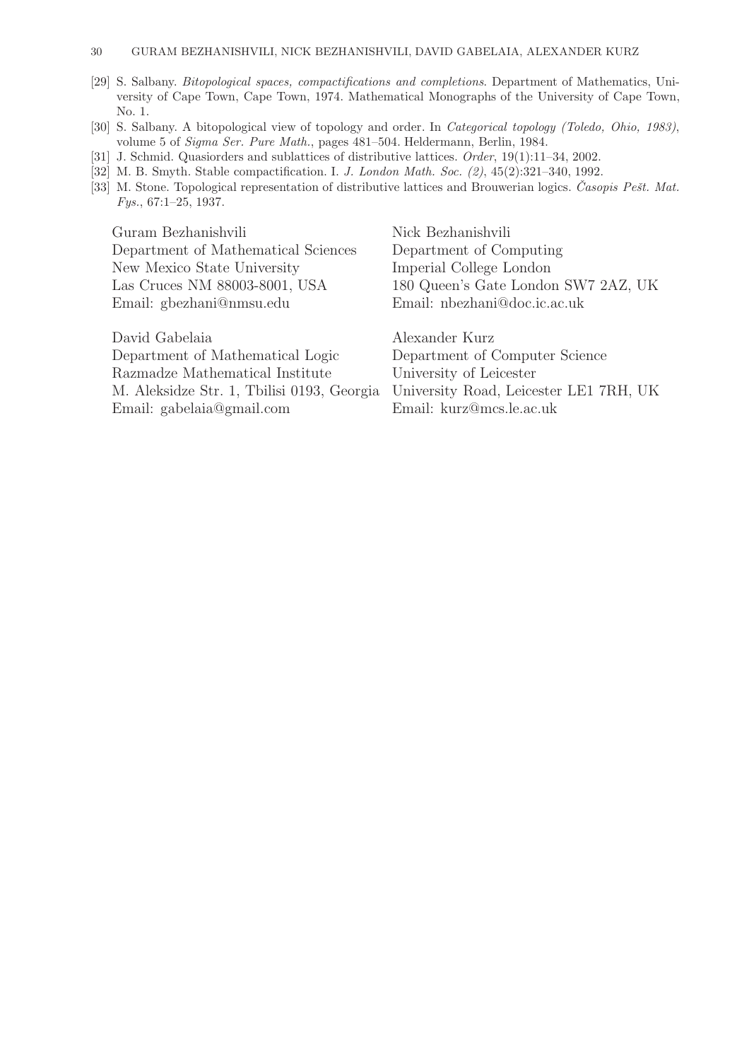[29] S. Salbany. *Bitopological spaces, compactifications and completions*. Department of Mathematics, University of Cape Town, Cape Town, 1974. Mathematical Monographs of the University of Cape Town, No. 1.

[30] S. Salbany. A bitopological view of topology and order. In *Categorical topology (Toledo, Ohio, 1983)*, volume 5 of *Sigma Ser. Pure Math.*, pages 481–504. Heldermann, Berlin, 1984.

[31] J. Schmid. Quasiorders and sublattices of distributive lattices. *Order*, 19(1):11–34, 2002.

[32] M. B. Smyth. Stable compactification. I. *J. London Math. Soc. (2)*, 45(2):321–340, 1992.

[33] M. Stone. Topological representation of distributive lattices and Brouwerian logics. *Časopis Pešt. Mat. Fys.*, 67:1–25, 1937.

Guram Bezhanishvili
Department of Mathematical Sciences
New Mexico State University
Las Cruces NM 88003-8001, USA
Email: gbezhani@nmsu.edu

Nick Bezhanishvili
Department of Computing
Imperial College London
180 Queen's Gate London SW7 2AZ, UK
Email: nbezhani@doc.ic.ac.uk

David Gabelaia
Department of Mathematical Logic
Razmadze Mathematical Institute
M. Aleksidze Str. 1, Tbilisi 0193, Georgia
Email: gabelaia@gmail.com

Alexander Kurz
Department of Computer Science
University of Leicester
University Road, Leicester LE1 7RH, UK
Email: kurz@mcs.le.ac.uk